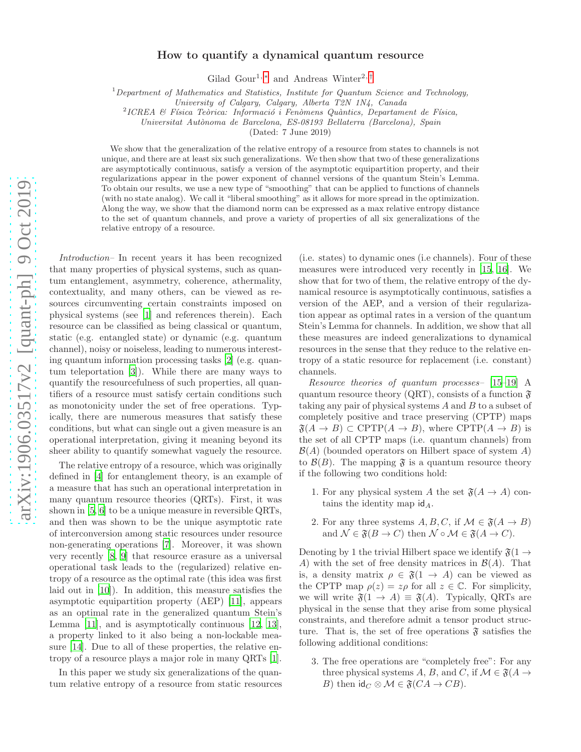# How to quantify a dynamical quantum resource

Gilad Gour[1,*] and Andreas Winter[2,†]

[1] *Department of Mathematics and Statistics, Institute for Quantum Science and Technology, University of Calgary, Calgary, Alberta T2N 1N4, Canada*

[2] *ICREA & Física Teòrica: Informació i Fenòmens Quàntics, Departament de Física, Universitat Autònoma de Barcelona, ES-08193 Bellaterra (Barcelona), Spain*

(Dated: 7 June 2019)

We show that the generalization of the relative entropy of a resource from states to channels is not unique, and there are at least six such generalizations. We then show that two of these generalizations are asymptotically continuous, satisfy a version of the asymptotic equipartition property, and their regularizations appear in the power exponent of channel versions of the quantum Stein's Lemma. To obtain our results, we use a new type of "smoothing" that can be applied to functions of channels (with no state analog). We call it "liberal smoothing" as it allows for more spread in the optimization. Along the way, we show that the diamond norm can be expressed as a max relative entropy distance to the set of quantum channels, and prove a variety of properties of all six generalizations of the relative entropy of a resource.

*Introduction*– In recent years it has been recognized that many properties of physical systems, such as quantum entanglement, asymmetry, coherence, athermality, contextuality, and many others, can be viewed as resources circumventing certain constraints imposed on physical systems (see [1] and references therein). Each resource can be classified as being classical or quantum, static (e.g. entangled state) or dynamic (e.g. quantum channel), noisy or noiseless, leading to numerous interesting quantum information processing tasks [2] (e.g. quantum teleportation [3]). While there are many ways to quantify the resourcefulness of such properties, all quantifiers of a resource must satisfy certain conditions such as monotonicity under the set of free operations. Typically, there are numerous measures that satisfy these conditions, but what can single out a given measure is an operational interpretation, giving it meaning beyond its sheer ability to quantify somewhat vaguely the resource.

The relative entropy of a resource, which was originally defined in [4] for entanglement theory, is an example of a measure that has such an operational interpretation in many quantum resource theories (QRTs). First, it was shown in [5, 6] to be a unique measure in reversible QRTs, and then was shown to be the unique asymptotic rate of interconversion among static resources under resource non-generating operations [7]. Moreover, it was shown very recently [8, 9] that resource erasure as a universal operational task leads to the (regularized) relative entropy of a resource as the optimal rate (this idea was first laid out in [10]). In addition, this measure satisfies the asymptotic equipartition property (AEP) [11], appears as an optimal rate in the generalized quantum Stein's Lemma [11], and is asymptotically continuous [12, 13], a property linked to it also being a non-lockable measure [14]. Due to all of these properties, the relative entropy of a resource plays a major role in many QRTs [1].

In this paper we study six generalizations of the quantum relative entropy of a resource from static resources (i.e. states) to dynamic ones (i.e channels). Four of these measures were introduced very recently in [15, 16]. We show that for two of them, the relative entropy of the dynamical resource is asymptotically continuous, satisfies a version of the AEP, and a version of their regularization appear as optimal rates in a version of the quantum Stein's Lemma for channels. In addition, we show that all these measures are indeed generalizations to dynamical resources in the sense that they reduce to the relative entropy of a static resource for replacement (i.e. constant) channels.

*Resource theories of quantum processes*– [15–19] A quantum resource theory (QRT), consists of a function $\mathfrak{F}$ taking any pair of physical systems $A$ and $B$ to a subset of completely positive and trace preserving (CPTP) maps $\mathfrak{F}(A \to B) \subset \text{CPTP}(A \to B)$, where $\text{CPTP}(A \to B)$ is the set of all CPTP maps (i.e. quantum channels) from $\mathcal{B}(A)$ (bounded operators on Hilbert space of system $A$) to $\mathcal{B}(B)$. The mapping $\mathfrak{F}$ is a quantum resource theory if the following two conditions hold:

1. For any physical system $A$ the set $\mathfrak{F}(A \to A)$ contains the identity map $\mathsf{id}_A$.
2. For any three systems $A, B, C$, if $\mathcal{M} \in \mathfrak{F}(A \to B)$ and $\mathcal{N} \in \mathfrak{F}(B \to C)$ then $\mathcal{N} \circ \mathcal{M} \in \mathfrak{F}(A \to C)$.

Denoting by 1 the trivial Hilbert space we identify $\mathfrak{F}(1 \to A)$ with the set of free density matrices in $\mathcal{B}(A)$. That is, a density matrix $\rho \in \mathfrak{F}(1 \to A)$ can be viewed as the CPTP map $\rho(z) = z\rho$ for all $z \in \mathbb{C}$. For simplicity, we will write $\mathfrak{F}(1 \to A) \equiv \mathfrak{F}(A)$. Typically, QRTs are physical in the sense that they arise from some physical constraints, and therefore admit a tensor product structure. That is, the set of free operations $\mathfrak{F}$ satisfies the following additional conditions:

3. The free operations are "completely free": For any three physical systems $A$, $B$, and $C$, if $\mathcal{M} \in \mathfrak{F}(A \to B)$ then $\mathsf{id}_C \otimes \mathcal{M} \in \mathfrak{F}(CA \to CB)$.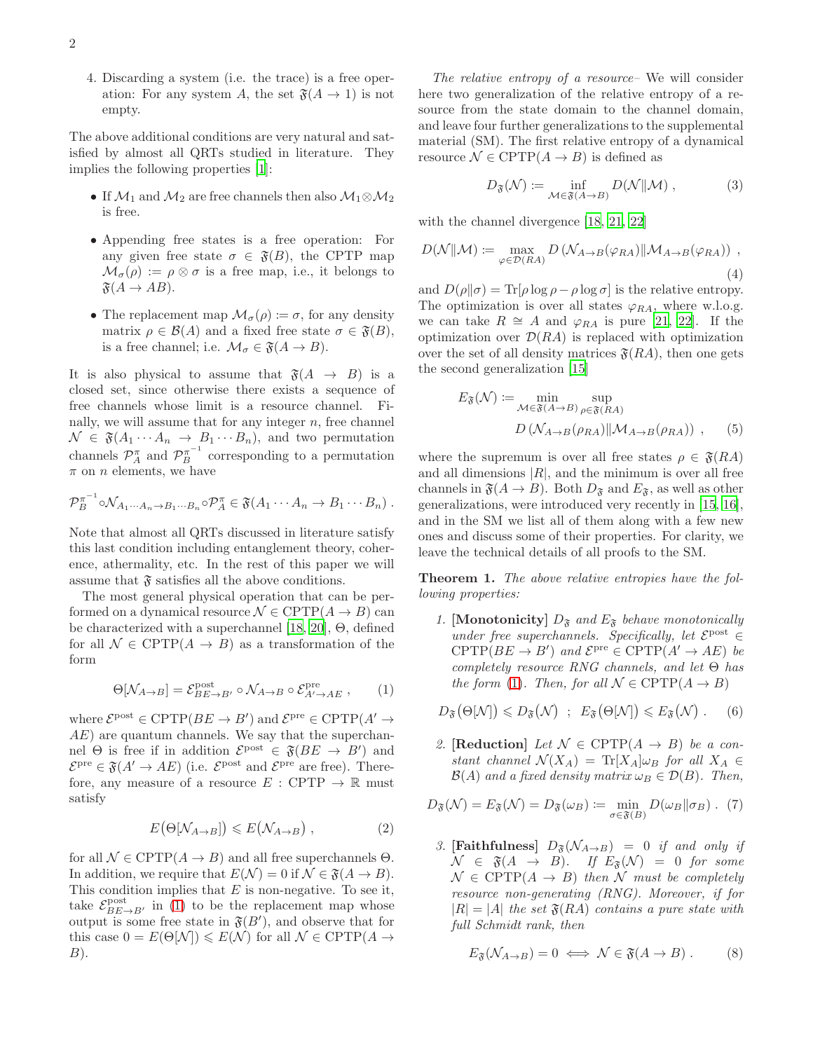4. Discarding a system (i.e. the trace) is a free operation: For any system $A$, the set $\mathfrak{F}(A \to 1)$ is not empty.

The above additional conditions are very natural and satisfied by almost all QRTs studied in literature. They implies the following properties [1]:

- If $\mathcal{M}_1$ and $\mathcal{M}_2$ are free channels then also $\mathcal{M}_1 \otimes \mathcal{M}_2$ is free.
- Appending free states is a free operation: For any given free state $\sigma \in \mathfrak{F}(B)$, the CPTP map $\mathcal{M}_\sigma(\rho) := \rho \otimes \sigma$ is a free map, i.e., it belongs to $\mathfrak{F}(A \to AB)$.
- The replacement map $\mathcal{M}_\sigma(\rho) := \sigma$, for any density matrix $\rho \in \mathcal{B}(A)$ and a fixed free state $\sigma \in \mathfrak{F}(B)$, is a free channel; i.e. $\mathcal{M}_\sigma \in \mathfrak{F}(A \to B)$.

It is also physical to assume that $\mathfrak{F}(A \to B)$ is a closed set, since otherwise there exists a sequence of free channels whose limit is a resource channel. Finally, we will assume that for any integer $n$, free channel $\mathcal{N} \in \mathfrak{F}(A_1 \cdots A_n \to B_1 \cdots B_n)$, and two permutation channels $\mathcal{P}_A^\pi$ and $\mathcal{P}_B^{\pi^{-1}}$ corresponding to a permutation $\pi$ on $n$ elements, we have

$$\mathcal{P}_B^{\pi^{-1}} \circ \mathcal{N}_{A_1 \cdots A_n \to B_1 \cdots B_n} \circ \mathcal{P}_A^\pi \in \mathfrak{F}(A_1 \cdots A_n \to B_1 \cdots B_n) .$$

Note that almost all QRTs discussed in literature satisfy this last condition including entanglement theory, coherence, athermality, etc. In the rest of this paper we will assume that $\mathfrak{F}$ satisfies all the above conditions.

The most general physical operation that can be performed on a dynamical resource $\mathcal{N} \in \text{CPTP}(A \to B)$ can be characterized with a superchannel [18, 20], $\Theta$, defined for all $\mathcal{N} \in \text{CPTP}(A \to B)$ as a transformation of the form

$$\Theta[\mathcal{N}_{A \to B}] = \mathcal{E}^{\text{post}}_{BE \to B'} \circ \mathcal{N}_{A \to B} \circ \mathcal{E}^{\text{pre}}_{A' \to AE} , \tag{1}$$

where $\mathcal{E}^{\text{post}} \in \text{CPTP}(BE \to B')$ and $\mathcal{E}^{\text{pre}} \in \text{CPTP}(A' \to AE)$ are quantum channels. We say that the superchannel $\Theta$ is free if in addition $\mathcal{E}^{\text{post}} \in \mathfrak{F}(BE \to B')$ and $\mathcal{E}^{\text{pre}} \in \mathfrak{F}(A' \to AE)$ (i.e. $\mathcal{E}^{\text{post}}$ and $\mathcal{E}^{\text{pre}}$ are free). Therefore, any measure of a resource $E : \text{CPTP} \to \mathbb{R}$ must satisfy

$$E\big(\Theta[\mathcal{N}_{A \to B}]\big) \leqslant E\big(\mathcal{N}_{A \to B}\big) , \tag{2}$$

for all $\mathcal{N} \in \text{CPTP}(A \to B)$ and all free superchannels $\Theta$. In addition, we require that $E(\mathcal{N}) = 0$ if $\mathcal{N} \in \mathfrak{F}(A \to B)$. This condition implies that $E$ is non-negative. To see it, take $\mathcal{E}^{\text{post}}_{BE \to B'}$ in (1) to be the replacement map whose output is some free state in $\mathfrak{F}(B')$, and observe that for this case $0 = E(\Theta[\mathcal{N}]) \leqslant E(\mathcal{N})$ for all $\mathcal{N} \in \text{CPTP}(A \to B)$.

*The relative entropy of a resource–* We will consider here two generalization of the relative entropy of a resource from the state domain to the channel domain, and leave four further generalizations to the supplemental material (SM). The first relative entropy of a dynamical resource $\mathcal{N} \in \text{CPTP}(A \to B)$ is defined as

$$D_{\mathfrak{F}}(\mathcal{N}) := \inf_{\mathcal{M} \in \mathfrak{F}(A \to B)} D(\mathcal{N} \| \mathcal{M}) , \tag{3}$$

with the channel divergence [18, 21, 22]

$$D(\mathcal{N} \| \mathcal{M}) := \max_{\varphi \in \mathcal{D}(RA)} D\left(\mathcal{N}_{A \to B}(\varphi_{RA}) \| \mathcal{M}_{A \to B}(\varphi_{RA})\right) , \tag{4}$$

and $D(\rho \| \sigma) = \text{Tr}[\rho \log \rho - \rho \log \sigma]$ is the relative entropy. The optimization is over all states $\varphi_{RA}$, where w.l.o.g. we can take $R \cong A$ and $\varphi_{RA}$ is pure [21, 22]. If the optimization over $\mathcal{D}(RA)$ is replaced with optimization over the set of all density matrices $\mathfrak{F}(RA)$, then one gets the second generalization [15]

$$E_{\mathfrak{F}}(\mathcal{N}) := \min_{\mathcal{M} \in \mathfrak{F}(A \to B)} \sup_{\rho \in \mathfrak{F}(RA)} D\left(\mathcal{N}_{A \to B}(\rho_{RA}) \| \mathcal{M}_{A \to B}(\rho_{RA})\right) , \tag{5}$$

where the supremum is over all free states $\rho \in \mathfrak{F}(RA)$ and all dimensions $|R|$, and the minimum is over all free channels in $\mathfrak{F}(A \to B)$. Both $D_{\mathfrak{F}}$ and $E_{\mathfrak{F}}$, as well as other generalizations, were introduced very recently in [15, 16], and in the SM we list all of them along with a few new ones and discuss some of their properties. For clarity, we leave the technical details of all proofs to the SM.

**Theorem 1.** *The above relative entropies have the following properties:*

1. **[Monotonicity]** *$D_{\mathfrak{F}}$ and $E_{\mathfrak{F}}$ behave monotonically under free superchannels. Specifically, let $\mathcal{E}^{\text{post}} \in \text{CPTP}(BE \to B')$ and $\mathcal{E}^{\text{pre}} \in \text{CPTP}(A' \to AE)$ be completely resource RNG channels, and let $\Theta$ has the form (1). Then, for all $\mathcal{N} \in \text{CPTP}(A \to B)$*

$$D_{\mathfrak{F}}\big(\Theta[\mathcal{N}]\big) \leqslant D_{\mathfrak{F}}\big(\mathcal{N}\big) \;\; ; \;\; E_{\mathfrak{F}}\big(\Theta[\mathcal{N}]\big) \leqslant E_{\mathfrak{F}}\big(\mathcal{N}\big) . \tag{6}$$

2. **[Reduction]** *Let $\mathcal{N} \in \text{CPTP}(A \to B)$ be a constant channel $\mathcal{N}(X_A) = \text{Tr}[X_A]\omega_B$ for all $X_A \in \mathcal{B}(A)$ and a fixed density matrix $\omega_B \in \mathcal{D}(B)$. Then,*

$$D_{\mathfrak{F}}(\mathcal{N}) = E_{\mathfrak{F}}(\mathcal{N}) = D_{\mathfrak{F}}(\omega_B) := \min_{\sigma \in \mathfrak{F}(B)} D(\omega_B \| \sigma_B) . \tag{7}$$

3. **[Faithfulness]** *$D_{\mathfrak{F}}(\mathcal{N}_{A \to B}) = 0$ if and only if $\mathcal{N} \in \mathfrak{F}(A \to B)$. If $E_{\mathfrak{F}}(\mathcal{N}) = 0$ for some $\mathcal{N} \in \text{CPTP}(A \to B)$ then $\mathcal{N}$ must be completely resource non-generating (RNG). Moreover, if for $|R| = |A|$ the set $\mathfrak{F}(RA)$ contains a pure state with full Schmidt rank, then*

$$E_{\mathfrak{F}}(\mathcal{N}_{A \to B}) = 0 \iff \mathcal{N} \in \mathfrak{F}(A \to B) . \tag{8}$$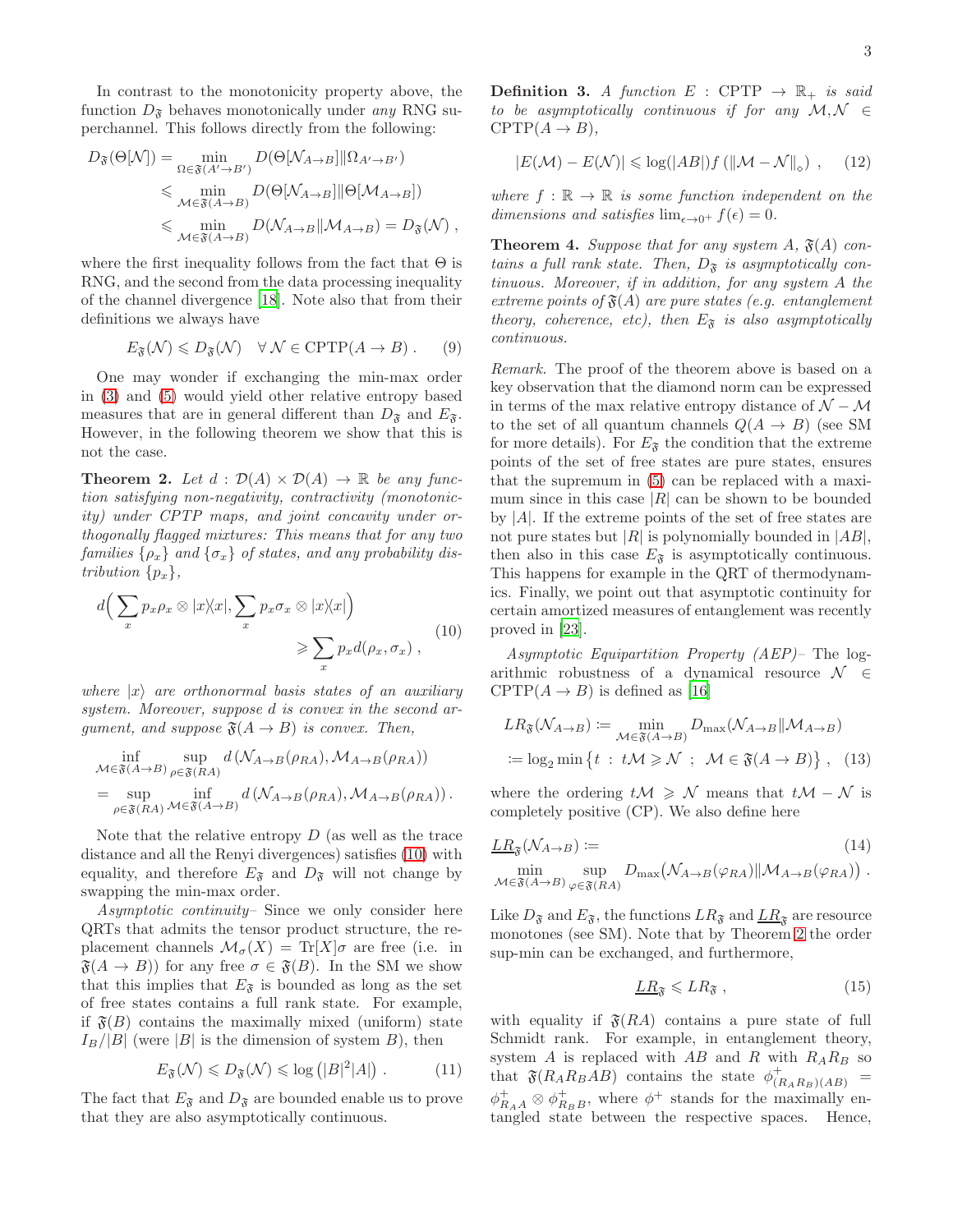In contrast to the monotonicity property above, the function $D_{\mathfrak{F}}$ behaves monotonically under *any* RNG superchannel. This follows directly from the following:

$$
\begin{aligned}
D_{\mathfrak{F}}(\Theta[\mathcal{N}]) &= \min_{\Omega\in\mathfrak{F}(A'\to B')} D(\Theta[\mathcal{N}_{A\to B}]\|\Omega_{A'\to B'}) \\
&\leqslant \min_{\mathcal{M}\in\mathfrak{F}(A\to B)} D(\Theta[\mathcal{N}_{A\to B}]\|\Theta[\mathcal{M}_{A\to B}]) \\
&\leqslant \min_{\mathcal{M}\in\mathfrak{F}(A\to B)} D(\mathcal{N}_{A\to B}\|\mathcal{M}_{A\to B}) = D_{\mathfrak{F}}(\mathcal{N}) ,
\end{aligned}
$$

where the first inequality follows from the fact that $\Theta$ is RNG, and the second from the data processing inequality of the channel divergence [18]. Note also that from their definitions we always have

$$
E_{\mathfrak{F}}(\mathcal{N}) \leqslant D_{\mathfrak{F}}(\mathcal{N}) \quad \forall\, \mathcal{N}\in \mathrm{CPTP}(A\to B) . \tag{9}
$$

One may wonder if exchanging the min-max order in (3) and (5) would yield other relative entropy based measures that are in general different than $D_{\mathfrak{F}}$ and $E_{\mathfrak{F}}$. However, in the following theorem we show that this is not the case.

**Theorem 2.** *Let $d:\mathcal{D}(A)\times\mathcal{D}(A)\to\mathbb{R}$ be any function satisfying non-negativity, contractivity (monotonicity) under CPTP maps, and joint concavity under orthogonally flagged mixtures: This means that for any two families $\{\rho_x\}$ and $\{\sigma_x\}$ of states, and any probability distribution $\{p_x\}$,*

$$
d\Big(\sum_x p_x\rho_x\otimes|x\rangle\langle x|, \sum_x p_x\sigma_x\otimes|x\rangle\langle x|\Big) \geqslant \sum_x p_x d(\rho_x,\sigma_x) , \tag{10}
$$

*where $|x\rangle$ are orthonormal basis states of an auxiliary system. Moreover, suppose $d$ is convex in the second argument, and suppose $\mathfrak{F}(A\to B)$ is convex. Then,*

$$
\begin{aligned}
&\inf_{\mathcal{M}\in\mathfrak{F}(A\to B)}\ \sup_{\rho\in\mathfrak{F}(RA)} d\left(\mathcal{N}_{A\to B}(\rho_{RA}), \mathcal{M}_{A\to B}(\rho_{RA})\right) \\
&= \sup_{\rho\in\mathfrak{F}(RA)}\ \inf_{\mathcal{M}\in\mathfrak{F}(A\to B)} d\left(\mathcal{N}_{A\to B}(\rho_{RA}), \mathcal{M}_{A\to B}(\rho_{RA})\right).
\end{aligned}
$$

Note that the relative entropy $D$ (as well as the trace distance and all the Renyi divergences) satisfies (10) with equality, and therefore $E_{\mathfrak{F}}$ and $D_{\mathfrak{F}}$ will not change by swapping the min-max order.

*Asymptotic continuity–* Since we only consider here QRTs that admits the tensor product structure, the replacement channels $\mathcal{M}_\sigma(X)=\mathrm{Tr}[X]\sigma$ are free (i.e. in $\mathfrak{F}(A\to B)$) for any free $\sigma\in\mathfrak{F}(B)$. In the SM we show that this implies that $E_{\mathfrak{F}}$ is bounded as long as the set of free states contains a full rank state. For example, if $\mathfrak{F}(B)$ contains the maximally mixed (uniform) state $I_B/|B|$ (were $|B|$ is the dimension of system $B$), then

$$
E_{\mathfrak{F}}(\mathcal{N}) \leqslant D_{\mathfrak{F}}(\mathcal{N}) \leqslant \log\left(|B|^2|A|\right) . \tag{11}
$$

The fact that $E_{\mathfrak{F}}$ and $D_{\mathfrak{F}}$ are bounded enable us to prove that they are also asymptotically continuous.

**Definition 3.** *A function $E:\mathrm{CPTP}\to\mathbb{R}_+$ is said to be asymptotically continuous if for any $\mathcal{M},\mathcal{N}\in\mathrm{CPTP}(A\to B)$,*

$$
|E(\mathcal{M})-E(\mathcal{N})| \leqslant \log(|AB|) f\left(\|\mathcal{M}-\mathcal{N}\|_\diamond\right) , \tag{12}
$$

*where $f:\mathbb{R}\to\mathbb{R}$ is some function independent on the dimensions and satisfies $\lim_{\epsilon\to0^+} f(\epsilon)=0$.*

**Theorem 4.** *Suppose that for any system $A$, $\mathfrak{F}(A)$ contains a full rank state. Then, $D_{\mathfrak{F}}$ is asymptotically continuous. Moreover, if in addition, for any system $A$ the extreme points of $\mathfrak{F}(A)$ are pure states (e.g. entanglement theory, coherence, etc), then $E_{\mathfrak{F}}$ is also asymptotically continuous.*

*Remark.* The proof of the theorem above is based on a key observation that the diamond norm can be expressed in terms of the max relative entropy distance of $\mathcal{N}-\mathcal{M}$ to the set of all quantum channels $Q(A\to B)$ (see SM for more details). For $E_{\mathfrak{F}}$ the condition that the extreme points of the set of free states are pure states, ensures that the supremum in (5) can be replaced with a maximum since in this case $|R|$ can be shown to be bounded by $|A|$. If the extreme points of the set of free states are not pure states but $|R|$ is polynomially bounded in $|AB|$, then also in this case $E_{\mathfrak{F}}$ is asymptotically continuous. This happens for example in the QRT of thermodynamics. Finally, we point out that asymptotic continuity for certain amortized measures of entanglement was recently proved in [23].

*Asymptotic Equipartition Property (AEP)–* The logarithmic robustness of a dynamical resource $\mathcal{N}\in\mathrm{CPTP}(A\to B)$ is defined as [16]

$$
\begin{aligned}
LR_{\mathfrak{F}}(\mathcal{N}_{A\to B}) &:= \min_{\mathcal{M}\in\mathfrak{F}(A\to B)} D_{\max}(\mathcal{N}_{A\to B}\|\mathcal{M}_{A\to B}) \\
&:= \log_2 \min\left\{t\ :\ t\mathcal{M}\geqslant\mathcal{N}\ ;\ \mathcal{M}\in\mathfrak{F}(A\to B)\right\} ,
\end{aligned} \tag{13}
$$

where the ordering $t\mathcal{M}\geqslant\mathcal{N}$ means that $t\mathcal{M}-\mathcal{N}$ is completely positive (CP). We also define here

$$
\underline{LR}_{\mathfrak{F}}(\mathcal{N}_{A\to B}) := \min_{\mathcal{M}\in\mathfrak{F}(A\to B)}\ \sup_{\varphi\in\mathfrak{F}(RA)} D_{\max}\big(\mathcal{N}_{A\to B}(\varphi_{RA})\|\mathcal{M}_{A\to B}(\varphi_{RA})\big) . \tag{14}
$$

Like $D_{\mathfrak{F}}$ and $E_{\mathfrak{F}}$, the functions $LR_{\mathfrak{F}}$ and $\underline{LR}_{\mathfrak{F}}$ are resource monotones (see SM). Note that by Theorem 2 the order sup-min can be exchanged, and furthermore,

$$
\underline{LR}_{\mathfrak{F}} \leqslant LR_{\mathfrak{F}} , \tag{15}
$$

with equality if $\mathfrak{F}(RA)$ contains a pure state of full Schmidt rank. For example, in entanglement theory, system $A$ is replaced with $AB$ and $R$ with $R_AR_B$ so that $\mathfrak{F}(R_AR_BAB)$ contains the state $\phi^+_{(R_AR_B)(AB)}=\phi^+_{R_AA}\otimes\phi^+_{R_BB}$, where $\phi^+$ stands for the maximally entangled state between the respective spaces. Hence,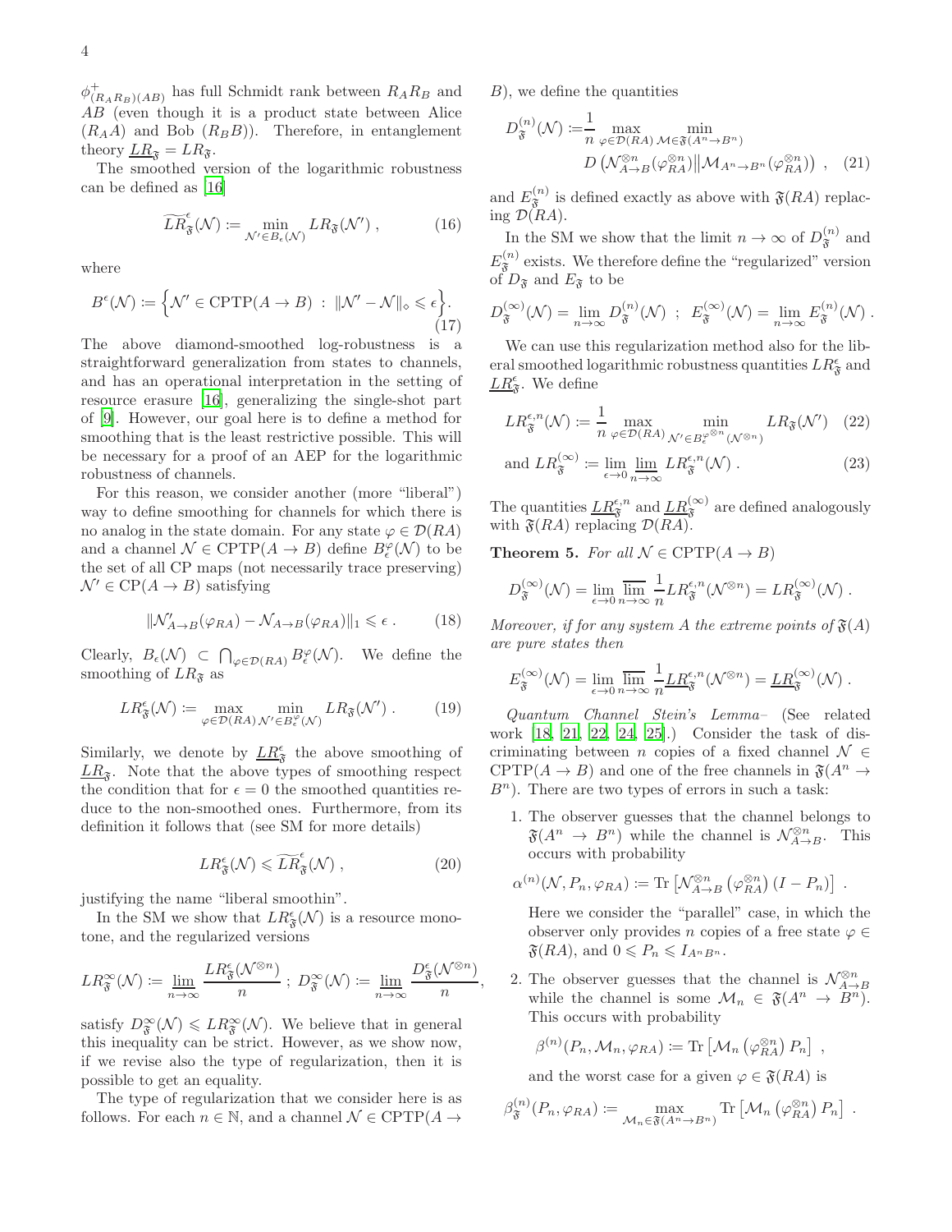$\phi^+_{(R_AR_B)(AB)}$ has full Schmidt rank between $R_AR_B$ and $AB$ (even though it is a product state between Alice ($R_AA$) and Bob ($R_BB$)). Therefore, in entanglement theory $\underline{LR}_{\mathfrak{F}} = LR_{\mathfrak{F}}$.

The smoothed version of the logarithmic robustness can be defined as [16]

$$\widetilde{LR}^{\epsilon}_{\mathfrak{F}}(\mathcal{N}) := \min_{\mathcal{N}' \in B_\epsilon(\mathcal{N})} LR_{\mathfrak{F}}(\mathcal{N}') \;, \tag{16}$$

where

$$B^\epsilon(\mathcal{N}) := \Big\{ \mathcal{N}' \in \mathrm{CPTP}(A \to B) \;:\; \|\mathcal{N}' - \mathcal{N}\|_\diamond \leqslant \epsilon \Big\}. \tag{17}$$

The above diamond-smoothed log-robustness is a straightforward generalization from states to channels, and has an operational interpretation in the setting of resource erasure [16], generalizing the single-shot part of [9]. However, our goal here is to define a method for smoothing that is the least restrictive possible. This will be necessary for a proof of an AEP for the logarithmic robustness of channels.

For this reason, we consider another (more "liberal") way to define smoothing for channels for which there is no analog in the state domain. For any state $\varphi \in \mathcal{D}(RA)$ and a channel $\mathcal{N} \in \mathrm{CPTP}(A \to B)$ define $B^\varphi_\epsilon(\mathcal{N})$ to be the set of all CP maps (not necessarily trace preserving) $\mathcal{N}' \in \mathrm{CP}(A \to B)$ satisfying

$$\|\mathcal{N}'_{A\to B}(\varphi_{RA}) - \mathcal{N}_{A\to B}(\varphi_{RA})\|_1 \leqslant \epsilon \;. \tag{18}$$

Clearly, $B_\epsilon(\mathcal{N}) \subset \bigcap_{\varphi\in\mathcal{D}(RA)} B^\varphi_\epsilon(\mathcal{N})$. We define the smoothing of $LR_{\mathfrak{F}}$ as

$$LR^\epsilon_{\mathfrak{F}}(\mathcal{N}) := \max_{\varphi\in\mathcal{D}(RA)} \min_{\mathcal{N}'\in B^\varphi_\epsilon(\mathcal{N})} LR_{\mathfrak{F}}(\mathcal{N}') \;. \tag{19}$$

Similarly, we denote by $\underline{LR}^\epsilon_{\mathfrak{F}}$ the above smoothing of $\underline{LR}_{\mathfrak{F}}$. Note that the above types of smoothing respect the condition that for $\epsilon = 0$ the smoothed quantities reduce to the non-smoothed ones. Furthermore, from its definition it follows that (see SM for more details)

$$LR^\epsilon_{\mathfrak{F}}(\mathcal{N}) \leqslant \widetilde{LR}^{\epsilon}_{\mathfrak{F}}(\mathcal{N}) \;, \tag{20}$$

justifying the name "liberal smoothin".

In the SM we show that $LR^\epsilon_{\mathfrak{F}}(\mathcal{N})$ is a resource monotone, and the regularized versions

$$LR^\infty_{\mathfrak{F}}(\mathcal{N}) := \lim_{n\to\infty} \frac{LR^\epsilon_{\mathfrak{F}}(\mathcal{N}^{\otimes n})}{n} \;;\; D^\infty_{\mathfrak{F}}(\mathcal{N}) := \lim_{n\to\infty} \frac{D^\epsilon_{\mathfrak{F}}(\mathcal{N}^{\otimes n})}{n},$$

satisfy $D^\infty_{\mathfrak{F}}(\mathcal{N}) \leqslant LR^\infty_{\mathfrak{F}}(\mathcal{N})$. We believe that in general this inequality can be strict. However, as we show now, if we revise also the type of regularization, then it is possible to get an equality.

The type of regularization that we consider here is as follows. For each $n \in \mathbb{N}$, and a channel $\mathcal{N} \in \mathrm{CPTP}(A \to B)$, we define the quantities

$$D^{(n)}_{\mathfrak{F}}(\mathcal{N}) := \frac{1}{n} \max_{\varphi\in\mathcal{D}(RA)} \min_{\mathcal{M}\in\mathfrak{F}(A^n\to B^n)} D\left(\mathcal{N}^{\otimes n}_{A\to B}(\varphi^{\otimes n}_{RA}) \big\| \mathcal{M}_{A^n\to B^n}(\varphi^{\otimes n}_{RA})\right) \;, \tag{21}$$

and $E^{(n)}_{\mathfrak{F}}$ is defined exactly as above with $\mathfrak{F}(RA)$ replacing $\mathcal{D}(RA)$.

In the SM we show that the limit $n \to \infty$ of $D^{(n)}_{\mathfrak{F}}$ and $E^{(n)}_{\mathfrak{F}}$ exists. We therefore define the "regularized" version of $D_{\mathfrak{F}}$ and $E_{\mathfrak{F}}$ to be

$$D^{(\infty)}_{\mathfrak{F}}(\mathcal{N}) = \lim_{n\to\infty} D^{(n)}_{\mathfrak{F}}(\mathcal{N}) \;;\; E^{(\infty)}_{\mathfrak{F}}(\mathcal{N}) = \lim_{n\to\infty} E^{(n)}_{\mathfrak{F}}(\mathcal{N}) \;.$$

We can use this regularization method also for the liberal smoothed logarithmic robustness quantities $LR^\epsilon_{\mathfrak{F}}$ and $\underline{LR}^\epsilon_{\mathfrak{F}}$. We define

$$LR^{\epsilon,n}_{\mathfrak{F}}(\mathcal{N}) := \frac{1}{n} \max_{\varphi\in\mathcal{D}(RA)} \min_{\mathcal{N}'\in B^{\varphi^{\otimes n}}_\epsilon(\mathcal{N}^{\otimes n})} LR_{\mathfrak{F}}(\mathcal{N}') \tag{22}$$

$$\text{and } LR^{(\infty)}_{\mathfrak{F}} := \lim_{\epsilon\to 0} \lim_{n\to\infty} LR^{\epsilon,n}_{\mathfrak{F}}(\mathcal{N}) \;. \tag{23}$$

The quantities $\underline{LR}^{\epsilon,n}_{\mathfrak{F}}$ and $\underline{LR}^{(\infty)}_{\mathfrak{F}}$ are defined analogously with $\mathfrak{F}(RA)$ replacing $\mathcal{D}(RA)$.

**Theorem 5.** *For all $\mathcal{N} \in \mathrm{CPTP}(A \to B)$*

$$D^{(\infty)}_{\mathfrak{F}}(\mathcal{N}) = \lim_{\epsilon\to 0} \overline{\lim_{n\to\infty}} \frac{1}{n} LR^{\epsilon,n}_{\mathfrak{F}}(\mathcal{N}^{\otimes n}) = LR^{(\infty)}_{\mathfrak{F}}(\mathcal{N}) \;.$$

*Moreover, if for any system $A$ the extreme points of $\mathfrak{F}(A)$ are pure states then*

$$E^{(\infty)}_{\mathfrak{F}}(\mathcal{N}) = \lim_{\epsilon\to 0} \overline{\lim_{n\to\infty}} \frac{1}{n} \underline{LR}^{\epsilon,n}_{\mathfrak{F}}(\mathcal{N}^{\otimes n}) = \underline{LR}^{(\infty)}_{\mathfrak{F}}(\mathcal{N}) \;.$$

*Quantum Channel Stein's Lemma–* (See related work [18, 21, 22, 24, 25].) Consider the task of discriminating between $n$ copies of a fixed channel $\mathcal{N} \in \mathrm{CPTP}(A \to B)$ and one of the free channels in $\mathfrak{F}(A^n \to B^n)$. There are two types of errors in such a task:

1. The observer guesses that the channel belongs to $\mathfrak{F}(A^n \to B^n)$ while the channel is $\mathcal{N}^{\otimes n}_{A\to B}$. This occurs with probability

   $$\alpha^{(n)}(\mathcal{N}, P_n, \varphi_{RA}) := \mathrm{Tr}\left[\mathcal{N}^{\otimes n}_{A\to B}\left(\varphi^{\otimes n}_{RA}\right)(I - P_n)\right] \;.$$

   Here we consider the "parallel" case, in which the observer only provides $n$ copies of a free state $\varphi \in \mathfrak{F}(RA)$, and $0 \leqslant P_n \leqslant I_{A^nB^n}$.

2. The observer guesses that the channel is $\mathcal{N}^{\otimes n}_{A\to B}$ while the channel is some $\mathcal{M}_n \in \mathfrak{F}(A^n \to B^n)$. This occurs with probability

   $$\beta^{(n)}(P_n, \mathcal{M}_n, \varphi_{RA}) := \mathrm{Tr}\left[\mathcal{M}_n\left(\varphi^{\otimes n}_{RA}\right) P_n\right] \;,$$

   and the worst case for a given $\varphi \in \mathfrak{F}(RA)$ is

   $$\beta^{(n)}_{\mathfrak{F}}(P_n, \varphi_{RA}) := \max_{\mathcal{M}_n\in\mathfrak{F}(A^n\to B^n)} \mathrm{Tr}\left[\mathcal{M}_n\left(\varphi^{\otimes n}_{RA}\right) P_n\right] \;.$$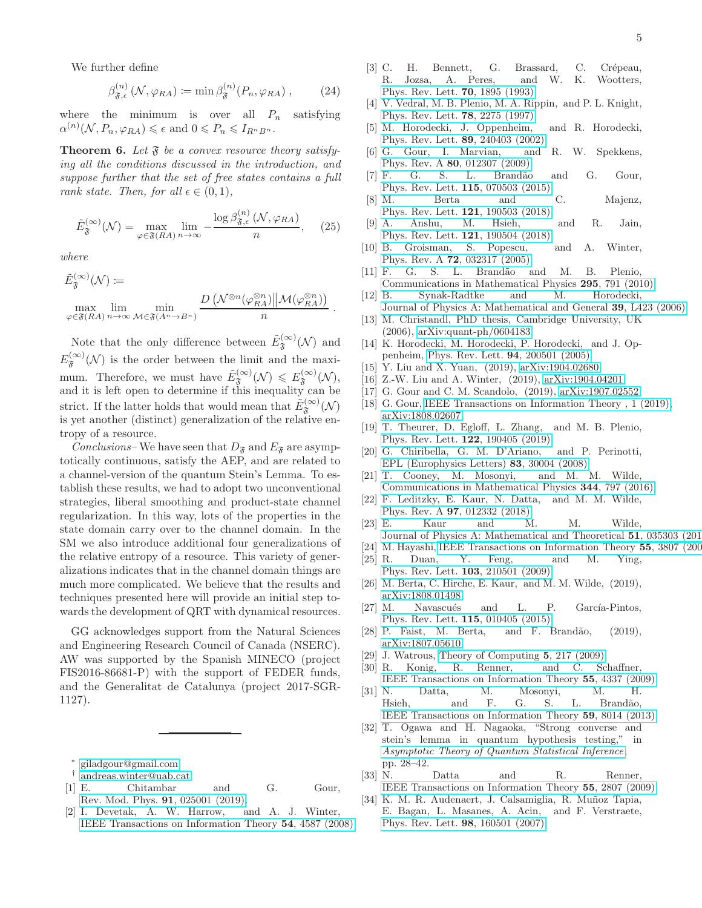We further define

$$\beta^{(n)}_{\mathfrak{F},\epsilon}(\mathcal{N},\varphi_{RA}) := \min \beta^{(n)}_{\mathfrak{F}}(P_n,\varphi_{RA})\,, \tag{24}$$

where the minimum is over all $P_n$ satisfying $\alpha^{(n)}(\mathcal{N},P_n,\varphi_{RA}) \leqslant \epsilon$ and $0 \leqslant P_n \leqslant I_{R^nB^n}$.

**Theorem 6.** *Let $\mathfrak{F}$ be a convex resource theory satisfying all the conditions discussed in the introduction, and suppose further that the set of free states contains a full rank state. Then, for all $\epsilon \in (0,1)$,*

$$\tilde{E}^{(\infty)}_{\mathfrak{F}}(\mathcal{N}) = \max_{\varphi\in\mathfrak{F}(RA)} \lim_{n\to\infty} -\frac{\log \beta^{(n)}_{\mathfrak{F},\epsilon}(\mathcal{N},\varphi_{RA})}{n}, \tag{25}$$

*where*

$$\tilde{E}^{(\infty)}_{\mathfrak{F}}(\mathcal{N}) :=$$

$$\max_{\varphi\in\mathfrak{F}(RA)} \lim_{n\to\infty} \min_{\mathcal{M}\in\mathfrak{F}(A^n\to B^n)} \frac{D\left(\mathcal{N}^{\otimes n}(\varphi_{RA}^{\otimes n})\middle\|\mathcal{M}(\varphi_{RA}^{\otimes n})\right)}{n}.$$

Note that the only difference between $\tilde{E}^{(\infty)}_{\mathfrak{F}}(\mathcal{N})$ and $E^{(\infty)}_{\mathfrak{F}}(\mathcal{N})$ is the order between the limit and the maximum. Therefore, we must have $\tilde{E}^{(\infty)}_{\mathfrak{F}}(\mathcal{N}) \leqslant E^{(\infty)}_{\mathfrak{F}}(\mathcal{N})$, and it is left open to determine if this inequality can be strict. If the latter holds that would mean that $\tilde{E}^{(\infty)}_{\mathfrak{F}}(\mathcal{N})$ is yet another (distinct) generalization of the relative entropy of a resource.

*Conclusions–* We have seen that $D_{\mathfrak{F}}$ and $E_{\mathfrak{F}}$ are asymptotically continuous, satisfy the AEP, and are related to a channel-version of the quantum Stein's Lemma. To establish these results, we had to adopt two unconventional strategies, liberal smoothing and product-state channel regularization. In this way, lots of the properties in the state domain carry over to the channel domain. In the SM we also introduce additional four generalizations of the relative entropy of a resource. This variety of generalizations indicates that in the channel domain things are much more complicated. We believe that the results and techniques presented here will provide an initial step towards the development of QRT with dynamical resources.

GG acknowledges support from the Natural Sciences and Engineering Research Council of Canada (NSERC). AW was supported by the Spanish MINECO (project FIS2016-86681-P) with the support of FEDER funds, and the Generalitat de Catalunya (project 2017-SGR-1127).

---

* giladgour@gmail.com

† andreas.winter@uab.cat

[1] E. Chitambar and G. Gour, Rev. Mod. Phys. **91**, 025001 (2019).

[2] I. Devetak, A. W. Harrow, and A. J. Winter, IEEE Transactions on Information Theory **54**, 4587 (2008).

[3] C. H. Bennett, G. Brassard, C. Crépeau, R. Jozsa, A. Peres, and W. K. Wootters, Phys. Rev. Lett. **70**, 1895 (1993).

[4] V. Vedral, M. B. Plenio, M. A. Rippin, and P. L. Knight, Phys. Rev. Lett. **78**, 2275 (1997).

[5] M. Horodecki, J. Oppenheim, and R. Horodecki, Phys. Rev. Lett. **89**, 240403 (2002).

[6] G. Gour, I. Marvian, and R. W. Spekkens, Phys. Rev. A **80**, 012307 (2009).

[7] F. G. S. L. Brandão and G. Gour, Phys. Rev. Lett. **115**, 070503 (2015).

[8] M. Berta and C. Majenz, Phys. Rev. Lett. **121**, 190503 (2018).

[9] A. Anshu, M. Hsieh, and R. Jain, Phys. Rev. Lett. **121**, 190504 (2018).

[10] B. Groisman, S. Popescu, and A. Winter, Phys. Rev. A **72**, 032317 (2005).

[11] F. G. S. L. Brandão and M. B. Plenio, Communications in Mathematical Physics **295**, 791 (2010).

[12] B. Synak-Radtke and M. Horodecki, Journal of Physics A: Mathematical and General **39**, L423 (2006).

[13] M. Christandl, PhD thesis, Cambridge University, UK (2006), arXiv:quant-ph/0604183.

[14] K. Horodecki, M. Horodecki, P. Horodecki, and J. Oppenheim, Phys. Rev. Lett. **94**, 200501 (2005).

[15] Y. Liu and X. Yuan, (2019), arXiv:1904.02680.

[16] Z.-W. Liu and A. Winter, (2019), arXiv:1904.04201.

[17] G. Gour and C. M. Scandolo, (2019), arXiv:1907.02552.

[18] G. Gour, IEEE Transactions on Information Theory , 1 (2019), arXiv:1808.02607.

[19] T. Theurer, D. Egloff, L. Zhang, and M. B. Plenio, Phys. Rev. Lett. **122**, 190405 (2019).

[20] G. Chiribella, G. M. D'Ariano, and P. Perinotti, EPL (Europhysics Letters) **83**, 30004 (2008).

[21] T. Cooney, M. Mosonyi, and M. M. Wilde, Communications in Mathematical Physics **344**, 797 (2016).

[22] F. Leditzky, E. Kaur, N. Datta, and M. M. Wilde, Phys. Rev. A **97**, 012332 (2018).

[23] E. Kaur and M. M. Wilde, Journal of Physics A: Mathematical and Theoretical **51**, 035303 (201

[24] M. Hayashi, IEEE Transactions on Information Theory **55**, 3807 (200

[25] R. Duan, Y. Feng, and M. Ying, Phys. Rev. Lett. **103**, 210501 (2009).

[26] M. Berta, C. Hirche, E. Kaur, and M. M. Wilde, (2019), arXiv:1808.01498.

[27] M. Navascués and L. P. García-Pintos, Phys. Rev. Lett. **115**, 010405 (2015).

[28] P. Faist, M. Berta, and F. Brandão, (2019), arXiv:1807.05610.

[29] J. Watrous, Theory of Computing **5**, 217 (2009).

[30] R. Konig, R. Renner, and C. Schaffner, IEEE Transactions on Information Theory **55**, 4337 (2009).

[31] N. Datta, M. Mosonyi, M. H. Hsieh, and F. G. S. L. Brandão, IEEE Transactions on Information Theory **59**, 8014 (2013).

[32] T. Ogawa and H. Nagaoka, "Strong converse and stein's lemma in quantum hypothesis testing," in *Asymptotic Theory of Quantum Statistical Inference*, pp. 28–42.

[33] N. Datta and R. Renner, IEEE Transactions on Information Theory **55**, 2807 (2009).

[34] K. M. R. Audenaert, J. Calsamiglia, R. Muñoz Tapia, E. Bagan, L. Masanes, A. Acin, and F. Verstraete, Phys. Rev. Lett. **98**, 160501 (2007).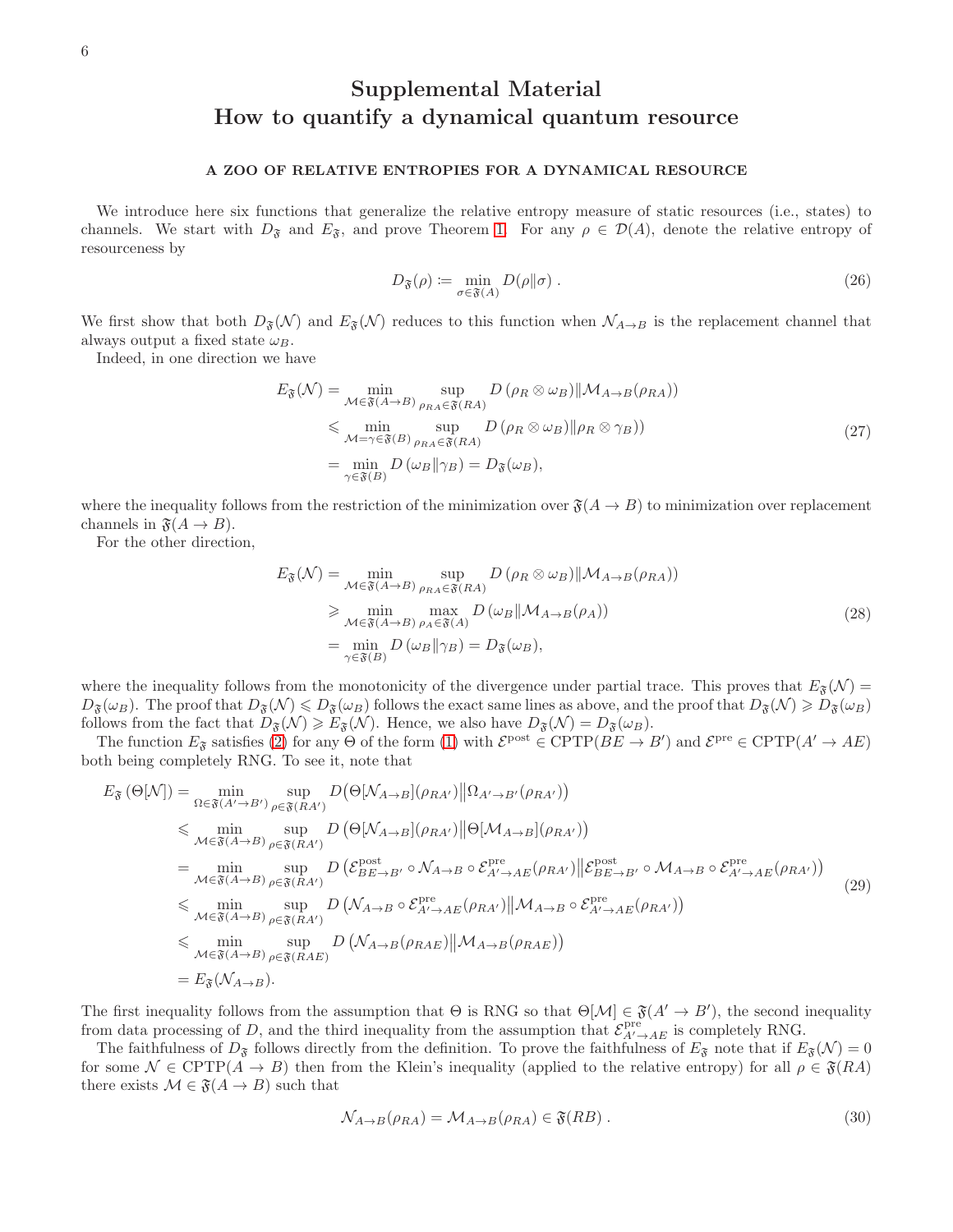# Supplemental Material
# How to quantify a dynamical quantum resource

### A ZOO OF RELATIVE ENTROPIES FOR A DYNAMICAL RESOURCE

We introduce here six functions that generalize the relative entropy measure of static resources (i.e., states) to channels. We start with $D_{\mathfrak{F}}$ and $E_{\mathfrak{F}}$, and prove Theorem 1. For any $\rho \in \mathcal{D}(A)$, denote the relative entropy of resourceness by

$$D_{\mathfrak{F}}(\rho) \coloneqq \min_{\sigma \in \mathfrak{F}(A)} D(\rho \| \sigma) \; . \tag{26}$$

We first show that both $D_{\mathfrak{F}}(\mathcal{N})$ and $E_{\mathfrak{F}}(\mathcal{N})$ reduces to this function when $\mathcal{N}_{A\to B}$ is the replacement channel that always output a fixed state $\omega_B$.

Indeed, in one direction we have

$$\begin{aligned}
E_{\mathfrak{F}}(\mathcal{N}) &= \min_{\mathcal{M}\in\mathfrak{F}(A\to B)} \sup_{\rho_{RA}\in\mathfrak{F}(RA)} D\left(\rho_R \otimes \omega_B\right) \| \mathcal{M}_{A\to B}(\rho_{RA})) \\
&\leqslant \min_{\mathcal{M}=\gamma\in\mathfrak{F}(B)} \sup_{\rho_{RA}\in\mathfrak{F}(RA)} D\left(\rho_R \otimes \omega_B\right) \| \rho_R \otimes \gamma_B)) \\
&= \min_{\gamma\in\mathfrak{F}(B)} D\left(\omega_B \| \gamma_B\right) = D_{\mathfrak{F}}(\omega_B),
\end{aligned} \tag{27}$$

where the inequality follows from the restriction of the minimization over $\mathfrak{F}(A \to B)$ to minimization over replacement channels in $\mathfrak{F}(A \to B)$.

For the other direction,

$$\begin{aligned}
E_{\mathfrak{F}}(\mathcal{N}) &= \min_{\mathcal{M}\in\mathfrak{F}(A\to B)} \sup_{\rho_{RA}\in\mathfrak{F}(RA)} D\left(\rho_R \otimes \omega_B\right) \| \mathcal{M}_{A\to B}(\rho_{RA})) \\
&\geqslant \min_{\mathcal{M}\in\mathfrak{F}(A\to B)} \max_{\rho_A\in\mathfrak{F}(A)} D\left(\omega_B \| \mathcal{M}_{A\to B}(\rho_A)\right) \\
&= \min_{\gamma\in\mathfrak{F}(B)} D\left(\omega_B \| \gamma_B\right) = D_{\mathfrak{F}}(\omega_B),
\end{aligned} \tag{28}$$

where the inequality follows from the monotonicity of the divergence under partial trace. This proves that $E_{\mathfrak{F}}(\mathcal{N}) = D_{\mathfrak{F}}(\omega_B)$. The proof that $D_{\mathfrak{F}}(\mathcal{N}) \leqslant D_{\mathfrak{F}}(\omega_B)$ follows the exact same lines as above, and the proof that $D_{\mathfrak{F}}(\mathcal{N}) \geqslant D_{\mathfrak{F}}(\omega_B)$ follows from the fact that $D_{\mathfrak{F}}(\mathcal{N}) \geqslant E_{\mathfrak{F}}(\mathcal{N})$. Hence, we also have $D_{\mathfrak{F}}(\mathcal{N}) = D_{\mathfrak{F}}(\omega_B)$.

The function $E_{\mathfrak{F}}$ satisfies (2) for any $\Theta$ of the form (1) with $\mathcal{E}^{\rm post} \in {\rm CPTP}(BE \to B')$ and $\mathcal{E}^{\rm pre} \in {\rm CPTP}(A' \to AE)$ both being completely RNG. To see it, note that

$$\begin{aligned}
E_{\mathfrak{F}}\left(\Theta[\mathcal{N}]\right) &= \min_{\Omega\in\mathfrak{F}(A'\to B')} \sup_{\rho\in\mathfrak{F}(RA')} D\big(\Theta[\mathcal{N}_{A\to B}](\rho_{RA'}) \big\| \Omega_{A'\to B'}(\rho_{RA'})\big) \\
&\leqslant \min_{\mathcal{M}\in\mathfrak{F}(A\to B)} \sup_{\rho\in\mathfrak{F}(RA')} D\left(\Theta[\mathcal{N}_{A\to B}](\rho_{RA'}) \big\| \Theta[\mathcal{M}_{A\to B}](\rho_{RA'})\right) \\
&= \min_{\mathcal{M}\in\mathfrak{F}(A\to B)} \sup_{\rho\in\mathfrak{F}(RA')} D\left(\mathcal{E}^{\rm post}_{BE\to B'} \circ \mathcal{N}_{A\to B} \circ \mathcal{E}^{\rm pre}_{A'\to AE}(\rho_{RA'}) \big\| \mathcal{E}^{\rm post}_{BE\to B'} \circ \mathcal{M}_{A\to B} \circ \mathcal{E}^{\rm pre}_{A'\to AE}(\rho_{RA'})\right) \\
&\leqslant \min_{\mathcal{M}\in\mathfrak{F}(A\to B)} \sup_{\rho\in\mathfrak{F}(RA')} D\left(\mathcal{N}_{A\to B} \circ \mathcal{E}^{\rm pre}_{A'\to AE}(\rho_{RA'}) \big\| \mathcal{M}_{A\to B} \circ \mathcal{E}^{\rm pre}_{A'\to AE}(\rho_{RA'})\right) \\
&\leqslant \min_{\mathcal{M}\in\mathfrak{F}(A\to B)} \sup_{\rho\in\mathfrak{F}(RAE)} D\left(\mathcal{N}_{A\to B}(\rho_{RAE}) \big\| \mathcal{M}_{A\to B}(\rho_{RAE})\right) \\
&= E_{\mathfrak{F}}(\mathcal{N}_{A\to B}).
\end{aligned} \tag{29}$$

The first inequality follows from the assumption that $\Theta$ is RNG so that $\Theta[\mathcal{M}] \in \mathfrak{F}(A' \to B')$, the second inequality from data processing of $D$, and the third inequality from the assumption that $\mathcal{E}^{\rm pre}_{A'\to AE}$ is completely RNG.

The faithfulness of $D_{\mathfrak{F}}$ follows directly from the definition. To prove the faithfulness of $E_{\mathfrak{F}}$ note that if $E_{\mathfrak{F}}(\mathcal{N}) = 0$ for some $\mathcal{N} \in {\rm CPTP}(A \to B)$ then from the Klein's inequality (applied to the relative entropy) for all $\rho \in \mathfrak{F}(RA)$ there exists $\mathcal{M} \in \mathfrak{F}(A \to B)$ such that

$$\mathcal{N}_{A\to B}(\rho_{RA}) = \mathcal{M}_{A\to B}(\rho_{RA}) \in \mathfrak{F}(RB) \; . \tag{30}$$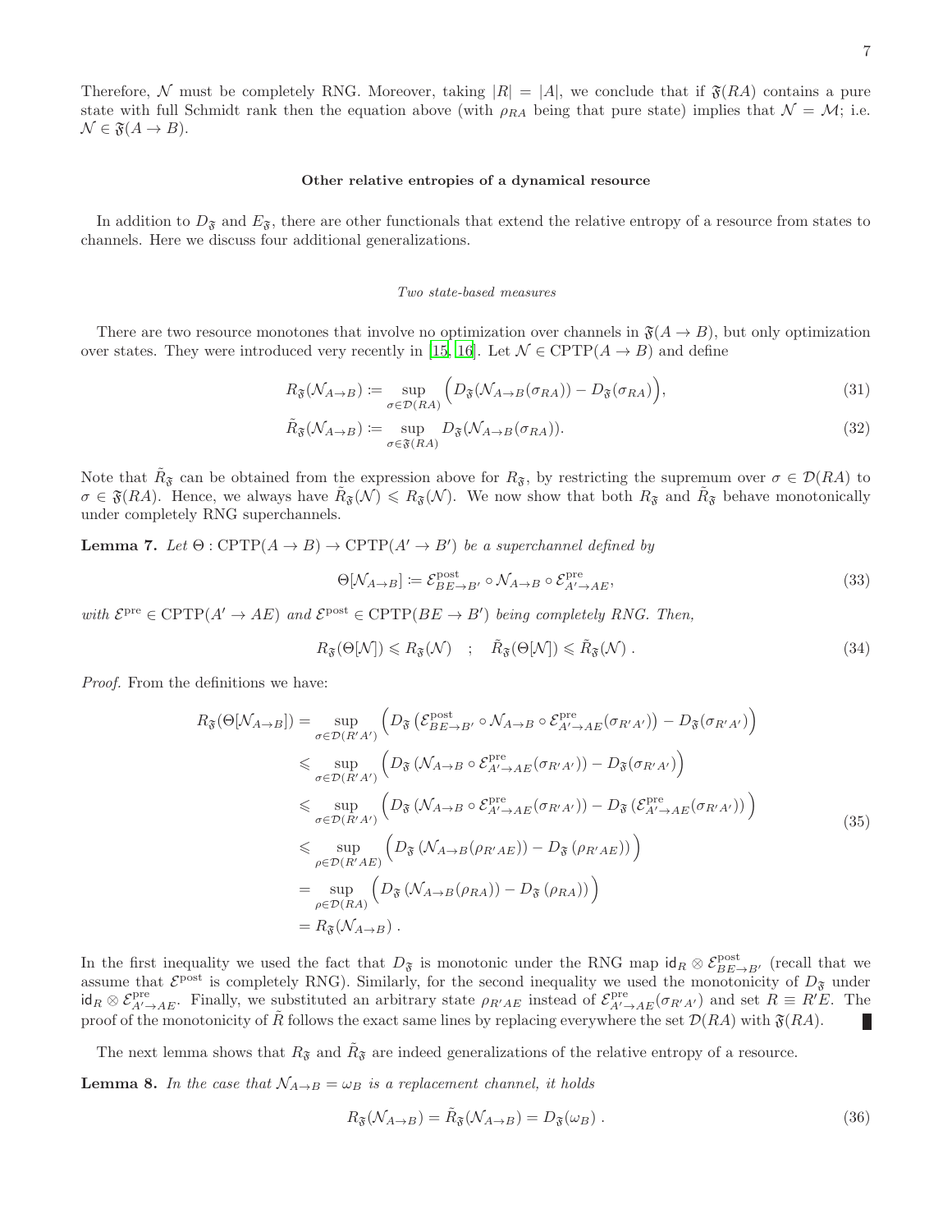Therefore, $\mathcal{N}$ must be completely RNG. Moreover, taking $|R| = |A|$, we conclude that if $\mathfrak{F}(RA)$ contains a pure state with full Schmidt rank then the equation above (with $\rho_{RA}$ being that pure state) implies that $\mathcal{N} = \mathcal{M}$; i.e. $\mathcal{N} \in \mathfrak{F}(A \to B)$.

### Other relative entropies of a dynamical resource

In addition to $D_{\mathfrak{F}}$ and $E_{\mathfrak{F}}$, there are other functionals that extend the relative entropy of a resource from states to channels. Here we discuss four additional generalizations.

#### *Two state-based measures*

There are two resource monotones that involve no optimization over channels in $\mathfrak{F}(A \to B)$, but only optimization over states. They were introduced very recently in [15, 16]. Let $\mathcal{N} \in \mathrm{CPTP}(A \to B)$ and define

$$R_{\mathfrak{F}}(\mathcal{N}_{A\to B}) := \sup_{\sigma \in \mathcal{D}(RA)} \Big( D_{\mathfrak{F}}(\mathcal{N}_{A\to B}(\sigma_{RA})) - D_{\mathfrak{F}}(\sigma_{RA}) \Big), \tag{31}$$

$$\tilde{R}_{\mathfrak{F}}(\mathcal{N}_{A\to B}) := \sup_{\sigma \in \mathfrak{F}(RA)} D_{\mathfrak{F}}(\mathcal{N}_{A\to B}(\sigma_{RA})). \tag{32}$$

Note that $\tilde{R}_{\mathfrak{F}}$ can be obtained from the expression above for $R_{\mathfrak{F}}$, by restricting the supremum over $\sigma \in \mathcal{D}(RA)$ to $\sigma \in \mathfrak{F}(RA)$. Hence, we always have $\tilde{R}_{\mathfrak{F}}(\mathcal{N}) \leqslant R_{\mathfrak{F}}(\mathcal{N})$. We now show that both $R_{\mathfrak{F}}$ and $\tilde{R}_{\mathfrak{F}}$ behave monotonically under completely RNG superchannels.

**Lemma 7.** *Let $\Theta : \mathrm{CPTP}(A \to B) \to \mathrm{CPTP}(A' \to B')$ be a superchannel defined by*

$$\Theta[\mathcal{N}_{A\to B}] := \mathcal{E}^{\rm post}_{BE\to B'} \circ \mathcal{N}_{A\to B} \circ \mathcal{E}^{\rm pre}_{A'\to AE}, \tag{33}$$

*with $\mathcal{E}^{\rm pre} \in \mathrm{CPTP}(A' \to AE)$ and $\mathcal{E}^{\rm post} \in \mathrm{CPTP}(BE \to B')$ being completely RNG. Then,*

$$R_{\mathfrak{F}}(\Theta[\mathcal{N}]) \leqslant R_{\mathfrak{F}}(\mathcal{N}) \quad ; \quad \tilde{R}_{\mathfrak{F}}(\Theta[\mathcal{N}]) \leqslant \tilde{R}_{\mathfrak{F}}(\mathcal{N}) \ . \tag{34}$$

*Proof.* From the definitions we have:

$$\begin{aligned}
R_{\mathfrak{F}}(\Theta[\mathcal{N}_{A\to B}]) &= \sup_{\sigma \in \mathcal{D}(R'A')} \Big( D_{\mathfrak{F}}\left(\mathcal{E}^{\rm post}_{BE\to B'} \circ \mathcal{N}_{A\to B} \circ \mathcal{E}^{\rm pre}_{A'\to AE}(\sigma_{R'A'})\right) - D_{\mathfrak{F}}(\sigma_{R'A'}) \Big) \\
&\leqslant \sup_{\sigma \in \mathcal{D}(R'A')} \Big( D_{\mathfrak{F}}\left(\mathcal{N}_{A\to B} \circ \mathcal{E}^{\rm pre}_{A'\to AE}(\sigma_{R'A'})\right) - D_{\mathfrak{F}}(\sigma_{R'A'}) \Big) \\
&\leqslant \sup_{\sigma \in \mathcal{D}(R'A')} \Big( D_{\mathfrak{F}}\left(\mathcal{N}_{A\to B} \circ \mathcal{E}^{\rm pre}_{A'\to AE}(\sigma_{R'A'})\right) - D_{\mathfrak{F}}\left(\mathcal{E}^{\rm pre}_{A'\to AE}(\sigma_{R'A'})\right) \Big) \\
&\leqslant \sup_{\rho \in \mathcal{D}(R'AE)} \Big( D_{\mathfrak{F}}\left(\mathcal{N}_{A\to B}(\rho_{R'AE})\right) - D_{\mathfrak{F}}\left(\rho_{R'AE}\right) \Big) \\
&= \sup_{\rho \in \mathcal{D}(RA)} \Big( D_{\mathfrak{F}}\left(\mathcal{N}_{A\to B}(\rho_{RA})\right) - D_{\mathfrak{F}}\left(\rho_{RA}\right) \Big) \\
&= R_{\mathfrak{F}}(\mathcal{N}_{A\to B}) \ .
\end{aligned} \tag{35}$$

In the first inequality we used the fact that $D_{\mathfrak{F}}$ is monotonic under the RNG map $\mathsf{id}_R \otimes \mathcal{E}^{\rm post}_{BE\to B'}$ (recall that we assume that $\mathcal{E}^{\rm post}$ is completely RNG). Similarly, for the second inequality we used the monotonicity of $D_{\mathfrak{F}}$ under $\mathsf{id}_R \otimes \mathcal{E}^{\rm pre}_{A'\to AE}$. Finally, we substituted an arbitrary state $\rho_{R'AE}$ instead of $\mathcal{E}^{\rm pre}_{A'\to AE}(\sigma_{R'A'})$ and set $R \equiv R'E$. The proof of the monotonicity of $\tilde{R}$ follows the exact same lines by replacing everywhere the set $\mathcal{D}(RA)$ with $\mathfrak{F}(RA)$. ∎

The next lemma shows that $R_{\mathfrak{F}}$ and $\tilde{R}_{\mathfrak{F}}$ are indeed generalizations of the relative entropy of a resource.

**Lemma 8.** *In the case that $\mathcal{N}_{A\to B} = \omega_B$ is a replacement channel, it holds*

$$R_{\mathfrak{F}}(\mathcal{N}_{A\to B}) = \tilde{R}_{\mathfrak{F}}(\mathcal{N}_{A\to B}) = D_{\mathfrak{F}}(\omega_B) \ . \tag{36}$$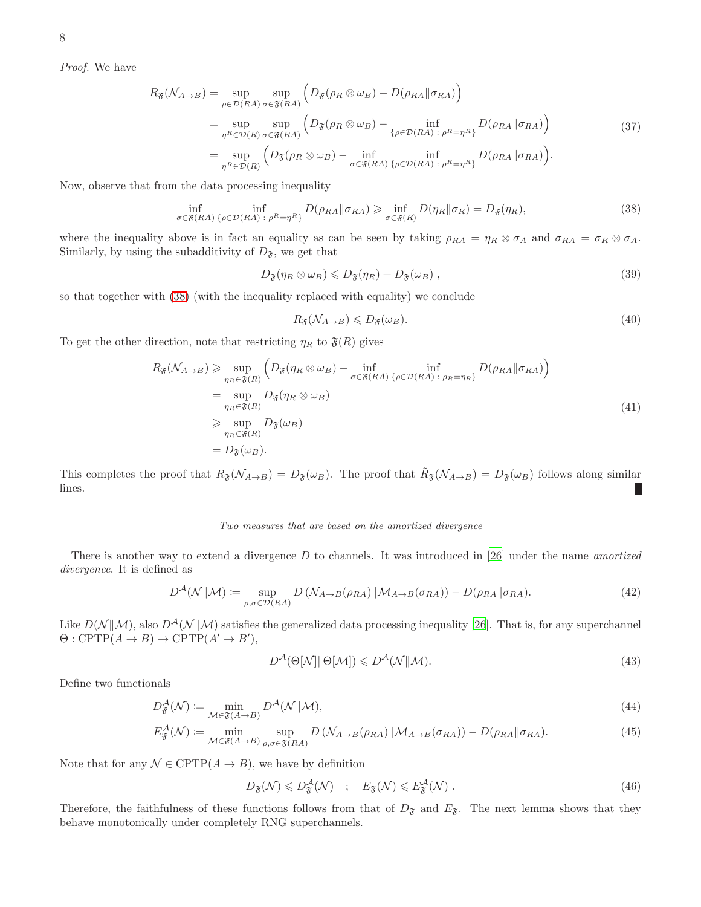*Proof.* We have

$$
\begin{aligned}
R_{\mathfrak{F}}(\mathcal{N}_{A\to B}) &= \sup_{\rho\in\mathcal{D}(RA)} \sup_{\sigma\in\mathfrak{F}(RA)} \Big( D_{\mathfrak{F}}(\rho_R \otimes \omega_B) - D(\rho_{RA}\|\sigma_{RA}) \Big) \\
&= \sup_{\eta^R\in\mathcal{D}(R)} \sup_{\sigma\in\mathfrak{F}(RA)} \Big( D_{\mathfrak{F}}(\rho_R \otimes \omega_B) - \inf_{\{\rho\in\mathcal{D}(RA)\,:\,\rho^R=\eta^R\}} D(\rho_{RA}\|\sigma_{RA}) \Big) \\
&= \sup_{\eta^R\in\mathcal{D}(R)} \Big( D_{\mathfrak{F}}(\rho_R \otimes \omega_B) - \inf_{\sigma\in\mathfrak{F}(RA)} \inf_{\{\rho\in\mathcal{D}(RA)\,:\,\rho^R=\eta^R\}} D(\rho_{RA}\|\sigma_{RA}) \Big).
\end{aligned}
\tag{37}
$$

Now, observe that from the data processing inequality

$$
\inf_{\sigma\in\mathfrak{F}(RA)} \inf_{\{\rho\in\mathcal{D}(RA)\,:\,\rho^R=\eta^R\}} D(\rho_{RA}\|\sigma_{RA}) \geqslant \inf_{\sigma\in\mathfrak{F}(R)} D(\eta_R\|\sigma_R) = D_{\mathfrak{F}}(\eta_R),
\tag{38}
$$

where the inequality above is in fact an equality as can be seen by taking $\rho_{RA} = \eta_R \otimes \sigma_A$ and $\sigma_{RA} = \sigma_R \otimes \sigma_A$. Similarly, by using the subadditivity of $D_{\mathfrak{F}}$, we get that

$$
D_{\mathfrak{F}}(\eta_R \otimes \omega_B) \leqslant D_{\mathfrak{F}}(\eta_R) + D_{\mathfrak{F}}(\omega_B)\ ,
\tag{39}
$$

so that together with (38) (with the inequality replaced with equality) we conclude

$$
R_{\mathfrak{F}}(\mathcal{N}_{A\to B}) \leqslant D_{\mathfrak{F}}(\omega_B).
\tag{40}
$$

To get the other direction, note that restricting $\eta_R$ to $\mathfrak{F}(R)$ gives

$$
\begin{aligned}
R_{\mathfrak{F}}(\mathcal{N}_{A\to B}) &\geqslant \sup_{\eta_R\in\mathfrak{F}(R)} \Big( D_{\mathfrak{F}}(\eta_R \otimes \omega_B) - \inf_{\sigma\in\mathfrak{F}(RA)} \inf_{\{\rho\in\mathcal{D}(RA)\,:\,\rho_R=\eta_R\}} D(\rho_{RA}\|\sigma_{RA}) \Big) \\
&= \sup_{\eta_R\in\mathfrak{F}(R)} D_{\mathfrak{F}}(\eta_R \otimes \omega_B) \\
&\geqslant \sup_{\eta_R\in\mathfrak{F}(R)} D_{\mathfrak{F}}(\omega_B) \\
&= D_{\mathfrak{F}}(\omega_B).
\end{aligned}
\tag{41}
$$

This completes the proof that $R_{\mathfrak{F}}(\mathcal{N}_{A\to B}) = D_{\mathfrak{F}}(\omega_B)$. The proof that $\tilde{R}_{\mathfrak{F}}(\mathcal{N}_{A\to B}) = D_{\mathfrak{F}}(\omega_B)$ follows along similar lines. ∎

*Two measures that are based on the amortized divergence*

There is another way to extend a divergence $D$ to channels. It was introduced in [26] under the name *amortized divergence*. It is defined as

$$
D^{\mathcal{A}}(\mathcal{N}\|\mathcal{M}) := \sup_{\rho,\sigma\in\mathcal{D}(RA)} D\left(\mathcal{N}_{A\to B}(\rho_{RA})\|\mathcal{M}_{A\to B}(\sigma_{RA})\right) - D(\rho_{RA}\|\sigma_{RA}).
\tag{42}
$$

Like $D(\mathcal{N}\|\mathcal{M})$, also $D^{\mathcal{A}}(\mathcal{N}\|\mathcal{M})$ satisfies the generalized data processing inequality [26]. That is, for any superchannel $\Theta : \mathrm{CPTP}(A \to B) \to \mathrm{CPTP}(A' \to B')$,

$$
D^{\mathcal{A}}(\Theta[\mathcal{N}]\|\Theta[\mathcal{M}]) \leqslant D^{\mathcal{A}}(\mathcal{N}\|\mathcal{M}).
\tag{43}
$$

Define two functionals

$$
D^{\mathcal{A}}_{\mathfrak{F}}(\mathcal{N}) := \min_{\mathcal{M}\in\mathfrak{F}(A\to B)} D^{\mathcal{A}}(\mathcal{N}\|\mathcal{M}),
\tag{44}
$$

$$
E^{\mathcal{A}}_{\mathfrak{F}}(\mathcal{N}) := \min_{\mathcal{M}\in\mathfrak{F}(A\to B)} \sup_{\rho,\sigma\in\mathfrak{F}(RA)} D\left(\mathcal{N}_{A\to B}(\rho_{RA})\|\mathcal{M}_{A\to B}(\sigma_{RA})\right) - D(\rho_{RA}\|\sigma_{RA}).
\tag{45}
$$

Note that for any $\mathcal{N} \in \mathrm{CPTP}(A \to B)$, we have by definition

$$
D_{\mathfrak{F}}(\mathcal{N}) \leqslant D^{\mathcal{A}}_{\mathfrak{F}}(\mathcal{N}) \quad ; \quad E_{\mathfrak{F}}(\mathcal{N}) \leqslant E^{\mathcal{A}}_{\mathfrak{F}}(\mathcal{N})\ .
\tag{46}
$$

Therefore, the faithfulness of these functions follows from that of $D_{\mathfrak{F}}$ and $E_{\mathfrak{F}}$. The next lemma shows that they behave monotonically under completely RNG superchannels.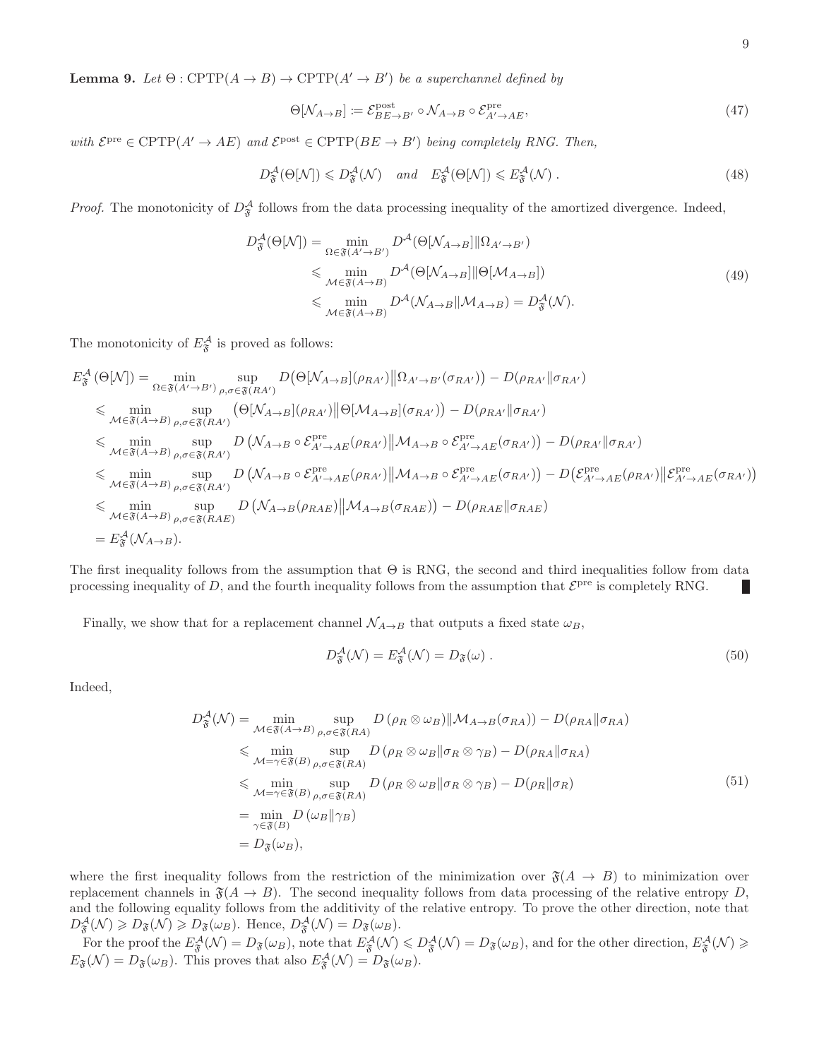**Lemma 9.** *Let $\Theta : \mathrm{CPTP}(A \to B) \to \mathrm{CPTP}(A' \to B')$ be a superchannel defined by*

$$\Theta[\mathcal{N}_{A\to B}] := \mathcal{E}^{\mathrm{post}}_{BE\to B'} \circ \mathcal{N}_{A\to B} \circ \mathcal{E}^{\mathrm{pre}}_{A'\to AE}, \tag{47}$$

*with $\mathcal{E}^{\mathrm{pre}} \in \mathrm{CPTP}(A' \to AE)$ and $\mathcal{E}^{\mathrm{post}} \in \mathrm{CPTP}(BE \to B')$ being completely RNG. Then,*

$$D^{\mathcal{A}}_{\mathfrak{F}}(\Theta[\mathcal{N}]) \leqslant D^{\mathcal{A}}_{\mathfrak{F}}(\mathcal{N}) \quad \text{and} \quad E^{\mathcal{A}}_{\mathfrak{F}}(\Theta[\mathcal{N}]) \leqslant E^{\mathcal{A}}_{\mathfrak{F}}(\mathcal{N})\ . \tag{48}$$

*Proof.* The monotonicity of $D^{\mathcal{A}}_{\mathfrak{F}}$ follows from the data processing inequality of the amortized divergence. Indeed,

$$\begin{aligned}
D^{\mathcal{A}}_{\mathfrak{F}}(\Theta[\mathcal{N}]) &= \min_{\Omega\in\mathfrak{F}(A'\to B')} D^{\mathcal{A}}(\Theta[\mathcal{N}_{A\to B}]\|\Omega_{A'\to B'}) \\
&\leqslant \min_{\mathcal{M}\in\mathfrak{F}(A\to B)} D^{\mathcal{A}}(\Theta[\mathcal{N}_{A\to B}]\|\Theta[\mathcal{M}_{A\to B}]) \\
&\leqslant \min_{\mathcal{M}\in\mathfrak{F}(A\to B)} D^{\mathcal{A}}(\mathcal{N}_{A\to B}\|\mathcal{M}_{A\to B}) = D^{\mathcal{A}}_{\mathfrak{F}}(\mathcal{N}).
\end{aligned} \tag{49}$$

The monotonicity of $E^{\mathcal{A}}_{\mathfrak{F}}$ is proved as follows:

$$\begin{aligned}
E^{\mathcal{A}}_{\mathfrak{F}}(\Theta[\mathcal{N}]) &= \min_{\Omega\in\mathfrak{F}(A'\to B')} \sup_{\rho,\sigma\in\mathfrak{F}(RA')} D\big(\Theta[\mathcal{N}_{A\to B}](\rho_{RA'})\big\|\Omega_{A'\to B'}(\sigma_{RA'})\big) - D(\rho_{RA'}\|\sigma_{RA'}) \\
&\leqslant \min_{\mathcal{M}\in\mathfrak{F}(A\to B)} \sup_{\rho,\sigma\in\mathfrak{F}(RA')} \big(\Theta[\mathcal{N}_{A\to B}](\rho_{RA'})\big\|\Theta[\mathcal{M}_{A\to B}](\sigma_{RA'})\big) - D(\rho_{RA'}\|\sigma_{RA'}) \\
&\leqslant \min_{\mathcal{M}\in\mathfrak{F}(A\to B)} \sup_{\rho,\sigma\in\mathfrak{F}(RA')} D\left(\mathcal{N}_{A\to B}\circ\mathcal{E}^{\mathrm{pre}}_{A'\to AE}(\rho_{RA'})\big\|\mathcal{M}_{A\to B}\circ\mathcal{E}^{\mathrm{pre}}_{A'\to AE}(\sigma_{RA'})\right) - D(\rho_{RA'}\|\sigma_{RA'}) \\
&\leqslant \min_{\mathcal{M}\in\mathfrak{F}(A\to B)} \sup_{\rho,\sigma\in\mathfrak{F}(RA')} D\left(\mathcal{N}_{A\to B}\circ\mathcal{E}^{\mathrm{pre}}_{A'\to AE}(\rho_{RA'})\big\|\mathcal{M}_{A\to B}\circ\mathcal{E}^{\mathrm{pre}}_{A'\to AE}(\sigma_{RA'})\right) - D\big(\mathcal{E}^{\mathrm{pre}}_{A'\to AE}(\rho_{RA'})\big\|\mathcal{E}^{\mathrm{pre}}_{A'\to AE}(\sigma_{RA'})\big) \\
&\leqslant \min_{\mathcal{M}\in\mathfrak{F}(A\to B)} \sup_{\rho,\sigma\in\mathfrak{F}(RAE)} D\left(\mathcal{N}_{A\to B}(\rho_{RAE})\big\|\mathcal{M}_{A\to B}(\sigma_{RAE})\right) - D(\rho_{RAE}\|\sigma_{RAE}) \\
&= E^{\mathcal{A}}_{\mathfrak{F}}(\mathcal{N}_{A\to B}).
\end{aligned}$$

The first inequality follows from the assumption that $\Theta$ is RNG, the second and third inequalities follow from data processing inequality of $D$, and the fourth inequality follows from the assumption that $\mathcal{E}^{\mathrm{pre}}$ is completely RNG. ∎

Finally, we show that for a replacement channel $\mathcal{N}_{A\to B}$ that outputs a fixed state $\omega_B$,

$$D^{\mathcal{A}}_{\mathfrak{F}}(\mathcal{N}) = E^{\mathcal{A}}_{\mathfrak{F}}(\mathcal{N}) = D_{\mathfrak{F}}(\omega)\ . \tag{50}$$

Indeed,

$$\begin{aligned}
D^{\mathcal{A}}_{\mathfrak{F}}(\mathcal{N}) &= \min_{\mathcal{M}\in\mathfrak{F}(A\to B)} \sup_{\rho,\sigma\in\mathfrak{F}(RA)} D\left(\rho_R\otimes\omega_B)\|\mathcal{M}_{A\to B}(\sigma_{RA})\right) - D(\rho_{RA}\|\sigma_{RA}) \\
&\leqslant \min_{\mathcal{M}=\gamma\in\mathfrak{F}(B)} \sup_{\rho,\sigma\in\mathfrak{F}(RA)} D\left(\rho_R\otimes\omega_B\|\sigma_R\otimes\gamma_B\right) - D(\rho_{RA}\|\sigma_{RA}) \\
&\leqslant \min_{\mathcal{M}=\gamma\in\mathfrak{F}(B)} \sup_{\rho,\sigma\in\mathfrak{F}(RA)} D\left(\rho_R\otimes\omega_B\|\sigma_R\otimes\gamma_B\right) - D(\rho_R\|\sigma_R) \\
&= \min_{\gamma\in\mathfrak{F}(B)} D\left(\omega_B\|\gamma_B\right) \\
&= D_{\mathfrak{F}}(\omega_B),
\end{aligned} \tag{51}$$

where the first inequality follows from the restriction of the minimization over $\mathfrak{F}(A \to B)$ to minimization over replacement channels in $\mathfrak{F}(A \to B)$. The second inequality follows from data processing of the relative entropy $D$, and the following equality follows from the additivity of the relative entropy. To prove the other direction, note that $D^{\mathcal{A}}_{\mathfrak{F}}(\mathcal{N}) \geqslant D_{\mathfrak{F}}(\mathcal{N}) \geqslant D_{\mathfrak{F}}(\omega_B)$. Hence, $D^{\mathcal{A}}_{\mathfrak{F}}(\mathcal{N}) = D_{\mathfrak{F}}(\omega_B)$.

For the proof the $E^{\mathcal{A}}_{\mathfrak{F}}(\mathcal{N}) = D_{\mathfrak{F}}(\omega_B)$, note that $E^{\mathcal{A}}_{\mathfrak{F}}(\mathcal{N}) \leqslant D^{\mathcal{A}}_{\mathfrak{F}}(\mathcal{N}) = D_{\mathfrak{F}}(\omega_B)$, and for the other direction, $E^{\mathcal{A}}_{\mathfrak{F}}(\mathcal{N}) \geqslant E_{\mathfrak{F}}(\mathcal{N}) = D_{\mathfrak{F}}(\omega_B)$. This proves that also $E^{\mathcal{A}}_{\mathfrak{F}}(\mathcal{N}) = D_{\mathfrak{F}}(\omega_B)$.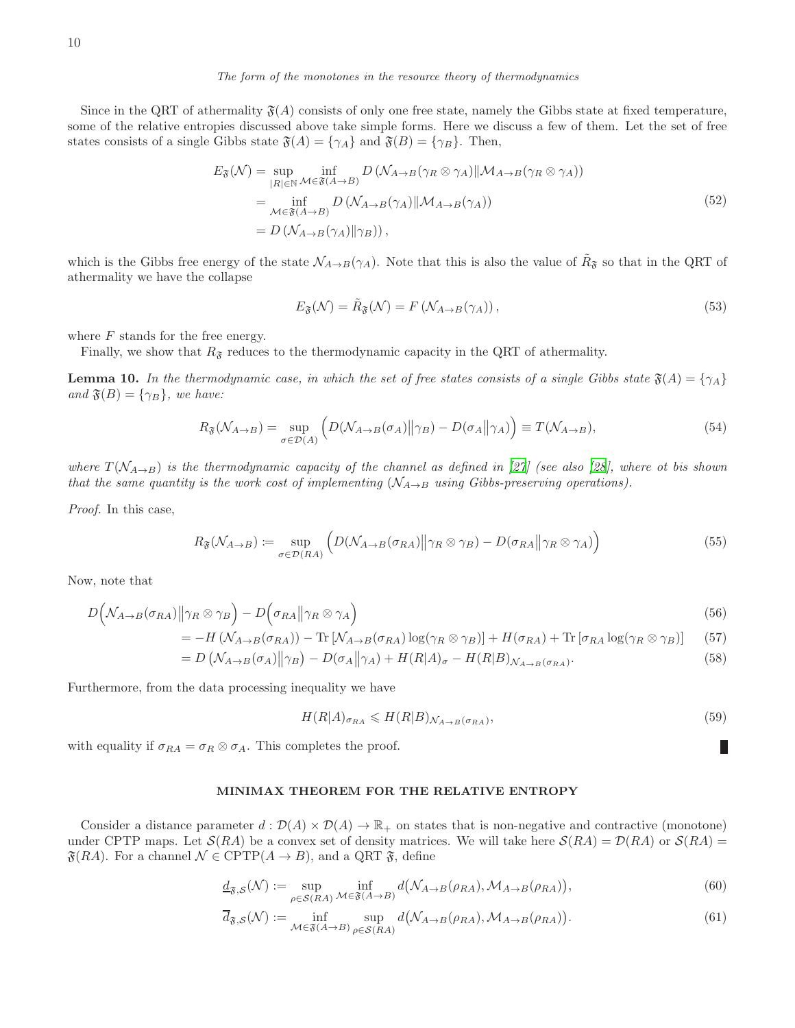Since in the QRT of athermality $\mathfrak{F}(A)$ consists of only one free state, namely the Gibbs state at fixed temperature, some of the relative entropies discussed above take simple forms. Here we discuss a few of them. Let the set of free states consists of a single Gibbs state $\mathfrak{F}(A) = \{\gamma_A\}$ and $\mathfrak{F}(B) = \{\gamma_B\}$. Then,

$$
\begin{aligned}
E_{\mathfrak{F}}(\mathcal{N}) &= \sup_{|R|\in\mathbb{N}} \inf_{\mathcal{M}\in\mathfrak{F}(A\to B)} D\left(\mathcal{N}_{A\to B}(\gamma_R\otimes\gamma_A)\|\mathcal{M}_{A\to B}(\gamma_R\otimes\gamma_A)\right) \\
&= \inf_{\mathcal{M}\in\mathfrak{F}(A\to B)} D\left(\mathcal{N}_{A\to B}(\gamma_A)\|\mathcal{M}_{A\to B}(\gamma_A)\right) \\
&= D\left(\mathcal{N}_{A\to B}(\gamma_A)\|\gamma_B\right),
\end{aligned}
\tag{52}
$$

which is the Gibbs free energy of the state $\mathcal{N}_{A\to B}(\gamma_A)$. Note that this is also the value of $\tilde{R}_{\mathfrak{F}}$ so that in the QRT of athermality we have the collapse

$$
E_{\mathfrak{F}}(\mathcal{N}) = \tilde{R}_{\mathfrak{F}}(\mathcal{N}) = F\left(\mathcal{N}_{A\to B}(\gamma_A)\right),
\tag{53}
$$

where $F$ stands for the free energy.

Finally, we show that $R_{\mathfrak{F}}$ reduces to the thermodynamic capacity in the QRT of athermality.

**Lemma 10.** *In the thermodynamic case, in which the set of free states consists of a single Gibbs state $\mathfrak{F}(A) = \{\gamma_A\}$ and $\mathfrak{F}(B) = \{\gamma_B\}$, we have:*

$$
R_{\mathfrak{F}}(\mathcal{N}_{A\to B}) = \sup_{\sigma\in\mathcal{D}(A)} \Big(D(\mathcal{N}_{A\to B}(\sigma_A)\big\|\gamma_B) - D(\sigma_A\big\|\gamma_A)\Big) \equiv T(\mathcal{N}_{A\to B}),
\tag{54}
$$

*where $T(\mathcal{N}_{A\to B})$ is the thermodynamic capacity of the channel as defined in [27] (see also [28], where ot bis shown that the same quantity is the work cost of implementing ($\mathcal{N}_{A\to B}$ using Gibbs-preserving operations).*

*Proof.* In this case,

$$
R_{\mathfrak{F}}(\mathcal{N}_{A\to B}) := \sup_{\sigma\in\mathcal{D}(RA)} \Big(D(\mathcal{N}_{A\to B}(\sigma_{RA})\big\|\gamma_R\otimes\gamma_B) - D(\sigma_{RA}\big\|\gamma_R\otimes\gamma_A)\Big)
\tag{55}
$$

Now, note that

$$
\begin{aligned}
&D\Big(\mathcal{N}_{A\to B}(\sigma_{RA})\big\|\gamma_R\otimes\gamma_B\Big) - D\Big(\sigma_{RA}\big\|\gamma_R\otimes\gamma_A\Big) && (56)\\
&= -H\left(\mathcal{N}_{A\to B}(\sigma_{RA})\right) - \mathrm{Tr}\left[\mathcal{N}_{A\to B}(\sigma_{RA})\log(\gamma_R\otimes\gamma_B)\right] + H(\sigma_{RA}) + \mathrm{Tr}\left[\sigma_{RA}\log(\gamma_R\otimes\gamma_B)\right] && (57)\\
&= D\left(\mathcal{N}_{A\to B}(\sigma_A)\big\|\gamma_B\right) - D(\sigma_A\big\|\gamma_A) + H(R|A)_\sigma - H(R|B)_{\mathcal{N}_{A\to B}(\sigma_{RA})}. && (58)
\end{aligned}
$$

Furthermore, from the data processing inequality we have

$$
H(R|A)_{\sigma_{RA}} \leqslant H(R|B)_{\mathcal{N}_{A\to B}(\sigma_{RA})},
\tag{59}
$$

with equality if $\sigma_{RA} = \sigma_R\otimes\sigma_A$. This completes the proof. ∎

## MINIMAX THEOREM FOR THE RELATIVE ENTROPY

Consider a distance parameter $d : \mathcal{D}(A)\times\mathcal{D}(A)\to\mathbb{R}_+$ on states that is non-negative and contractive (monotone) under CPTP maps. Let $\mathcal{S}(RA)$ be a convex set of density matrices. We will take here $\mathcal{S}(RA) = \mathcal{D}(RA)$ or $\mathcal{S}(RA) = \mathfrak{F}(RA)$. For a channel $\mathcal{N}\in\mathrm{CPTP}(A\to B)$, and a QRT $\mathfrak{F}$, define

$$
\underline{d}_{\mathfrak{F},\mathcal{S}}(\mathcal{N}) := \sup_{\rho\in\mathcal{S}(RA)} \inf_{\mathcal{M}\in\mathfrak{F}(A\to B)} d\big(\mathcal{N}_{A\to B}(\rho_{RA}), \mathcal{M}_{A\to B}(\rho_{RA})\big),
\tag{60}
$$

$$
\overline{d}_{\mathfrak{F},\mathcal{S}}(\mathcal{N}) := \inf_{\mathcal{M}\in\mathfrak{F}(A\to B)} \sup_{\rho\in\mathcal{S}(RA)} d\big(\mathcal{N}_{A\to B}(\rho_{RA}), \mathcal{M}_{A\to B}(\rho_{RA})\big).
\tag{61}
$$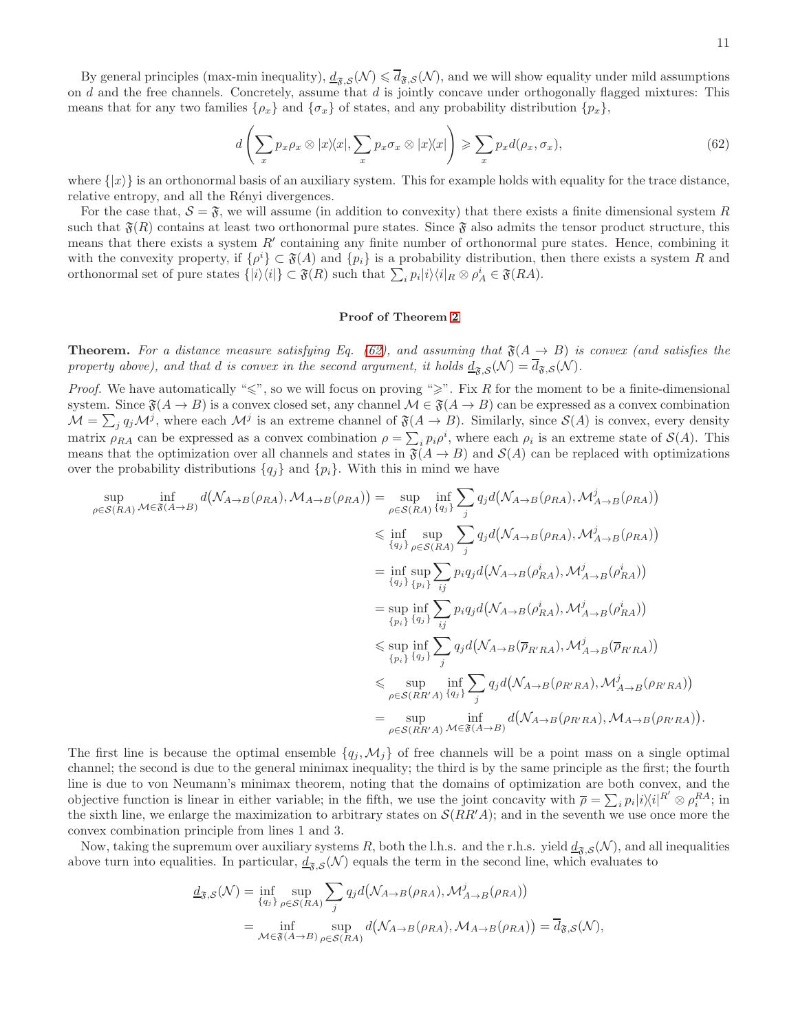By general principles (max-min inequality), $\underline{d}_{\mathfrak{F},\mathcal{S}}(\mathcal{N}) \leqslant \overline{d}_{\mathfrak{F},\mathcal{S}}(\mathcal{N})$, and we will show equality under mild assumptions on $d$ and the free channels. Concretely, assume that $d$ is jointly concave under orthogonally flagged mixtures: This means that for any two families $\{\rho_x\}$ and $\{\sigma_x\}$ of states, and any probability distribution $\{p_x\}$,

$$d\left(\sum_x p_x \rho_x \otimes |x\rangle\!\langle x|, \sum_x p_x \sigma_x \otimes |x\rangle\!\langle x|\right) \geqslant \sum_x p_x d(\rho_x, \sigma_x), \tag{62}$$

where $\{|x\rangle\}$ is an orthonormal basis of an auxiliary system. This for example holds with equality for the trace distance, relative entropy, and all the Rényi divergences.

For the case that, $\mathcal{S} = \mathfrak{F}$, we will assume (in addition to convexity) that there exists a finite dimensional system $R$ such that $\mathfrak{F}(R)$ contains at least two orthonormal pure states. Since $\mathfrak{F}$ also admits the tensor product structure, this means that there exists a system $R'$ containing any finite number of orthonormal pure states. Hence, combining it with the convexity property, if $\{\rho^i\} \subset \mathfrak{F}(A)$ and $\{p_i\}$ is a probability distribution, then there exists a system $R$ and orthonormal set of pure states $\{|i\rangle\langle i|\} \subset \mathfrak{F}(R)$ such that $\sum_i p_i |i\rangle\langle i|_R \otimes \rho_A^i \in \mathfrak{F}(RA)$.

### Proof of Theorem 2

**Theorem.** *For a distance measure satisfying Eq. (62), and assuming that $\mathfrak{F}(A \to B)$ is convex (and satisfies the property above), and that $d$ is convex in the second argument, it holds $\underline{d}_{\mathfrak{F},\mathcal{S}}(\mathcal{N}) = \overline{d}_{\mathfrak{F},\mathcal{S}}(\mathcal{N})$.*

*Proof.* We have automatically "$\leqslant$", so we will focus on proving "$\geqslant$". Fix $R$ for the moment to be a finite-dimensional system. Since $\mathfrak{F}(A \to B)$ is a convex closed set, any channel $\mathcal{M} \in \mathfrak{F}(A \to B)$ can be expressed as a convex combination $\mathcal{M} = \sum_j q_j \mathcal{M}^j$, where each $\mathcal{M}^j$ is an extreme channel of $\mathfrak{F}(A \to B)$. Similarly, since $\mathcal{S}(A)$ is convex, every density matrix $\rho_{RA}$ can be expressed as a convex combination $\rho = \sum_i p_i \rho^i$, where each $\rho_i$ is an extreme state of $\mathcal{S}(A)$. This means that the optimization over all channels and states in $\mathfrak{F}(A \to B)$ and $\mathcal{S}(A)$ can be replaced with optimizations over the probability distributions $\{q_j\}$ and $\{p_i\}$. With this in mind we have

$$\begin{aligned}
\sup_{\rho \in \mathcal{S}(RA)} \inf_{\mathcal{M} \in \mathfrak{F}(A\to B)} d\big(\mathcal{N}_{A\to B}(\rho_{RA}), \mathcal{M}_{A\to B}(\rho_{RA})\big) &= \sup_{\rho \in \mathcal{S}(RA)} \inf_{\{q_j\}} \sum_j q_j d\big(\mathcal{N}_{A\to B}(\rho_{RA}), \mathcal{M}^j_{A\to B}(\rho_{RA})\big) \\
&\leqslant \inf_{\{q_j\}} \sup_{\rho \in \mathcal{S}(RA)} \sum_j q_j d\big(\mathcal{N}_{A\to B}(\rho_{RA}), \mathcal{M}^j_{A\to B}(\rho_{RA})\big) \\
&= \inf_{\{q_j\}} \sup_{\{p_i\}} \sum_{ij} p_i q_j d\big(\mathcal{N}_{A\to B}(\rho^i_{RA}), \mathcal{M}^j_{A\to B}(\rho^i_{RA})\big) \\
&= \sup_{\{p_i\}} \inf_{\{q_j\}} \sum_{ij} p_i q_j d\big(\mathcal{N}_{A\to B}(\rho^i_{RA}), \mathcal{M}^j_{A\to B}(\rho^i_{RA})\big) \\
&\leqslant \sup_{\{p_i\}} \inf_{\{q_j\}} \sum_{j} q_j d\big(\mathcal{N}_{A\to B}(\overline{\rho}_{R'RA}), \mathcal{M}^j_{A\to B}(\overline{\rho}_{R'RA})\big) \\
&\leqslant \sup_{\rho \in \mathcal{S}(RR'A)} \inf_{\{q_j\}} \sum_{j} q_j d\big(\mathcal{N}_{A\to B}(\rho_{R'RA}), \mathcal{M}^j_{A\to B}(\rho_{R'RA})\big) \\
&= \sup_{\rho \in \mathcal{S}(RR'A)} \inf_{\mathcal{M} \in \mathfrak{F}(A\to B)} d\big(\mathcal{N}_{A\to B}(\rho_{R'RA}), \mathcal{M}_{A\to B}(\rho_{R'RA})\big).
\end{aligned}$$

The first line is because the optimal ensemble $\{q_j, \mathcal{M}_j\}$ of free channels will be a point mass on a single optimal channel; the second is due to the general minimax inequality; the third is by the same principle as the first; the fourth line is due to von Neumann's minimax theorem, noting that the domains of optimization are both convex, and the objective function is linear in either variable; in the fifth, we use the joint concavity with $\overline{\rho} = \sum_i p_i |i\rangle\langle i|^{R'} \otimes \rho_i^{RA}$; in the sixth line, we enlarge the maximization to arbitrary states on $\mathcal{S}(RR'A)$; and in the seventh we use once more the convex combination principle from lines 1 and 3.

Now, taking the supremum over auxiliary systems $R$, both the l.h.s. and the r.h.s. yield $\underline{d}_{\mathfrak{F},\mathcal{S}}(\mathcal{N})$, and all inequalities above turn into equalities. In particular, $\underline{d}_{\mathfrak{F},\mathcal{S}}(\mathcal{N})$ equals the term in the second line, which evaluates to

$$\begin{aligned}
\underline{d}_{\mathfrak{F},\mathcal{S}}(\mathcal{N}) &= \inf_{\{q_j\}} \sup_{\rho \in \mathcal{S}(RA)} \sum_j q_j d\big(\mathcal{N}_{A\to B}(\rho_{RA}), \mathcal{M}^j_{A\to B}(\rho_{RA})\big) \\
&= \inf_{\mathcal{M} \in \mathfrak{F}(A\to B)} \sup_{\rho \in \mathcal{S}(RA)} d\big(\mathcal{N}_{A\to B}(\rho_{RA}), \mathcal{M}_{A\to B}(\rho_{RA})\big) = \overline{d}_{\mathfrak{F},\mathcal{S}}(\mathcal{N}),
\end{aligned}$$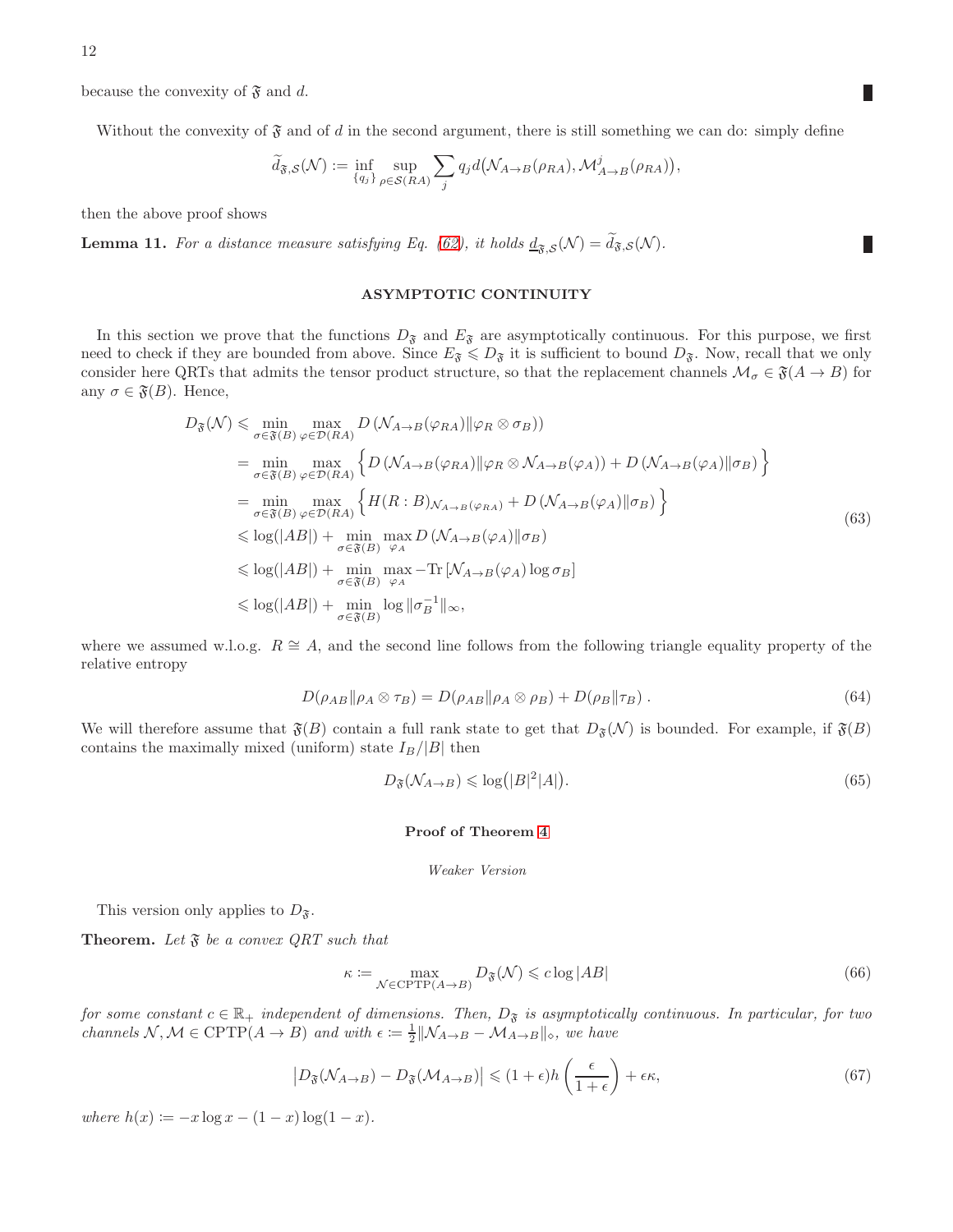because the convexity of $\mathfrak{F}$ and $d$. ∎

Without the convexity of $\mathfrak{F}$ and of $d$ in the second argument, there is still something we can do: simply define

$$\widetilde{d}_{\mathfrak{F},\mathcal{S}}(\mathcal{N}) := \inf_{\{q_j\}} \sup_{\rho\in\mathcal{S}(RA)} \sum_j q_j d\big(\mathcal{N}_{A\to B}(\rho_{RA}), \mathcal{M}^j_{A\to B}(\rho_{RA})\big),$$

then the above proof shows

**Lemma 11.** *For a distance measure satisfying Eq. (62), it holds $\underline{d}_{\mathfrak{F},\mathcal{S}}(\mathcal{N}) = \widetilde{d}_{\mathfrak{F},\mathcal{S}}(\mathcal{N})$.* ∎

## ASYMPTOTIC CONTINUITY

In this section we prove that the functions $D_{\mathfrak{F}}$ and $E_{\mathfrak{F}}$ are asymptotically continuous. For this purpose, we first need to check if they are bounded from above. Since $E_{\mathfrak{F}} \leqslant D_{\mathfrak{F}}$ it is sufficient to bound $D_{\mathfrak{F}}$. Now, recall that we only consider here QRTs that admits the tensor product structure, so that the replacement channels $\mathcal{M}_\sigma \in \mathfrak{F}(A\to B)$ for any $\sigma \in \mathfrak{F}(B)$. Hence,

$$\begin{aligned}
D_{\mathfrak{F}}(\mathcal{N}) &\leqslant \min_{\sigma\in\mathfrak{F}(B)} \max_{\varphi\in\mathcal{D}(RA)} D\left(\mathcal{N}_{A\to B}(\varphi_{RA}) \| \varphi_R\otimes\sigma_B)\right) \\
&= \min_{\sigma\in\mathfrak{F}(B)} \max_{\varphi\in\mathcal{D}(RA)} \Big\{ D\left(\mathcal{N}_{A\to B}(\varphi_{RA}) \| \varphi_R\otimes\mathcal{N}_{A\to B}(\varphi_A)\right) + D\left(\mathcal{N}_{A\to B}(\varphi_A)\|\sigma_B\right) \Big\} \\
&= \min_{\sigma\in\mathfrak{F}(B)} \max_{\varphi\in\mathcal{D}(RA)} \Big\{ H(R:B)_{\mathcal{N}_{A\to B}(\varphi_{RA})} + D\left(\mathcal{N}_{A\to B}(\varphi_A)\|\sigma_B\right) \Big\} \\
&\leqslant \log(|AB|) + \min_{\sigma\in\mathfrak{F}(B)} \max_{\varphi_A} D\left(\mathcal{N}_{A\to B}(\varphi_A)\|\sigma_B\right) \\
&\leqslant \log(|AB|) + \min_{\sigma\in\mathfrak{F}(B)} \max_{\varphi_A} -\mathrm{Tr}\left[\mathcal{N}_{A\to B}(\varphi_A)\log\sigma_B\right] \\
&\leqslant \log(|AB|) + \min_{\sigma\in\mathfrak{F}(B)} \log\|\sigma_B^{-1}\|_\infty,
\end{aligned} \tag{63}$$

where we assumed w.l.o.g. $R\cong A$, and the second line follows from the following triangle equality property of the relative entropy

$$D(\rho_{AB}\|\rho_A\otimes\tau_B) = D(\rho_{AB}\|\rho_A\otimes\rho_B) + D(\rho_B\|\tau_B)\,. \tag{64}$$

We will therefore assume that $\mathfrak{F}(B)$ contain a full rank state to get that $D_{\mathfrak{F}}(\mathcal{N})$ is bounded. For example, if $\mathfrak{F}(B)$ contains the maximally mixed (uniform) state $I_B/|B|$ then

$$D_{\mathfrak{F}}(\mathcal{N}_{A\to B}) \leqslant \log\big(|B|^2|A|\big). \tag{65}$$

### Proof of Theorem 4

*Weaker Version*

This version only applies to $D_{\mathfrak{F}}$.

**Theorem.** *Let $\mathfrak{F}$ be a convex QRT such that*

$$\kappa := \max_{\mathcal{N}\in\mathrm{CPTP}(A\to B)} D_{\mathfrak{F}}(\mathcal{N}) \leqslant c\log|AB| \tag{66}$$

*for some constant $c\in\mathbb{R}_+$ independent of dimensions. Then, $D_{\mathfrak{F}}$ is asymptotically continuous. In particular, for two channels $\mathcal{N},\mathcal{M}\in\mathrm{CPTP}(A\to B)$ and with $\epsilon := \frac{1}{2}\|\mathcal{N}_{A\to B}-\mathcal{M}_{A\to B}\|_\diamond$, we have*

$$\big|D_{\mathfrak{F}}(\mathcal{N}_{A\to B}) - D_{\mathfrak{F}}(\mathcal{M}_{A\to B})\big| \leqslant (1+\epsilon)h\left(\frac{\epsilon}{1+\epsilon}\right) + \epsilon\kappa, \tag{67}$$

*where $h(x) := -x\log x - (1-x)\log(1-x)$.*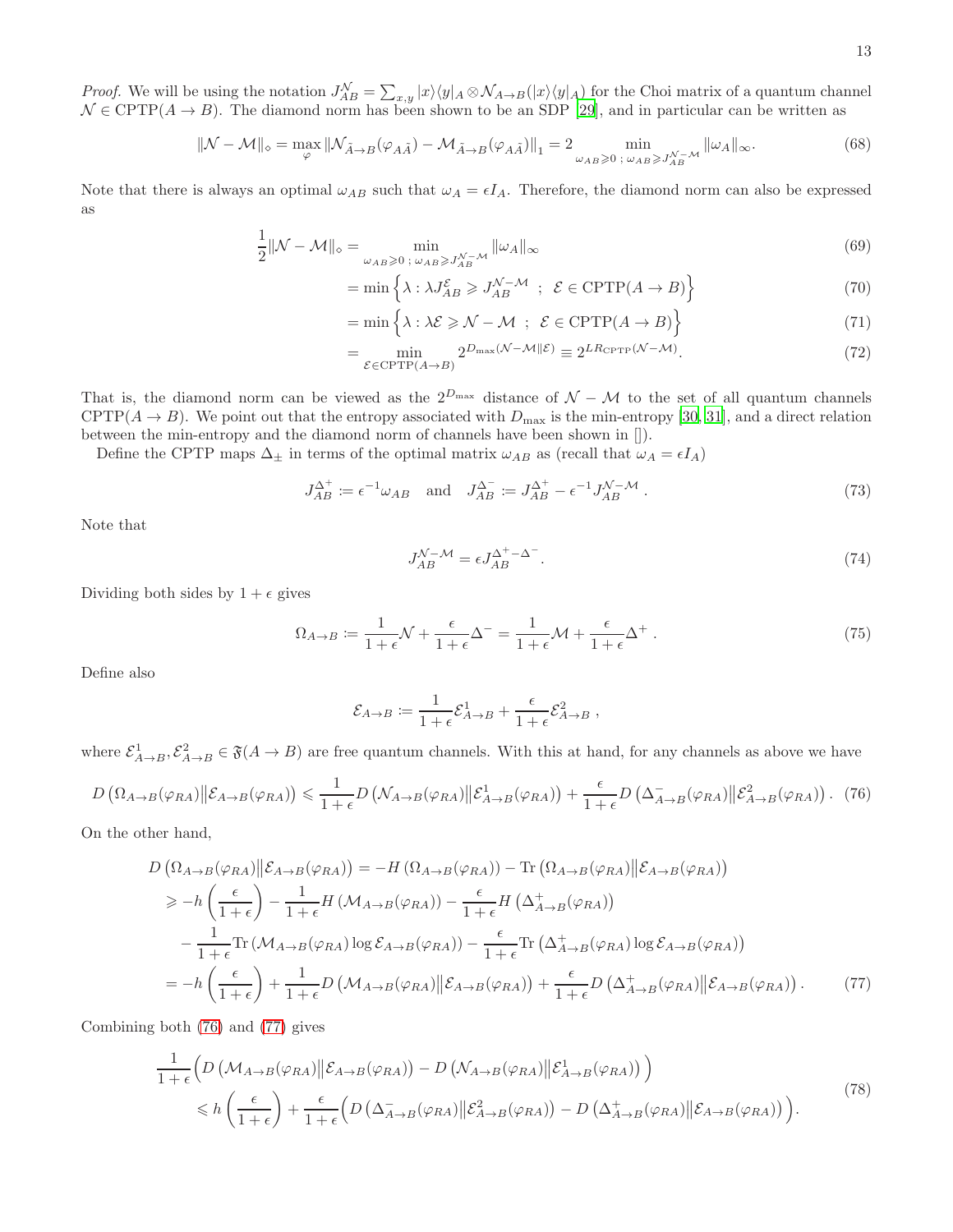*Proof.* We will be using the notation $J^{\mathcal{N}}_{AB} = \sum_{x,y} |x\rangle\langle y|_A \otimes \mathcal{N}_{A\to B}(|x\rangle\langle y|_A)$ for the Choi matrix of a quantum channel $\mathcal{N} \in \mathrm{CPTP}(A \to B)$. The diamond norm has been shown to be an SDP [29], and in particular can be written as

$$\|\mathcal{N} - \mathcal{M}\|_\diamond = \max_{\varphi} \|\mathcal{N}_{\tilde{A}\to B}(\varphi_{A\tilde{A}}) - \mathcal{M}_{\tilde{A}\to B}(\varphi_{A\tilde{A}})\|_1 = 2 \min_{\omega_{AB}\geqslant 0\ ;\ \omega_{AB}\geqslant J^{\mathcal{N}-\mathcal{M}}_{AB}} \|\omega_A\|_\infty. \tag{68}$$

Note that there is always an optimal $\omega_{AB}$ such that $\omega_A = \epsilon I_A$. Therefore, the diamond norm can also be expressed as

$$\begin{aligned}
\frac{1}{2}\|\mathcal{N} - \mathcal{M}\|_\diamond &= \min_{\omega_{AB}\geqslant 0\ ;\ \omega_{AB}\geqslant J^{\mathcal{N}-\mathcal{M}}_{AB}} \|\omega_A\|_\infty &(69)\\
&= \min\Big\{\lambda : \lambda J^{\mathcal{E}}_{AB} \geqslant J^{\mathcal{N}-\mathcal{M}}_{AB}\ \ ;\ \ \mathcal{E} \in \mathrm{CPTP}(A \to B)\Big\} &(70)\\
&= \min\Big\{\lambda : \lambda \mathcal{E} \geqslant \mathcal{N} - \mathcal{M}\ \ ;\ \ \mathcal{E} \in \mathrm{CPTP}(A \to B)\Big\} &(71)\\
&= \min_{\mathcal{E}\in\mathrm{CPTP}(A\to B)} 2^{D_{\max}(\mathcal{N}-\mathcal{M}\|\mathcal{E})} \equiv 2^{LR_{\mathrm{CPTP}}(\mathcal{N}-\mathcal{M})}. &(72)
\end{aligned}$$

That is, the diamond norm can be viewed as the $2^{D_{\max}}$ distance of $\mathcal{N} - \mathcal{M}$ to the set of all quantum channels $\mathrm{CPTP}(A \to B)$. We point out that the entropy associated with $D_{\max}$ is the min-entropy [30, 31], and a direct relation between the min-entropy and the diamond norm of channels have been shown in []).

Define the CPTP maps $\Delta_\pm$ in terms of the optimal matrix $\omega_{AB}$ as (recall that $\omega_A = \epsilon I_A$)

$$J^{\Delta^+}_{AB} \coloneqq \epsilon^{-1}\omega_{AB} \quad \text{and} \quad J^{\Delta^-}_{AB} \coloneqq J^{\Delta^+}_{AB} - \epsilon^{-1} J^{\mathcal{N}-\mathcal{M}}_{AB}\,. \tag{73}$$

Note that

$$J^{\mathcal{N}-\mathcal{M}}_{AB} = \epsilon J^{\Delta^+ - \Delta^-}_{AB}\,. \tag{74}$$

Dividing both sides by $1+\epsilon$ gives

$$\Omega_{A\to B} \coloneqq \frac{1}{1+\epsilon}\mathcal{N} + \frac{\epsilon}{1+\epsilon}\Delta^- = \frac{1}{1+\epsilon}\mathcal{M} + \frac{\epsilon}{1+\epsilon}\Delta^+\,. \tag{75}$$

Define also

$$\mathcal{E}_{A\to B} \coloneqq \frac{1}{1+\epsilon}\mathcal{E}^1_{A\to B} + \frac{\epsilon}{1+\epsilon}\mathcal{E}^2_{A\to B}\,,$$

where $\mathcal{E}^1_{A\to B}, \mathcal{E}^2_{A\to B} \in \mathfrak{F}(A \to B)$ are free quantum channels. With this at hand, for any channels as above we have

$$D\left(\Omega_{A\to B}(\varphi_{RA})\middle\|\mathcal{E}_{A\to B}(\varphi_{RA})\right) \leqslant \frac{1}{1+\epsilon} D\left(\mathcal{N}_{A\to B}(\varphi_{RA})\middle\|\mathcal{E}^1_{A\to B}(\varphi_{RA})\right) + \frac{\epsilon}{1+\epsilon} D\left(\Delta^-_{A\to B}(\varphi_{RA})\middle\|\mathcal{E}^2_{A\to B}(\varphi_{RA})\right). \tag{76}$$

On the other hand,

$$\begin{aligned}
D\left(\Omega_{A\to B}(\varphi_{RA})\middle\|\mathcal{E}_{A\to B}(\varphi_{RA})\right) &= -H\left(\Omega_{A\to B}(\varphi_{RA})\right) - \mathrm{Tr}\left(\Omega_{A\to B}(\varphi_{RA})\middle\|\mathcal{E}_{A\to B}(\varphi_{RA})\right)\\
&\geqslant -h\left(\frac{\epsilon}{1+\epsilon}\right) - \frac{1}{1+\epsilon} H\left(\mathcal{M}_{A\to B}(\varphi_{RA})\right) - \frac{\epsilon}{1+\epsilon} H\left(\Delta^+_{A\to B}(\varphi_{RA})\right)\\
&\quad - \frac{1}{1+\epsilon}\mathrm{Tr}\left(\mathcal{M}_{A\to B}(\varphi_{RA})\log\mathcal{E}_{A\to B}(\varphi_{RA})\right) - \frac{\epsilon}{1+\epsilon}\mathrm{Tr}\left(\Delta^+_{A\to B}(\varphi_{RA})\log\mathcal{E}_{A\to B}(\varphi_{RA})\right)\\
&= -h\left(\frac{\epsilon}{1+\epsilon}\right) + \frac{1}{1+\epsilon} D\left(\mathcal{M}_{A\to B}(\varphi_{RA})\middle\|\mathcal{E}_{A\to B}(\varphi_{RA})\right) + \frac{\epsilon}{1+\epsilon} D\left(\Delta^+_{A\to B}(\varphi_{RA})\middle\|\mathcal{E}_{A\to B}(\varphi_{RA})\right).
\end{aligned} \tag{77}$$

Combining both (76) and (77) gives

$$\begin{aligned}
&\frac{1}{1+\epsilon}\Big(D\left(\mathcal{M}_{A\to B}(\varphi_{RA})\middle\|\mathcal{E}_{A\to B}(\varphi_{RA})\right) - D\left(\mathcal{N}_{A\to B}(\varphi_{RA})\middle\|\mathcal{E}^1_{A\to B}(\varphi_{RA})\right)\Big)\\
&\qquad \leqslant h\left(\frac{\epsilon}{1+\epsilon}\right) + \frac{\epsilon}{1+\epsilon}\Big(D\left(\Delta^-_{A\to B}(\varphi_{RA})\middle\|\mathcal{E}^2_{A\to B}(\varphi_{RA})\right) - D\left(\Delta^+_{A\to B}(\varphi_{RA})\middle\|\mathcal{E}_{A\to B}(\varphi_{RA})\right)\Big).
\end{aligned} \tag{78}$$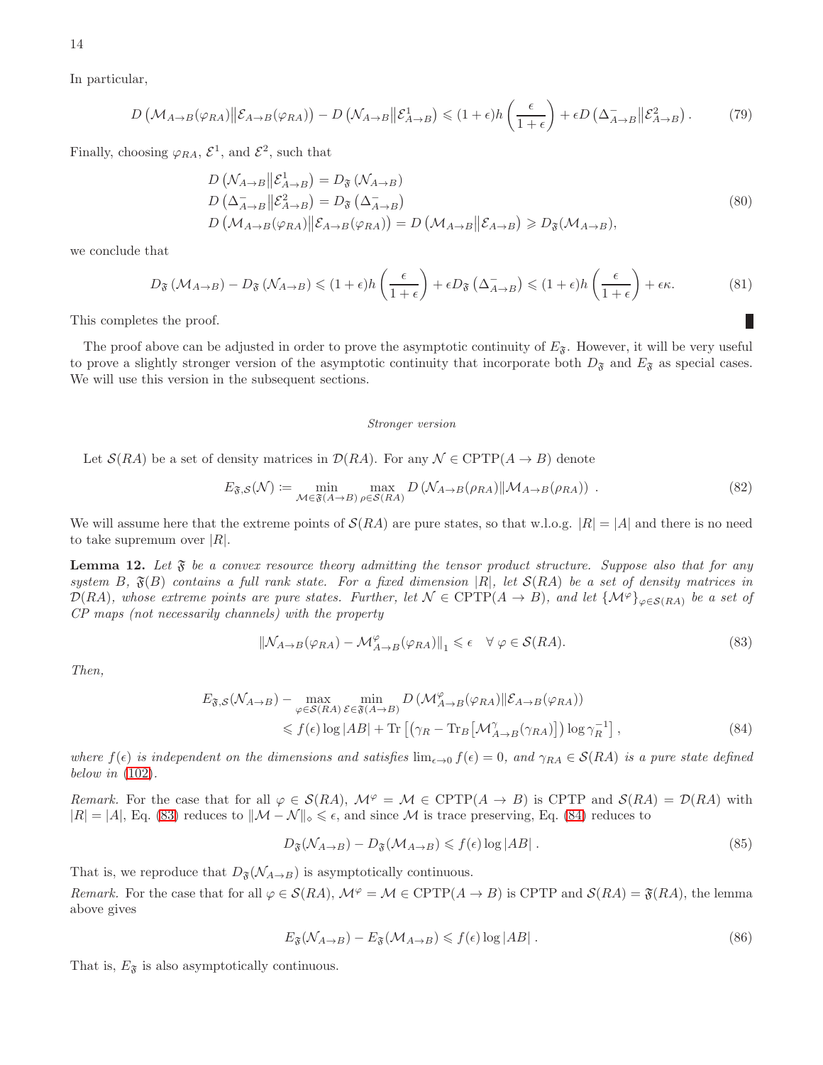In particular,

$$D\left(\mathcal{M}_{A\to B}(\varphi_{RA})\big\|\mathcal{E}_{A\to B}(\varphi_{RA})\right) - D\left(\mathcal{N}_{A\to B}\big\|\mathcal{E}^1_{A\to B}\right) \leqslant (1+\epsilon)h\left(\frac{\epsilon}{1+\epsilon}\right) + \epsilon D\left(\Delta^-_{A\to B}\big\|\mathcal{E}^2_{A\to B}\right). \tag{79}$$

Finally, choosing $\varphi_{RA}$, $\mathcal{E}^1$, and $\mathcal{E}^2$, such that

$$\begin{aligned}
&D\left(\mathcal{N}_{A\to B}\big\|\mathcal{E}^1_{A\to B}\right) = D_{\mathfrak{F}}\left(\mathcal{N}_{A\to B}\right)\\
&D\left(\Delta^-_{A\to B}\big\|\mathcal{E}^2_{A\to B}\right) = D_{\mathfrak{F}}\left(\Delta^-_{A\to B}\right)\\
&D\left(\mathcal{M}_{A\to B}(\varphi_{RA})\big\|\mathcal{E}_{A\to B}(\varphi_{RA})\right) = D\left(\mathcal{M}_{A\to B}\big\|\mathcal{E}_{A\to B}\right) \geqslant D_{\mathfrak{F}}(\mathcal{M}_{A\to B}),
\end{aligned} \tag{80}$$

we conclude that

$$D_{\mathfrak{F}}\left(\mathcal{M}_{A\to B}\right) - D_{\mathfrak{F}}\left(\mathcal{N}_{A\to B}\right) \leqslant (1+\epsilon)h\left(\frac{\epsilon}{1+\epsilon}\right) + \epsilon D_{\mathfrak{F}}\left(\Delta^-_{A\to B}\right) \leqslant (1+\epsilon)h\left(\frac{\epsilon}{1+\epsilon}\right) + \epsilon\kappa. \tag{81}$$

This completes the proof. ∎

The proof above can be adjusted in order to prove the asymptotic continuity of $E_{\mathfrak{F}}$. However, it will be very useful to prove a slightly stronger version of the asymptotic continuity that incorporate both $D_{\mathfrak{F}}$ and $E_{\mathfrak{F}}$ as special cases. We will use this version in the subsequent sections.

*Stronger version*

Let $\mathcal{S}(RA)$ be a set of density matrices in $\mathcal{D}(RA)$. For any $\mathcal{N} \in \text{CPTP}(A \to B)$ denote

$$E_{\mathfrak{F},\mathcal{S}}(\mathcal{N}) := \min_{\mathcal{M}\in\mathfrak{F}(A\to B)} \max_{\rho\in\mathcal{S}(RA)} D\left(\mathcal{N}_{A\to B}(\rho_{RA})\|\mathcal{M}_{A\to B}(\rho_{RA})\right) . \tag{82}$$

We will assume here that the extreme points of $\mathcal{S}(RA)$ are pure states, so that w.l.o.g. $|R| = |A|$ and there is no need to take supremum over $|R|$.

**Lemma 12.** *Let $\mathfrak{F}$ be a convex resource theory admitting the tensor product structure. Suppose also that for any system $B$, $\mathfrak{F}(B)$ contains a full rank state. For a fixed dimension $|R|$, let $\mathcal{S}(RA)$ be a set of density matrices in $\mathcal{D}(RA)$, whose extreme points are pure states. Further, let $\mathcal{N} \in \text{CPTP}(A \to B)$, and let $\{\mathcal{M}^\varphi\}_{\varphi\in\mathcal{S}(RA)}$ be a set of CP maps (not necessarily channels) with the property*

$$\left\|\mathcal{N}_{A\to B}(\varphi_{RA}) - \mathcal{M}^\varphi_{A\to B}(\varphi_{RA})\right\|_1 \leqslant \epsilon \quad \forall\ \varphi \in \mathcal{S}(RA). \tag{83}$$

*Then,*

$$\begin{aligned}
E_{\mathfrak{F},\mathcal{S}}(\mathcal{N}_{A\to B}) &- \max_{\varphi\in\mathcal{S}(RA)} \min_{\mathcal{E}\in\mathfrak{F}(A\to B)} D\left(\mathcal{M}^\varphi_{A\to B}(\varphi_{RA})\|\mathcal{E}_{A\to B}(\varphi_{RA})\right)\\
&\leqslant f(\epsilon)\log|AB| + \text{Tr}\left[\left(\gamma_R - \text{Tr}_B\left[\mathcal{M}^\gamma_{A\to B}(\gamma_{RA})\right]\right)\log\gamma_R^{-1}\right],
\end{aligned} \tag{84}$$

*where $f(\epsilon)$ is independent on the dimensions and satisfies $\lim_{\epsilon\to 0} f(\epsilon) = 0$, and $\gamma_{RA} \in \mathcal{S}(RA)$ is a pure state defined below in (102).*

*Remark.* For the case that for all $\varphi \in \mathcal{S}(RA)$, $\mathcal{M}^\varphi = \mathcal{M} \in \text{CPTP}(A \to B)$ is CPTP and $\mathcal{S}(RA) = \mathcal{D}(RA)$ with $|R| = |A|$, Eq. (83) reduces to $\|\mathcal{M} - \mathcal{N}\|_\diamond \leqslant \epsilon$, and since $\mathcal{M}$ is trace preserving, Eq. (84) reduces to

$$D_{\mathfrak{F}}(\mathcal{N}_{A\to B}) - D_{\mathfrak{F}}(\mathcal{M}_{A\to B}) \leqslant f(\epsilon)\log|AB| \,. \tag{85}$$

That is, we reproduce that $D_{\mathfrak{F}}(\mathcal{N}_{A\to B})$ is asymptotically continuous.

*Remark.* For the case that for all $\varphi \in \mathcal{S}(RA)$, $\mathcal{M}^\varphi = \mathcal{M} \in \text{CPTP}(A \to B)$ is CPTP and $\mathcal{S}(RA) = \mathfrak{F}(RA)$, the lemma above gives

$$E_{\mathfrak{F}}(\mathcal{N}_{A\to B}) - E_{\mathfrak{F}}(\mathcal{M}_{A\to B}) \leqslant f(\epsilon)\log|AB| \,. \tag{86}$$

That is, $E_{\mathfrak{F}}$ is also asymptotically continuous.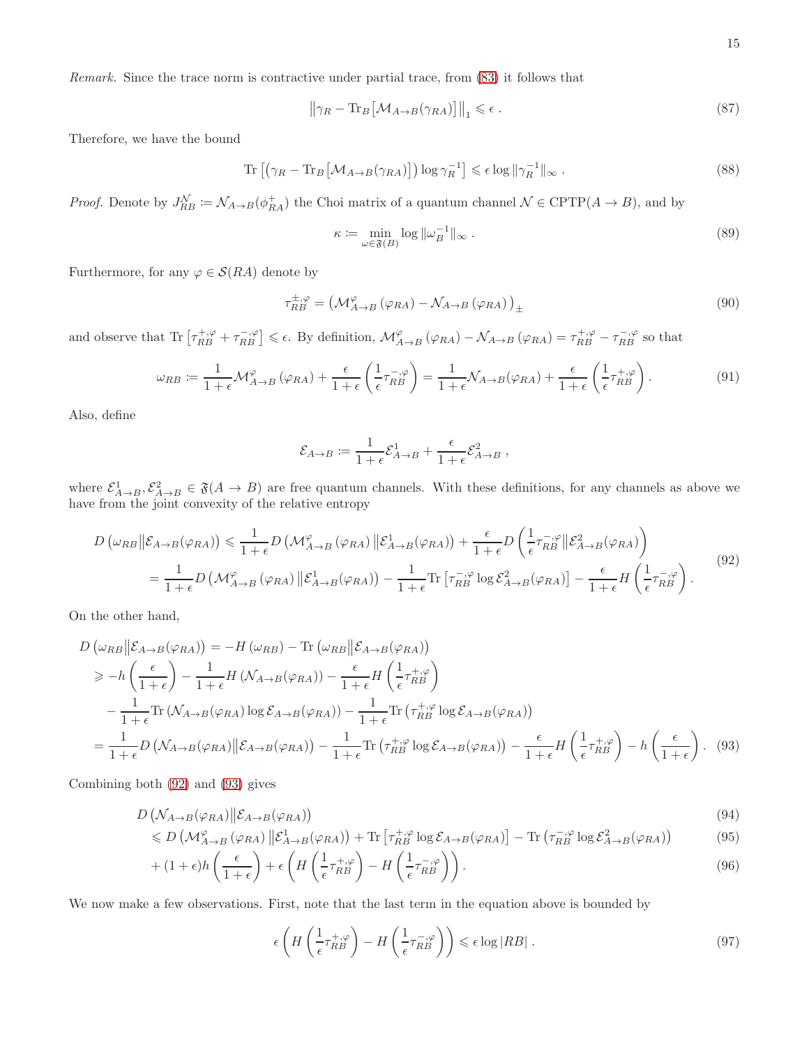*Remark.* Since the trace norm is contractive under partial trace, from (83) it follows that

$$\left\|\gamma_R - \mathrm{Tr}_B\left[\mathcal{M}_{A\to B}(\gamma_{RA})\right]\right\|_1 \leqslant \epsilon \,. \tag{87}$$

Therefore, we have the bound

$$\mathrm{Tr}\left[\left(\gamma_R - \mathrm{Tr}_B\left[\mathcal{M}_{A\to B}(\gamma_{RA})\right]\right)\log \gamma_R^{-1}\right] \leqslant \epsilon \log \|\gamma_R^{-1}\|_\infty \,. \tag{88}$$

*Proof.* Denote by $J^{\mathcal{N}}_{RB} \coloneqq \mathcal{N}_{A\to B}(\phi^+_{RA})$ the Choi matrix of a quantum channel $\mathcal{N} \in \mathrm{CPTP}(A \to B)$, and by

$$\kappa \coloneqq \min_{\omega \in \mathfrak{F}(B)} \log \|\omega_B^{-1}\|_\infty \,. \tag{89}$$

Furthermore, for any $\varphi \in \mathcal{S}(RA)$ denote by

$$\tau^{\pm,\varphi}_{RB} = \left(\mathcal{M}^{\varphi}_{A\to B}\left(\varphi_{RA}\right) - \mathcal{N}_{A\to B}\left(\varphi_{RA}\right)\right)_{\pm} \tag{90}$$

and observe that $\mathrm{Tr}\left[\tau^{+,\varphi}_{RB} + \tau^{-,\varphi}_{RB}\right] \leqslant \epsilon$. By definition, $\mathcal{M}^{\varphi}_{A\to B}\left(\varphi_{RA}\right) - \mathcal{N}_{A\to B}\left(\varphi_{RA}\right) = \tau^{+,\varphi}_{RB} - \tau^{-,\varphi}_{RB}$ so that

$$\omega_{RB} \coloneqq \frac{1}{1+\epsilon}\mathcal{M}^{\varphi}_{A\to B}\left(\varphi_{RA}\right) + \frac{\epsilon}{1+\epsilon}\left(\frac{1}{\epsilon}\tau^{-,\varphi}_{RB}\right) = \frac{1}{1+\epsilon}\mathcal{N}_{A\to B}(\varphi_{RA}) + \frac{\epsilon}{1+\epsilon}\left(\frac{1}{\epsilon}\tau^{+,\varphi}_{RB}\right). \tag{91}$$

Also, define

$$\mathcal{E}_{A\to B} \coloneqq \frac{1}{1+\epsilon}\mathcal{E}^1_{A\to B} + \frac{\epsilon}{1+\epsilon}\mathcal{E}^2_{A\to B}\,,$$

where $\mathcal{E}^1_{A\to B}, \mathcal{E}^2_{A\to B} \in \mathfrak{F}(A \to B)$ are free quantum channels. With these definitions, for any channels as above we have from the joint convexity of the relative entropy

$$\begin{aligned}
D\left(\omega_{RB}\middle\|\mathcal{E}_{A\to B}(\varphi_{RA})\right) &\leqslant \frac{1}{1+\epsilon}D\left(\mathcal{M}^{\varphi}_{A\to B}\left(\varphi_{RA}\right)\middle\|\mathcal{E}^1_{A\to B}(\varphi_{RA})\right) + \frac{\epsilon}{1+\epsilon}D\left(\frac{1}{\epsilon}\tau^{-,\varphi}_{RB}\middle\|\mathcal{E}^2_{A\to B}(\varphi_{RA})\right)\\
&= \frac{1}{1+\epsilon}D\left(\mathcal{M}^{\varphi}_{A\to B}\left(\varphi_{RA}\right)\middle\|\mathcal{E}^1_{A\to B}(\varphi_{RA})\right) - \frac{1}{1+\epsilon}\mathrm{Tr}\left[\tau^{-,\varphi}_{RB}\log\mathcal{E}^2_{A\to B}(\varphi_{RA})\right] - \frac{\epsilon}{1+\epsilon}H\left(\frac{1}{\epsilon}\tau^{-,\varphi}_{RB}\right).
\end{aligned} \tag{92}$$

On the other hand,

$$\begin{aligned}
&D\left(\omega_{RB}\middle\|\mathcal{E}_{A\to B}(\varphi_{RA})\right) = -H\left(\omega_{RB}\right) - \mathrm{Tr}\left(\omega_{RB}\middle\|\mathcal{E}_{A\to B}(\varphi_{RA})\right)\\
&\geqslant -h\left(\frac{\epsilon}{1+\epsilon}\right) - \frac{1}{1+\epsilon}H\left(\mathcal{N}_{A\to B}(\varphi_{RA})\right) - \frac{\epsilon}{1+\epsilon}H\left(\frac{1}{\epsilon}\tau^{+,\varphi}_{RB}\right)\\
&\quad - \frac{1}{1+\epsilon}\mathrm{Tr}\left(\mathcal{N}_{A\to B}(\varphi_{RA})\log\mathcal{E}_{A\to B}(\varphi_{RA})\right) - \frac{1}{1+\epsilon}\mathrm{Tr}\left(\tau^{+,\varphi}_{RB}\log\mathcal{E}_{A\to B}(\varphi_{RA})\right)\\
&= \frac{1}{1+\epsilon}D\left(\mathcal{N}_{A\to B}(\varphi_{RA})\middle\|\mathcal{E}_{A\to B}(\varphi_{RA})\right) - \frac{1}{1+\epsilon}\mathrm{Tr}\left(\tau^{+,\varphi}_{RB}\log\mathcal{E}_{A\to B}(\varphi_{RA})\right) - \frac{\epsilon}{1+\epsilon}H\left(\frac{1}{\epsilon}\tau^{+,\varphi}_{RB}\right) - h\left(\frac{\epsilon}{1+\epsilon}\right).
\end{aligned} \tag{93}$$

Combining both (92) and (93) gives

$$D\left(\mathcal{N}_{A\to B}(\varphi_{RA})\middle\|\mathcal{E}_{A\to B}(\varphi_{RA})\right) \tag{94}$$

$$\leqslant D\left(\mathcal{M}^{\varphi}_{A\to B}\left(\varphi_{RA}\right)\middle\|\mathcal{E}^1_{A\to B}(\varphi_{RA})\right) + \mathrm{Tr}\left[\tau^{+,\varphi}_{RB}\log\mathcal{E}_{A\to B}(\varphi_{RA})\right] - \mathrm{Tr}\left(\tau^{-,\varphi}_{RB}\log\mathcal{E}^2_{A\to B}(\varphi_{RA})\right) \tag{95}$$

$$+ (1+\epsilon)h\left(\frac{\epsilon}{1+\epsilon}\right) + \epsilon\left(H\left(\frac{1}{\epsilon}\tau^{+,\varphi}_{RB}\right) - H\left(\frac{1}{\epsilon}\tau^{-,\varphi}_{RB}\right)\right). \tag{96}$$

We now make a few observations. First, note that the last term in the equation above is bounded by

$$\epsilon\left(H\left(\frac{1}{\epsilon}\tau^{+,\varphi}_{RB}\right) - H\left(\frac{1}{\epsilon}\tau^{-,\varphi}_{RB}\right)\right) \leqslant \epsilon\log|RB|\,. \tag{97}$$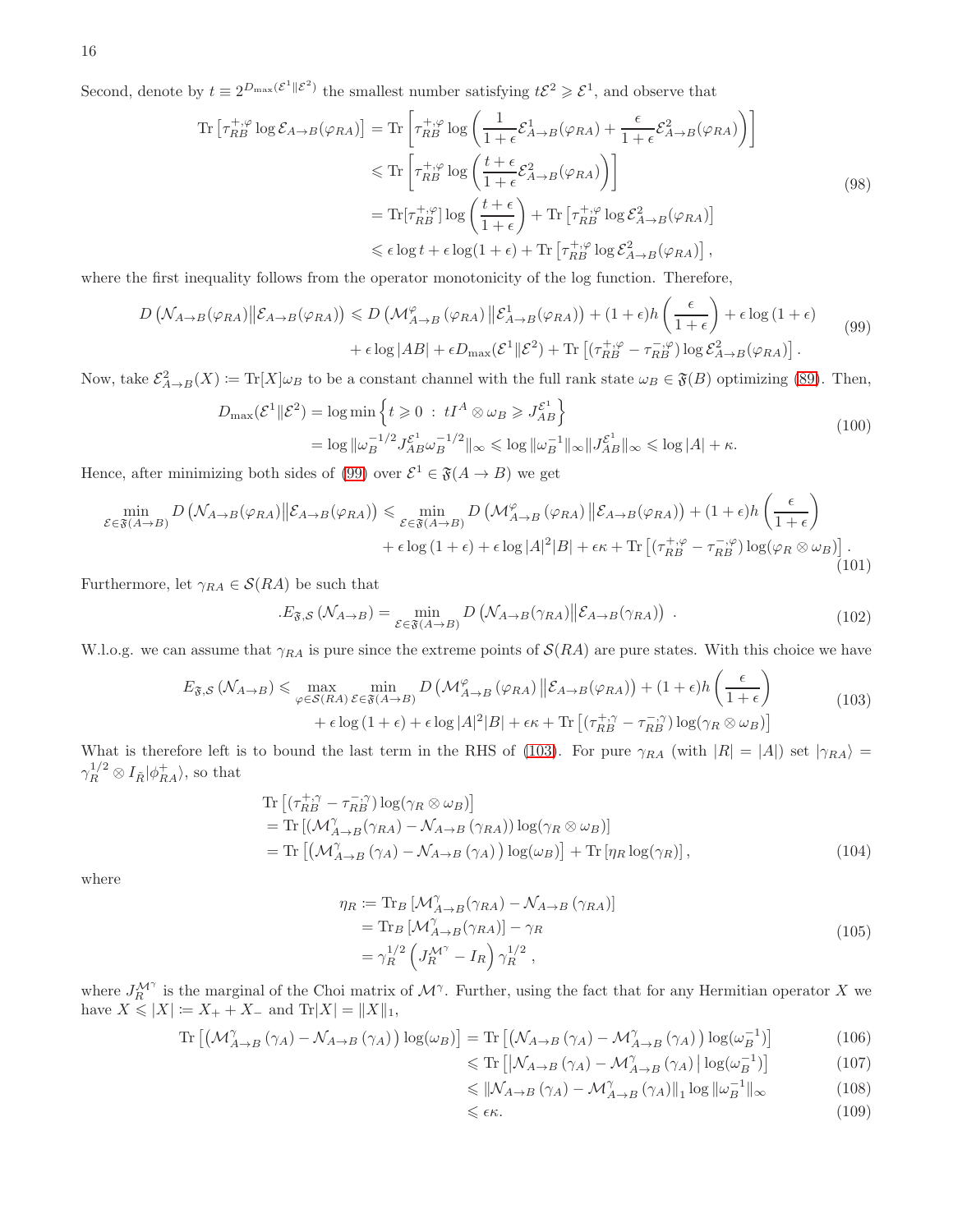Second, denote by $t \equiv 2^{D_{\max}(\mathcal{E}^1\|\mathcal{E}^2)}$ the smallest number satisfying $t\mathcal{E}^2 \geqslant \mathcal{E}^1$, and observe that

$$
\begin{aligned}
\operatorname{Tr}\left[\tau_{RB}^{+,\varphi} \log \mathcal{E}_{A\to B}(\varphi_{RA})\right] &= \operatorname{Tr}\left[\tau_{RB}^{+,\varphi} \log\left(\frac{1}{1+\epsilon}\mathcal{E}^1_{A\to B}(\varphi_{RA}) + \frac{\epsilon}{1+\epsilon}\mathcal{E}^2_{A\to B}(\varphi_{RA})\right)\right] \\
&\leqslant \operatorname{Tr}\left[\tau_{RB}^{+,\varphi} \log\left(\frac{t+\epsilon}{1+\epsilon}\mathcal{E}^2_{A\to B}(\varphi_{RA})\right)\right] \\
&= \operatorname{Tr}[\tau_{RB}^{+,\varphi}] \log\left(\frac{t+\epsilon}{1+\epsilon}\right) + \operatorname{Tr}\left[\tau_{RB}^{+,\varphi} \log \mathcal{E}^2_{A\to B}(\varphi_{RA})\right] \\
&\leqslant \epsilon \log t + \epsilon \log(1+\epsilon) + \operatorname{Tr}\left[\tau_{RB}^{+,\varphi} \log \mathcal{E}^2_{A\to B}(\varphi_{RA})\right],
\end{aligned}
\tag{98}
$$

where the first inequality follows from the operator monotonicity of the log function. Therefore,

$$
\begin{aligned}
D\left(\mathcal{N}_{A\to B}(\varphi_{RA})\middle\|\mathcal{E}_{A\to B}(\varphi_{RA})\right) \leqslant\; & D\left(\mathcal{M}^{\varphi}_{A\to B}(\varphi_{RA})\middle\|\mathcal{E}^1_{A\to B}(\varphi_{RA})\right) + (1+\epsilon)h\left(\frac{\epsilon}{1+\epsilon}\right) + \epsilon\log(1+\epsilon) \\
&+ \epsilon \log|AB| + \epsilon D_{\max}(\mathcal{E}^1\|\mathcal{E}^2) + \operatorname{Tr}\left[(\tau_{RB}^{+,\varphi} - \tau_{RB}^{-,\varphi}) \log \mathcal{E}^2_{A\to B}(\varphi_{RA})\right].
\end{aligned}
\tag{99}
$$

Now, take $\mathcal{E}^2_{A\to B}(X) := \operatorname{Tr}[X]\omega_B$ to be a constant channel with the full rank state $\omega_B \in \mathfrak{F}(B)$ optimizing (89). Then,

$$
\begin{aligned}
D_{\max}(\mathcal{E}^1\|\mathcal{E}^2) &= \log\min\left\{t \geqslant 0 \;:\; tI^A\otimes\omega_B \geqslant J^{\mathcal{E}^1}_{AB}\right\} \\
&= \log\|\omega_B^{-1/2}J^{\mathcal{E}^1}_{AB}\omega_B^{-1/2}\|_\infty \leqslant \log\|\omega_B^{-1}\|_\infty\|J^{\mathcal{E}^1}_{AB}\|_\infty \leqslant \log|A| + \kappa.
\end{aligned}
\tag{100}
$$

Hence, after minimizing both sides of (99) over $\mathcal{E}^1 \in \mathfrak{F}(A\to B)$ we get

$$
\begin{aligned}
\min_{\mathcal{E}\in\mathfrak{F}(A\to B)} D\left(\mathcal{N}_{A\to B}(\varphi_{RA})\middle\|\mathcal{E}_{A\to B}(\varphi_{RA})\right) \leqslant\; & \min_{\mathcal{E}\in\mathfrak{F}(A\to B)} D\left(\mathcal{M}^{\varphi}_{A\to B}(\varphi_{RA})\middle\|\mathcal{E}_{A\to B}(\varphi_{RA})\right) + (1+\epsilon)h\left(\frac{\epsilon}{1+\epsilon}\right) \\
&+ \epsilon\log(1+\epsilon) + \epsilon\log|A|^2|B| + \epsilon\kappa + \operatorname{Tr}\left[(\tau_{RB}^{+,\varphi} - \tau_{RB}^{-,\varphi})\log(\varphi_R\otimes\omega_B)\right].
\end{aligned}
\tag{101}
$$

Furthermore, let $\gamma_{RA} \in \mathcal{S}(RA)$ be such that

$$
.E_{\mathfrak{F},\mathcal{S}}(\mathcal{N}_{A\to B}) = \min_{\mathcal{E}\in\mathfrak{F}(A\to B)} D\left(\mathcal{N}_{A\to B}(\gamma_{RA})\middle\|\mathcal{E}_{A\to B}(\gamma_{RA})\right). \tag{102}
$$

W.l.o.g. we can assume that $\gamma_{RA}$ is pure since the extreme points of $\mathcal{S}(RA)$ are pure states. With this choice we have

$$
\begin{aligned}
E_{\mathfrak{F},\mathcal{S}}(\mathcal{N}_{A\to B}) \leqslant\; & \max_{\varphi\in\mathcal{S}(RA)}\min_{\mathcal{E}\in\mathfrak{F}(A\to B)} D\left(\mathcal{M}^{\varphi}_{A\to B}(\varphi_{RA})\middle\|\mathcal{E}_{A\to B}(\varphi_{RA})\right) + (1+\epsilon)h\left(\frac{\epsilon}{1+\epsilon}\right) \\
&+ \epsilon\log(1+\epsilon) + \epsilon\log|A|^2|B| + \epsilon\kappa + \operatorname{Tr}\left[(\tau_{RB}^{+,\gamma} - \tau_{RB}^{-,\gamma})\log(\gamma_R\otimes\omega_B)\right]
\end{aligned}
\tag{103}
$$

What is therefore left is to bound the last term in the RHS of (103). For pure $\gamma_{RA}$ (with $|R| = |A|$) set $|\gamma_{RA}\rangle = \gamma_R^{1/2}\otimes I_{\tilde{R}}|\phi^+_{RA}\rangle$, so that

$$
\begin{aligned}
&\operatorname{Tr}\left[(\tau_{RB}^{+,\gamma} - \tau_{RB}^{-,\gamma})\log(\gamma_R\otimes\omega_B)\right] \\
&= \operatorname{Tr}\left[(\mathcal{M}^{\gamma}_{A\to B}(\gamma_{RA}) - \mathcal{N}_{A\to B}(\gamma_{RA}))\log(\gamma_R\otimes\omega_B)\right] \\
&= \operatorname{Tr}\left[\left(\mathcal{M}^{\gamma}_{A\to B}(\gamma_A) - \mathcal{N}_{A\to B}(\gamma_A)\right)\log(\omega_B)\right] + \operatorname{Tr}\left[\eta_R\log(\gamma_R)\right],
\end{aligned}
\tag{104}
$$

where

$$
\begin{aligned}
\eta_R &:= \operatorname{Tr}_B\left[\mathcal{M}^{\gamma}_{A\to B}(\gamma_{RA}) - \mathcal{N}_{A\to B}(\gamma_{RA})\right] \\
&= \operatorname{Tr}_B\left[\mathcal{M}^{\gamma}_{A\to B}(\gamma_{RA})\right] - \gamma_R \\
&= \gamma_R^{1/2}\left(J^{\mathcal{M}^{\gamma}}_R - I_R\right)\gamma_R^{1/2},
\end{aligned}
\tag{105}
$$

where $J^{\mathcal{M}^{\gamma}}_R$ is the marginal of the Choi matrix of $\mathcal{M}^{\gamma}$. Further, using the fact that for any Hermitian operator $X$ we have $X \leqslant |X| := X_+ + X_-$ and $\operatorname{Tr}|X| = \|X\|_1$,

$$
\begin{aligned}
\operatorname{Tr}\left[\left(\mathcal{M}^{\gamma}_{A\to B}(\gamma_A) - \mathcal{N}_{A\to B}(\gamma_A)\right)\log(\omega_B)\right] &= \operatorname{Tr}\left[\left(\mathcal{N}_{A\to B}(\gamma_A) - \mathcal{M}^{\gamma}_{A\to B}(\gamma_A)\right)\log(\omega_B^{-1})\right] && (106)\\
&\leqslant \operatorname{Tr}\left[\left|\mathcal{N}_{A\to B}(\gamma_A) - \mathcal{M}^{\gamma}_{A\to B}(\gamma_A)\right|\log(\omega_B^{-1})\right] && (107)\\
&\leqslant \left\|\mathcal{N}_{A\to B}(\gamma_A) - \mathcal{M}^{\gamma}_{A\to B}(\gamma_A)\right\|_1\log\|\omega_B^{-1}\|_\infty && (108)\\
&\leqslant \epsilon\kappa. && (109)
\end{aligned}
$$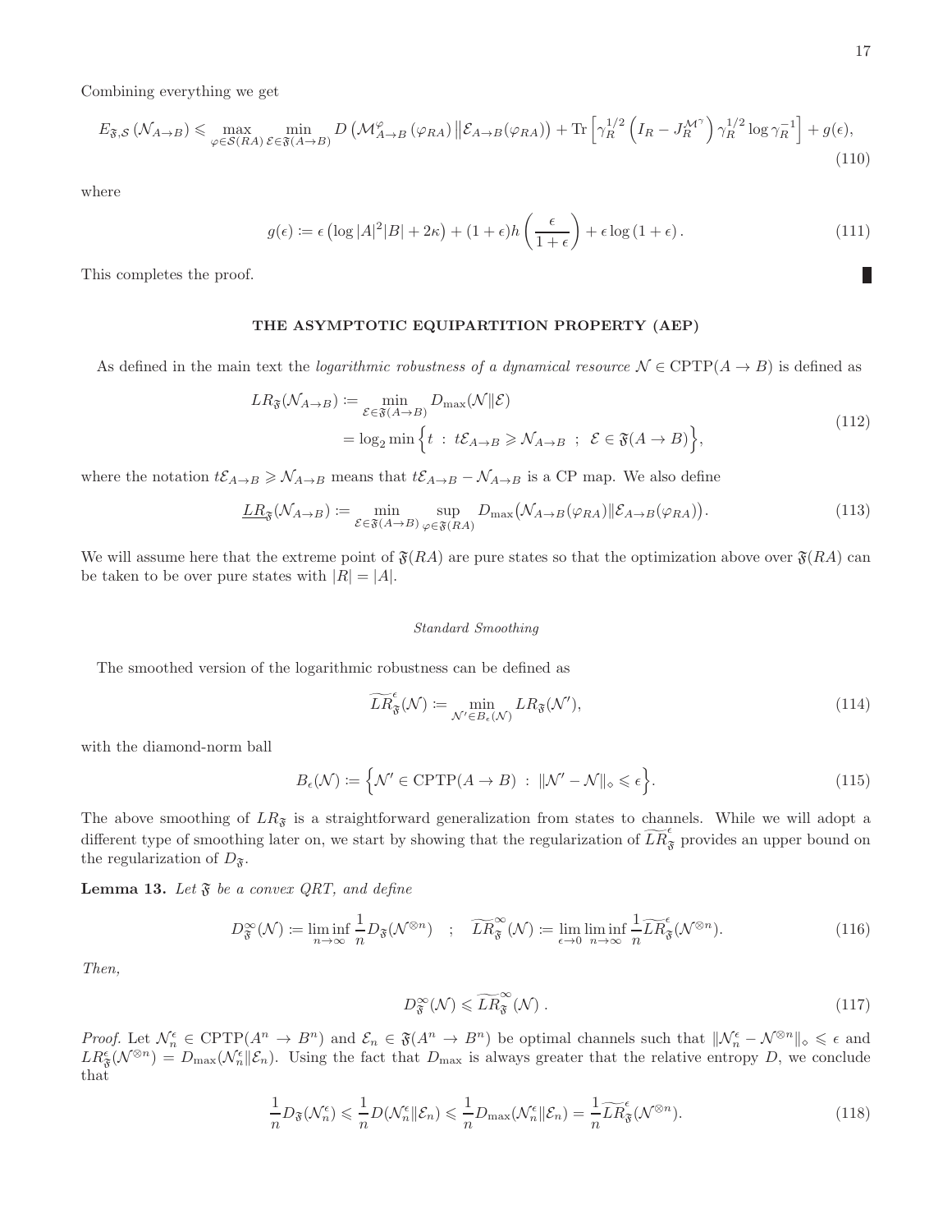Combining everything we get

$$E_{\mathfrak{F},\mathcal{S}}\left(\mathcal{N}_{A\to B}\right) \leqslant \max_{\varphi\in\mathcal{S}(RA)} \min_{\mathcal{E}\in\mathfrak{F}(A\to B)} D\left(\mathcal{M}^{\varphi}_{A\to B}\left(\varphi_{RA}\right)\middle\|\mathcal{E}_{A\to B}(\varphi_{RA})\right) + \mathrm{Tr}\left[\gamma_R^{1/2}\left(I_R - J_R^{\mathcal{M}^\gamma}\right)\gamma_R^{1/2}\log\gamma_R^{-1}\right] + g(\epsilon), \tag{110}$$

where

$$g(\epsilon) := \epsilon\left(\log|A|^2|B| + 2\kappa\right) + (1+\epsilon)h\left(\frac{\epsilon}{1+\epsilon}\right) + \epsilon\log\left(1+\epsilon\right). \tag{111}$$

This completes the proof. ∎

## THE ASYMPTOTIC EQUIPARTITION PROPERTY (AEP)

As defined in the main text the *logarithmic robustness of a dynamical resource* $\mathcal{N}\in\mathrm{CPTP}(A\to B)$ is defined as

$$\begin{aligned} LR_{\mathfrak{F}}(\mathcal{N}_{A\to B}) &:= \min_{\mathcal{E}\in\mathfrak{F}(A\to B)} D_{\max}(\mathcal{N}\|\mathcal{E}) \\ &= \log_2\min\Big\{t\ :\ t\mathcal{E}_{A\to B}\geqslant\mathcal{N}_{A\to B}\ \ ;\ \ \mathcal{E}\in\mathfrak{F}(A\to B)\Big\}, \end{aligned} \tag{112}$$

where the notation $t\mathcal{E}_{A\to B}\geqslant\mathcal{N}_{A\to B}$ means that $t\mathcal{E}_{A\to B}-\mathcal{N}_{A\to B}$ is a CP map. We also define

$$\underline{LR}_{\mathfrak{F}}(\mathcal{N}_{A\to B}) := \min_{\mathcal{E}\in\mathfrak{F}(A\to B)}\sup_{\varphi\in\mathfrak{F}(RA)} D_{\max}\big(\mathcal{N}_{A\to B}(\varphi_{RA})\|\mathcal{E}_{A\to B}(\varphi_{RA})\big). \tag{113}$$

We will assume here that the extreme point of $\mathfrak{F}(RA)$ are pure states so that the optimization above over $\mathfrak{F}(RA)$ can be taken to be over pure states with $|R|=|A|$.

### *Standard Smoothing*

The smoothed version of the logarithmic robustness can be defined as

$$\widetilde{LR}^{\epsilon}_{\mathfrak{F}}(\mathcal{N}) := \min_{\mathcal{N}'\in B_\epsilon(\mathcal{N})} LR_{\mathfrak{F}}(\mathcal{N}'), \tag{114}$$

with the diamond-norm ball

$$B_\epsilon(\mathcal{N}) := \Big\{\mathcal{N}'\in\mathrm{CPTP}(A\to B)\ :\ \|\mathcal{N}'-\mathcal{N}\|_\diamond\leqslant\epsilon\Big\}. \tag{115}$$

The above smoothing of $LR_{\mathfrak{F}}$ is a straightforward generalization from states to channels. While we will adopt a different type of smoothing later on, we start by showing that the regularization of $\widetilde{LR}^{\epsilon}_{\mathfrak{F}}$ provides an upper bound on the regularization of $D_{\mathfrak{F}}$.

**Lemma 13.** *Let $\mathfrak{F}$ be a convex QRT, and define*

$$D^{\infty}_{\mathfrak{F}}(\mathcal{N}) := \liminf_{n\to\infty}\frac{1}{n}D_{\mathfrak{F}}(\mathcal{N}^{\otimes n})\quad;\quad \widetilde{LR}^{\infty}_{\mathfrak{F}}(\mathcal{N}) := \lim_{\epsilon\to 0}\liminf_{n\to\infty}\frac{1}{n}\widetilde{LR}^{\epsilon}_{\mathfrak{F}}(\mathcal{N}^{\otimes n}). \tag{116}$$

*Then,*

$$D^{\infty}_{\mathfrak{F}}(\mathcal{N}) \leqslant \widetilde{LR}^{\infty}_{\mathfrak{F}}(\mathcal{N}). \tag{117}$$

*Proof.* Let $\mathcal{N}^\epsilon_n\in\mathrm{CPTP}(A^n\to B^n)$ and $\mathcal{E}_n\in\mathfrak{F}(A^n\to B^n)$ be optimal channels such that $\|\mathcal{N}^\epsilon_n-\mathcal{N}^{\otimes n}\|_\diamond\leqslant\epsilon$ and $LR^\epsilon_{\mathfrak{F}}(\mathcal{N}^{\otimes n}) = D_{\max}(\mathcal{N}^\epsilon_n\|\mathcal{E}_n)$. Using the fact that $D_{\max}$ is always greater that the relative entropy $D$, we conclude that

$$\frac{1}{n}D_{\mathfrak{F}}(\mathcal{N}^\epsilon_n) \leqslant \frac{1}{n}D(\mathcal{N}^\epsilon_n\|\mathcal{E}_n) \leqslant \frac{1}{n}D_{\max}(\mathcal{N}^\epsilon_n\|\mathcal{E}_n) = \frac{1}{n}\widetilde{LR}^{\epsilon}_{\mathfrak{F}}(\mathcal{N}^{\otimes n}). \tag{118}$$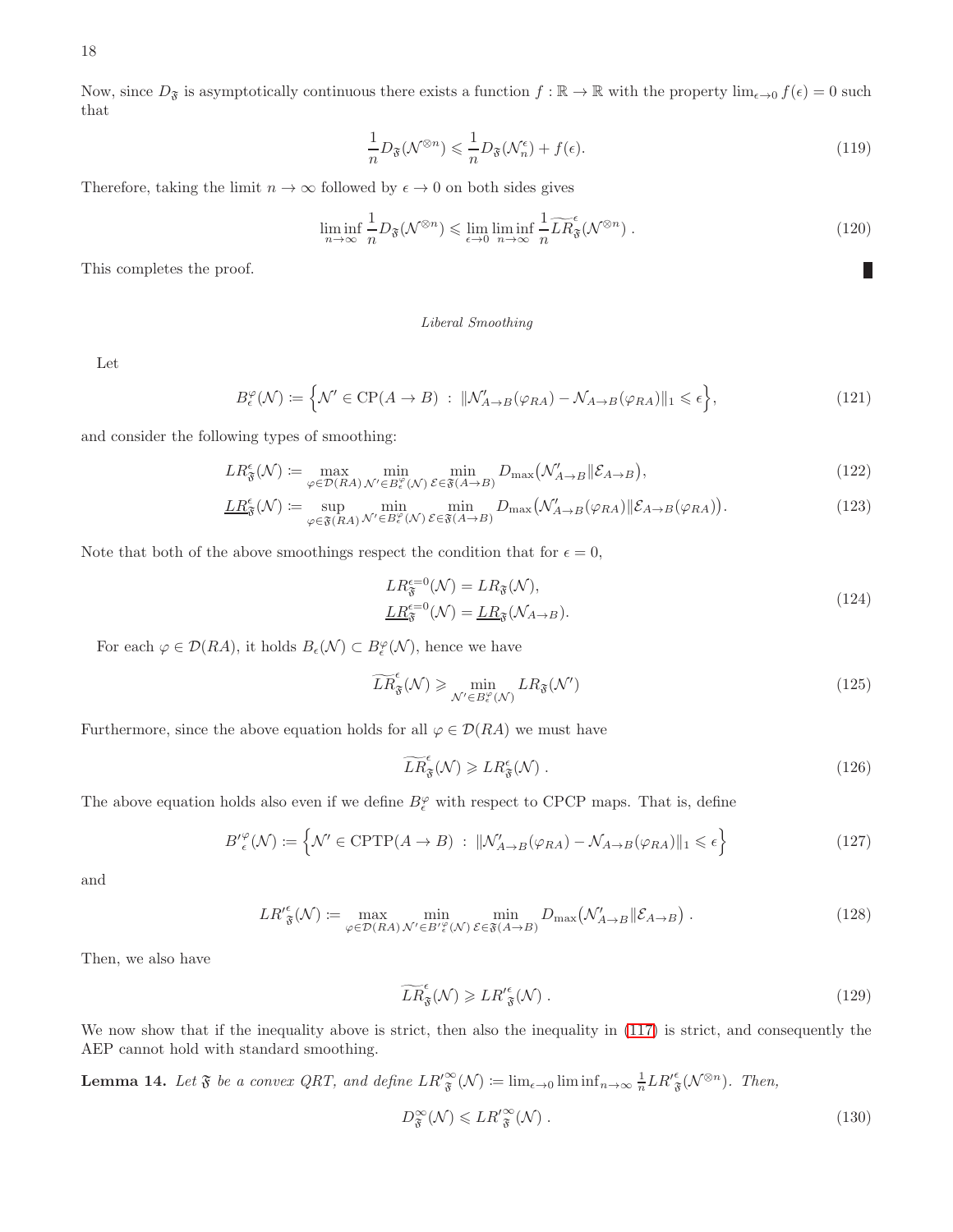Now, since $D_{\mathfrak{F}}$ is asymptotically continuous there exists a function $f : \mathbb{R} \to \mathbb{R}$ with the property $\lim_{\epsilon\to 0} f(\epsilon) = 0$ such that

$$\frac{1}{n} D_{\mathfrak{F}}(\mathcal{N}^{\otimes n}) \leqslant \frac{1}{n} D_{\mathfrak{F}}(\mathcal{N}_n^{\epsilon}) + f(\epsilon). \tag{119}$$

Therefore, taking the limit $n \to \infty$ followed by $\epsilon \to 0$ on both sides gives

$$\liminf_{n\to\infty} \frac{1}{n} D_{\mathfrak{F}}(\mathcal{N}^{\otimes n}) \leqslant \lim_{\epsilon\to 0} \liminf_{n\to\infty} \frac{1}{n} \widetilde{LR}^{\epsilon}_{\mathfrak{F}}(\mathcal{N}^{\otimes n}) \; . \tag{120}$$

This completes the proof. ∎

*Liberal Smoothing*

Let

$$B^{\varphi}_{\epsilon}(\mathcal{N}) \coloneqq \Big\{ \mathcal{N}' \in \mathrm{CP}(A \to B) \;:\; \|\mathcal{N}'_{A\to B}(\varphi_{RA}) - \mathcal{N}_{A\to B}(\varphi_{RA})\|_1 \leqslant \epsilon \Big\}, \tag{121}$$

and consider the following types of smoothing:

$$LR^{\epsilon}_{\mathfrak{F}}(\mathcal{N}) \coloneqq \max_{\varphi\in\mathcal{D}(RA)} \min_{\mathcal{N}'\in B^{\varphi}_{\epsilon}(\mathcal{N})} \min_{\mathcal{E}\in\mathfrak{F}(A\to B)} D_{\max}\big(\mathcal{N}'_{A\to B} \| \mathcal{E}_{A\to B}\big), \tag{122}$$

$$\underline{LR}^{\epsilon}_{\mathfrak{F}}(\mathcal{N}) \coloneqq \sup_{\varphi\in\mathfrak{F}(RA)} \min_{\mathcal{N}'\in B^{\varphi}_{\epsilon}(\mathcal{N})} \min_{\mathcal{E}\in\mathfrak{F}(A\to B)} D_{\max}\big(\mathcal{N}'_{A\to B}(\varphi_{RA}) \| \mathcal{E}_{A\to B}(\varphi_{RA})\big). \tag{123}$$

Note that both of the above smoothings respect the condition that for $\epsilon = 0$,

$$\begin{aligned} LR^{\epsilon=0}_{\mathfrak{F}}(\mathcal{N}) &= LR_{\mathfrak{F}}(\mathcal{N}), \\ \underline{LR}^{\epsilon=0}_{\mathfrak{F}}(\mathcal{N}) &= \underline{LR}_{\mathfrak{F}}(\mathcal{N}_{A\to B}). \end{aligned} \tag{124}$$

For each $\varphi \in \mathcal{D}(RA)$, it holds $B_{\epsilon}(\mathcal{N}) \subset B^{\varphi}_{\epsilon}(\mathcal{N})$, hence we have

$$\widetilde{LR}^{\epsilon}_{\mathfrak{F}}(\mathcal{N}) \geqslant \min_{\mathcal{N}'\in B^{\varphi}_{\epsilon}(\mathcal{N})} LR_{\mathfrak{F}}(\mathcal{N}') \tag{125}$$

Furthermore, since the above equation holds for all $\varphi \in \mathcal{D}(RA)$ we must have

$$\widetilde{LR}^{\epsilon}_{\mathfrak{F}}(\mathcal{N}) \geqslant LR^{\epsilon}_{\mathfrak{F}}(\mathcal{N}) \; . \tag{126}$$

The above equation holds also even if we define $B^{\varphi}_{\epsilon}$ with respect to CPCP maps. That is, define

$$B'^{\varphi}_{\epsilon}(\mathcal{N}) \coloneqq \Big\{ \mathcal{N}' \in \mathrm{CPTP}(A \to B) \;:\; \|\mathcal{N}'_{A\to B}(\varphi_{RA}) - \mathcal{N}_{A\to B}(\varphi_{RA})\|_1 \leqslant \epsilon \Big\} \tag{127}$$

and

$$LR'^{\epsilon}_{\mathfrak{F}}(\mathcal{N}) \coloneqq \max_{\varphi\in\mathcal{D}(RA)} \min_{\mathcal{N}'\in B'^{\varphi}_{\epsilon}(\mathcal{N})} \min_{\mathcal{E}\in\mathfrak{F}(A\to B)} D_{\max}\big(\mathcal{N}'_{A\to B} \| \mathcal{E}_{A\to B}\big) \; . \tag{128}$$

Then, we also have

$$\widetilde{LR}^{\epsilon}_{\mathfrak{F}}(\mathcal{N}) \geqslant LR'^{\epsilon}_{\mathfrak{F}}(\mathcal{N}) \; . \tag{129}$$

We now show that if the inequality above is strict, then also the inequality in (117) is strict, and consequently the AEP cannot hold with standard smoothing.

**Lemma 14.** *Let $\mathfrak{F}$ be a convex QRT, and define $LR'^{\infty}_{\mathfrak{F}}(\mathcal{N}) \coloneqq \lim_{\epsilon\to 0} \liminf_{n\to\infty} \frac{1}{n} LR'^{\epsilon}_{\mathfrak{F}}(\mathcal{N}^{\otimes n})$. Then,*

$$D^{\infty}_{\mathfrak{F}}(\mathcal{N}) \leqslant LR'^{\infty}_{\mathfrak{F}}(\mathcal{N}) \; . \tag{130}$$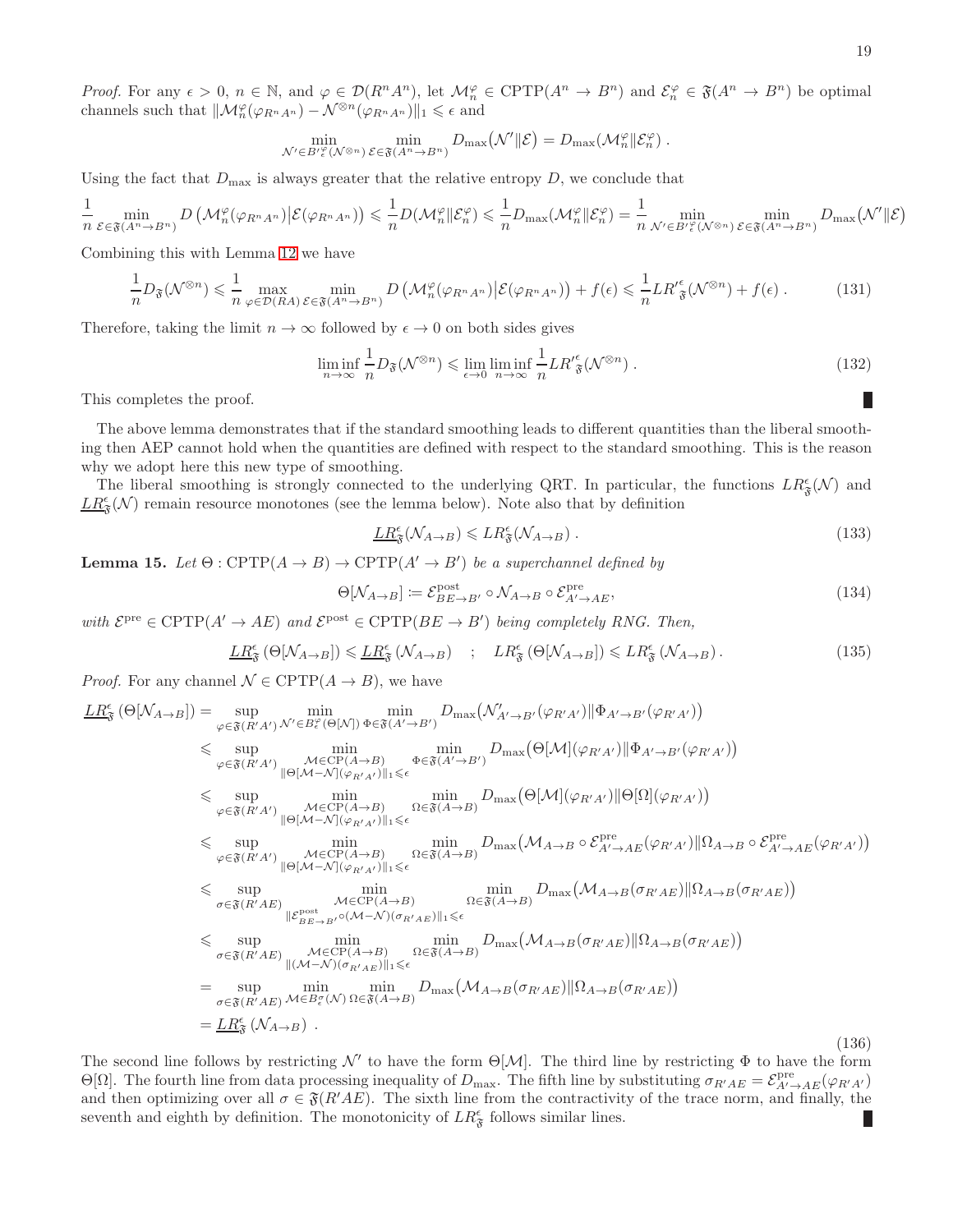*Proof.* For any $\epsilon > 0$, $n \in \mathbb{N}$, and $\varphi \in \mathcal{D}(R^n A^n)$, let $\mathcal{M}_n^\varphi \in \text{CPTP}(A^n \to B^n)$ and $\mathcal{E}_n^\varphi \in \mathfrak{F}(A^n \to B^n)$ be optimal channels such that $\|\mathcal{M}_n^\varphi(\varphi_{R^n A^n}) - \mathcal{N}^{\otimes n}(\varphi_{R^n A^n})\|_1 \leqslant \epsilon$ and

$$\min_{\mathcal{N}' \in B'^\varphi_\epsilon(\mathcal{N}^{\otimes n})} \min_{\mathcal{E} \in \mathfrak{F}(A^n \to B^n)} D_{\max}\big(\mathcal{N}' \| \mathcal{E}\big) = D_{\max}(\mathcal{M}_n^\varphi \| \mathcal{E}_n^\varphi) \; .$$

Using the fact that $D_{\max}$ is always greater that the relative entropy $D$, we conclude that

$$\frac{1}{n} \min_{\mathcal{E} \in \mathfrak{F}(A^n \to B^n)} D\left(\mathcal{M}_n^\varphi(\varphi_{R^n A^n}) \big| \mathcal{E}(\varphi_{R^n A^n})\right) \leqslant \frac{1}{n} D(\mathcal{M}_n^\varphi \| \mathcal{E}_n^\varphi) \leqslant \frac{1}{n} D_{\max}(\mathcal{M}_n^\varphi \| \mathcal{E}_n^\varphi) = \frac{1}{n} \min_{\mathcal{N}' \in B'^\varphi_\epsilon(\mathcal{N}^{\otimes n})} \min_{\mathcal{E} \in \mathfrak{F}(A^n \to B^n)} D_{\max}\big(\mathcal{N}' \| \mathcal{E}\big)$$

Combining this with Lemma 12 we have

$$\frac{1}{n} D_{\mathfrak{F}}(\mathcal{N}^{\otimes n}) \leqslant \frac{1}{n} \max_{\varphi \in \mathcal{D}(RA)} \min_{\mathcal{E} \in \mathfrak{F}(A^n \to B^n)} D\left(\mathcal{M}_n^\varphi(\varphi_{R^n A^n}) \big| \mathcal{E}(\varphi_{R^n A^n})\right) + f(\epsilon) \leqslant \frac{1}{n} LR'^{\epsilon}_{\mathfrak{F}}(\mathcal{N}^{\otimes n}) + f(\epsilon) \; . \tag{131}$$

Therefore, taking the limit $n \to \infty$ followed by $\epsilon \to 0$ on both sides gives

$$\liminf_{n \to \infty} \frac{1}{n} D_{\mathfrak{F}}(\mathcal{N}^{\otimes n}) \leqslant \lim_{\epsilon \to 0} \liminf_{n \to \infty} \frac{1}{n} LR'^{\epsilon}_{\mathfrak{F}}(\mathcal{N}^{\otimes n}) \; . \tag{132}$$

This completes the proof. ∎

The above lemma demonstrates that if the standard smoothing leads to different quantities than the liberal smoothing then AEP cannot hold when the quantities are defined with respect to the standard smoothing. This is the reason why we adopt here this new type of smoothing.

The liberal smoothing is strongly connected to the underlying QRT. In particular, the functions $LR^\epsilon_{\mathfrak{F}}(\mathcal{N})$ and $\underline{LR}^\epsilon_{\mathfrak{F}}(\mathcal{N})$ remain resource monotones (see the lemma below). Note also that by definition

$$\underline{LR}^\epsilon_{\mathfrak{F}}(\mathcal{N}_{A \to B}) \leqslant LR^\epsilon_{\mathfrak{F}}(\mathcal{N}_{A \to B}) \; . \tag{133}$$

**Lemma 15.** *Let $\Theta : \text{CPTP}(A \to B) \to \text{CPTP}(A' \to B')$ be a superchannel defined by*

$$\Theta[\mathcal{N}_{A \to B}] \coloneqq \mathcal{E}^{\text{post}}_{BE \to B'} \circ \mathcal{N}_{A \to B} \circ \mathcal{E}^{\text{pre}}_{A' \to AE}, \tag{134}$$

*with $\mathcal{E}^{\text{pre}} \in \text{CPTP}(A' \to AE)$ and $\mathcal{E}^{\text{post}} \in \text{CPTP}(BE \to B')$ being completely RNG. Then,*

$$\underline{LR}^\epsilon_{\mathfrak{F}}\left(\Theta[\mathcal{N}_{A \to B}]\right) \leqslant \underline{LR}^\epsilon_{\mathfrak{F}}\left(\mathcal{N}_{A \to B}\right) \quad ; \quad LR^\epsilon_{\mathfrak{F}}\left(\Theta[\mathcal{N}_{A \to B}]\right) \leqslant LR^\epsilon_{\mathfrak{F}}\left(\mathcal{N}_{A \to B}\right). \tag{135}$$

*Proof.* For any channel $\mathcal{N} \in \text{CPTP}(A \to B)$, we have

$$\begin{aligned}
\underline{LR}^\epsilon_{\mathfrak{F}}\left(\Theta[\mathcal{N}_{A \to B}]\right) &= \sup_{\varphi \in \mathfrak{F}(R'A')} \min_{\mathcal{N}' \in B^\varphi_\epsilon(\Theta[\mathcal{N}])} \min_{\Phi \in \mathfrak{F}(A' \to B')} D_{\max}\big(\mathcal{N}'_{A' \to B'}(\varphi_{R'A'}) \| \Phi_{A' \to B'}(\varphi_{R'A'})\big) \\
&\leqslant \sup_{\varphi \in \mathfrak{F}(R'A')} \min_{\substack{\mathcal{M} \in \text{CP}(A \to B) \\ \|\Theta[\mathcal{M} - \mathcal{N}](\varphi_{R'A'})\|_1 \leqslant \epsilon}} \min_{\Phi \in \mathfrak{F}(A' \to B')} D_{\max}\big(\Theta[\mathcal{M}](\varphi_{R'A'}) \| \Phi_{A' \to B'}(\varphi_{R'A'})\big) \\
&\leqslant \sup_{\varphi \in \mathfrak{F}(R'A')} \min_{\substack{\mathcal{M} \in \text{CP}(A \to B) \\ \|\Theta[\mathcal{M} - \mathcal{N}](\varphi_{R'A'})\|_1 \leqslant \epsilon}} \min_{\Omega \in \mathfrak{F}(A \to B)} D_{\max}\big(\Theta[\mathcal{M}](\varphi_{R'A'}) \| \Theta[\Omega](\varphi_{R'A'})\big) \\
&\leqslant \sup_{\varphi \in \mathfrak{F}(R'A')} \min_{\substack{\mathcal{M} \in \text{CP}(A \to B) \\ \|\Theta[\mathcal{M} - \mathcal{N}](\varphi_{R'A'})\|_1 \leqslant \epsilon}} \min_{\Omega \in \mathfrak{F}(A \to B)} D_{\max}\big(\mathcal{M}_{A \to B} \circ \mathcal{E}^{\text{pre}}_{A' \to AE}(\varphi_{R'A'}) \| \Omega_{A \to B} \circ \mathcal{E}^{\text{pre}}_{A' \to AE}(\varphi_{R'A'})\big) \\
&\leqslant \sup_{\sigma \in \mathfrak{F}(R'AE)} \min_{\substack{\mathcal{M} \in \text{CP}(A \to B) \\ \|\mathcal{E}^{\text{post}}_{BE \to B'} \circ (\mathcal{M} - \mathcal{N})(\sigma_{R'AE})\|_1 \leqslant \epsilon}} \min_{\Omega \in \mathfrak{F}(A \to B)} D_{\max}\big(\mathcal{M}_{A \to B}(\sigma_{R'AE}) \| \Omega_{A \to B}(\sigma_{R'AE})\big) \\
&\leqslant \sup_{\sigma \in \mathfrak{F}(R'AE)} \min_{\substack{\mathcal{M} \in \text{CP}(A \to B) \\ \|(\mathcal{M} - \mathcal{N})(\sigma_{R'AE})\|_1 \leqslant \epsilon}} \min_{\Omega \in \mathfrak{F}(A \to B)} D_{\max}\big(\mathcal{M}_{A \to B}(\sigma_{R'AE}) \| \Omega_{A \to B}(\sigma_{R'AE})\big) \\
&= \sup_{\sigma \in \mathfrak{F}(R'AE)} \min_{\mathcal{M} \in B^\sigma_\epsilon(\mathcal{N})} \min_{\Omega \in \mathfrak{F}(A \to B)} D_{\max}\big(\mathcal{M}_{A \to B}(\sigma_{R'AE}) \| \Omega_{A \to B}(\sigma_{R'AE})\big) \\
&= \underline{LR}^\epsilon_{\mathfrak{F}}\left(\mathcal{N}_{A \to B}\right) \; .
\end{aligned} \tag{136}$$

The second line follows by restricting $\mathcal{N}'$ to have the form $\Theta[\mathcal{M}]$. The third line by restricting $\Phi$ to have the form $\Theta[\Omega]$. The fourth line from data processing inequality of $D_{\max}$. The fifth line by substituting $\sigma_{R'AE} = \mathcal{E}^{\text{pre}}_{A' \to AE}(\varphi_{R'A'})$ and then optimizing over all $\sigma \in \mathfrak{F}(R'AE)$. The sixth line from the contractivity of the trace norm, and finally, the seventh and eighth by definition. The monotonicity of $LR^\epsilon_{\mathfrak{F}}$ follows similar lines. ∎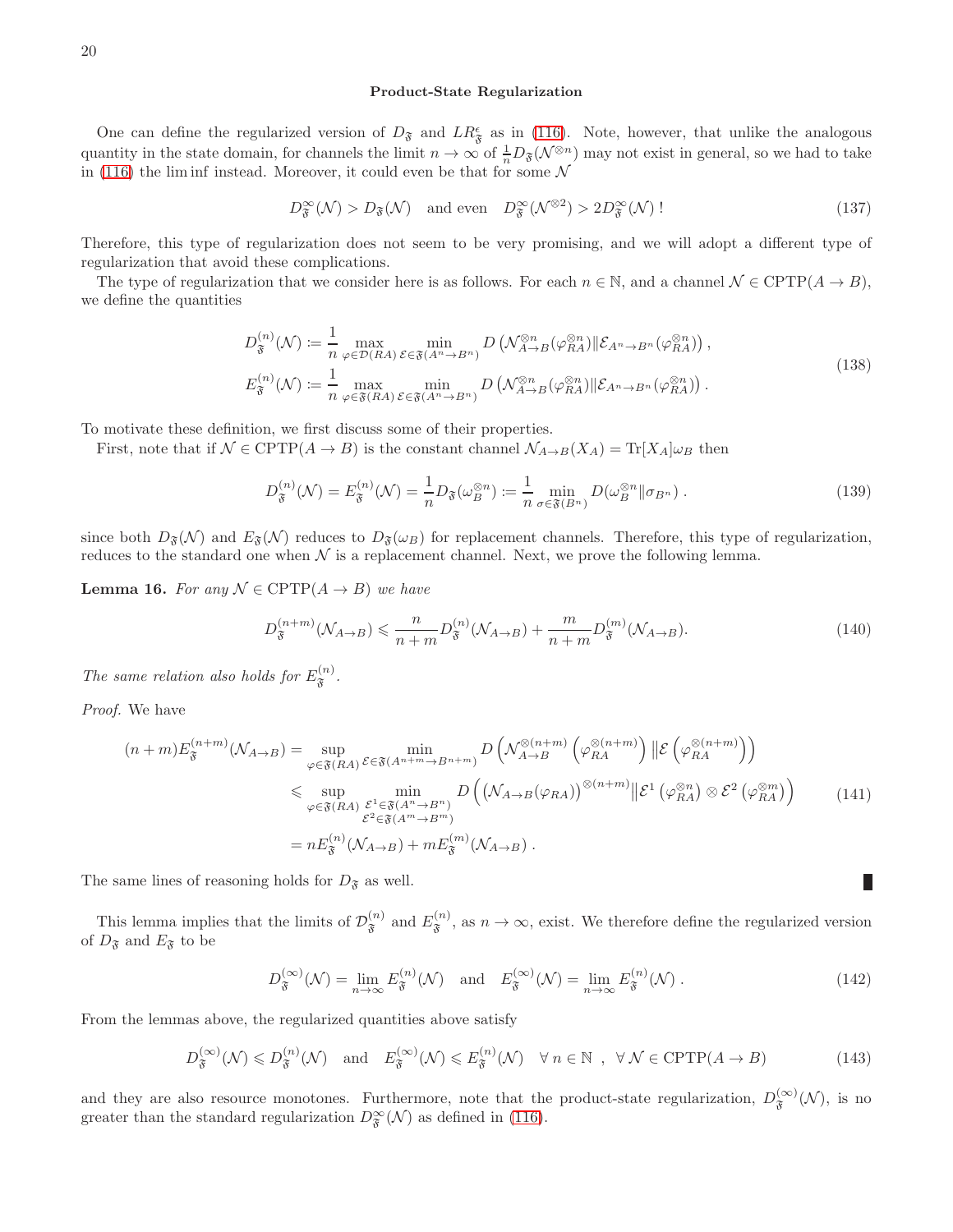**Product-State Regularization**

One can define the regularized version of $D_{\mathfrak{F}}$ and $LR^{\epsilon}_{\mathfrak{F}}$ as in (116). Note, however, that unlike the analogous quantity in the state domain, for channels the limit $n \to \infty$ of $\frac{1}{n} D_{\mathfrak{F}}(\mathcal{N}^{\otimes n})$ may not exist in general, so we had to take in (116) the lim inf instead. Moreover, it could even be that for some $\mathcal{N}$

$$D^{\infty}_{\mathfrak{F}}(\mathcal{N}) > D_{\mathfrak{F}}(\mathcal{N}) \quad \text{and even} \quad D^{\infty}_{\mathfrak{F}}(\mathcal{N}^{\otimes 2}) > 2D^{\infty}_{\mathfrak{F}}(\mathcal{N})\,! \tag{137}$$

Therefore, this type of regularization does not seem to be very promising, and we will adopt a different type of regularization that avoid these complications.

The type of regularization that we consider here is as follows. For each $n \in \mathbb{N}$, and a channel $\mathcal{N} \in \mathrm{CPTP}(A \to B)$, we define the quantities

$$\begin{aligned}
D^{(n)}_{\mathfrak{F}}(\mathcal{N}) &:= \frac{1}{n} \max_{\varphi \in \mathcal{D}(RA)} \min_{\mathcal{E} \in \mathfrak{F}(A^n \to B^n)} D\left(\mathcal{N}^{\otimes n}_{A \to B}(\varphi^{\otimes n}_{RA}) \| \mathcal{E}_{A^n \to B^n}(\varphi^{\otimes n}_{RA})\right), \\
E^{(n)}_{\mathfrak{F}}(\mathcal{N}) &:= \frac{1}{n} \max_{\varphi \in \mathfrak{F}(RA)} \min_{\mathcal{E} \in \mathfrak{F}(A^n \to B^n)} D\left(\mathcal{N}^{\otimes n}_{A \to B}(\varphi^{\otimes n}_{RA}) \| \mathcal{E}_{A^n \to B^n}(\varphi^{\otimes n}_{RA})\right).
\end{aligned} \tag{138}$$

To motivate these definition, we first discuss some of their properties.

First, note that if $\mathcal{N} \in \mathrm{CPTP}(A \to B)$ is the constant channel $\mathcal{N}_{A \to B}(X_A) = \mathrm{Tr}[X_A]\omega_B$ then

$$D^{(n)}_{\mathfrak{F}}(\mathcal{N}) = E^{(n)}_{\mathfrak{F}}(\mathcal{N}) = \frac{1}{n} D_{\mathfrak{F}}(\omega_B^{\otimes n}) := \frac{1}{n} \min_{\sigma \in \mathfrak{F}(B^n)} D(\omega_B^{\otimes n} \| \sigma_{B^n}) . \tag{139}$$

since both $D_{\mathfrak{F}}(\mathcal{N})$ and $E_{\mathfrak{F}}(\mathcal{N})$ reduces to $D_{\mathfrak{F}}(\omega_B)$ for replacement channels. Therefore, this type of regularization, reduces to the standard one when $\mathcal{N}$ is a replacement channel. Next, we prove the following lemma.

**Lemma 16.** *For any $\mathcal{N} \in \mathrm{CPTP}(A \to B)$ we have*

$$D^{(n+m)}_{\mathfrak{F}}(\mathcal{N}_{A \to B}) \leqslant \frac{n}{n+m} D^{(n)}_{\mathfrak{F}}(\mathcal{N}_{A \to B}) + \frac{m}{n+m} D^{(m)}_{\mathfrak{F}}(\mathcal{N}_{A \to B}). \tag{140}$$

*The same relation also holds for $E^{(n)}_{\mathfrak{F}}$.*

*Proof.* We have

$$\begin{aligned}
(n+m) E^{(n+m)}_{\mathfrak{F}}(\mathcal{N}_{A \to B}) &= \sup_{\varphi \in \mathfrak{F}(RA)} \min_{\mathcal{E} \in \mathfrak{F}(A^{n+m} \to B^{n+m})} D\left(\mathcal{N}^{\otimes (n+m)}_{A \to B}\left(\varphi^{\otimes (n+m)}_{RA}\right) \| \mathcal{E}\left(\varphi^{\otimes (n+m)}_{RA}\right)\right) \\
&\leqslant \sup_{\varphi \in \mathfrak{F}(RA)} \min_{\substack{\mathcal{E}^1 \in \mathfrak{F}(A^n \to B^n) \\ \mathcal{E}^2 \in \mathfrak{F}(A^m \to B^m)}} D\left(\left(\mathcal{N}_{A \to B}(\varphi_{RA})\right)^{\otimes (n+m)} \| \mathcal{E}^1\left(\varphi^{\otimes n}_{RA}\right) \otimes \mathcal{E}^2\left(\varphi^{\otimes m}_{RA}\right)\right) \\
&= n E^{(n)}_{\mathfrak{F}}(\mathcal{N}_{A \to B}) + m E^{(m)}_{\mathfrak{F}}(\mathcal{N}_{A \to B}) .
\end{aligned} \tag{141}$$

The same lines of reasoning holds for $D_{\mathfrak{F}}$ as well. ∎

This lemma implies that the limits of $\mathcal{D}^{(n)}_{\mathfrak{F}}$ and $E^{(n)}_{\mathfrak{F}}$, as $n \to \infty$, exist. We therefore define the regularized version of $D_{\mathfrak{F}}$ and $E_{\mathfrak{F}}$ to be

$$D^{(\infty)}_{\mathfrak{F}}(\mathcal{N}) = \lim_{n \to \infty} E^{(n)}_{\mathfrak{F}}(\mathcal{N}) \quad \text{and} \quad E^{(\infty)}_{\mathfrak{F}}(\mathcal{N}) = \lim_{n \to \infty} E^{(n)}_{\mathfrak{F}}(\mathcal{N}) . \tag{142}$$

From the lemmas above, the regularized quantities above satisfy

$$D^{(\infty)}_{\mathfrak{F}}(\mathcal{N}) \leqslant D^{(n)}_{\mathfrak{F}}(\mathcal{N}) \quad \text{and} \quad E^{(\infty)}_{\mathfrak{F}}(\mathcal{N}) \leqslant E^{(n)}_{\mathfrak{F}}(\mathcal{N}) \quad \forall\, n \in \mathbb{N} \ , \ \forall\, \mathcal{N} \in \mathrm{CPTP}(A \to B) \tag{143}$$

and they are also resource monotones. Furthermore, note that the product-state regularization, $D^{(\infty)}_{\mathfrak{F}}(\mathcal{N})$, is no greater than the standard regularization $D^{\infty}_{\mathfrak{F}}(\mathcal{N})$ as defined in (116).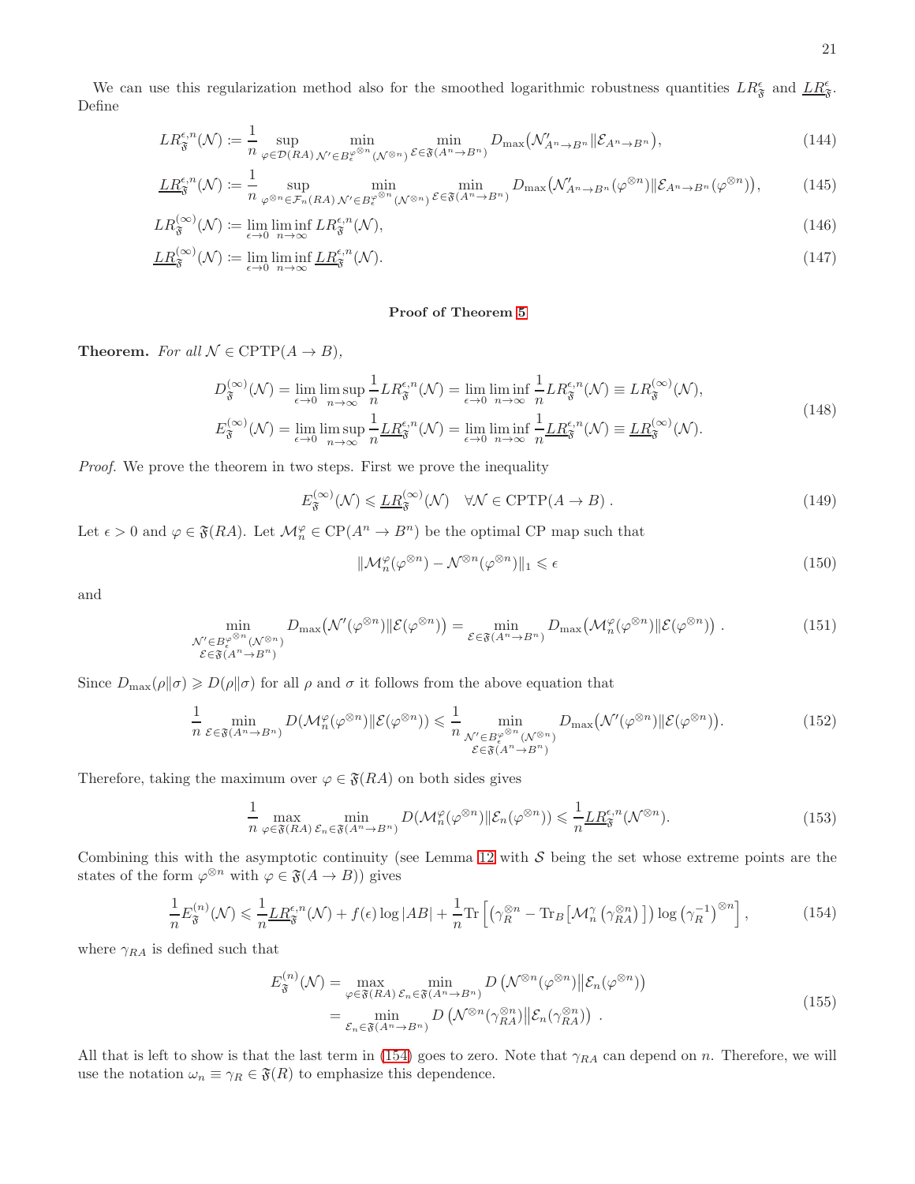We can use this regularization method also for the smoothed logarithmic robustness quantities $LR^{\epsilon}_{\mathfrak{F}}$ and $\underline{LR}^{\epsilon}_{\mathfrak{F}}$. Define

$$LR^{\epsilon,n}_{\mathfrak{F}}(\mathcal{N}) := \frac{1}{n} \sup_{\varphi\in\mathcal{D}(RA)} \min_{\mathcal{N}'\in B^{\varphi^{\otimes n}}_{\epsilon}(\mathcal{N}^{\otimes n})} \min_{\mathcal{E}\in\mathfrak{F}(A^n\to B^n)} D_{\max}\big(\mathcal{N}'_{A^n\to B^n}\|\mathcal{E}_{A^n\to B^n}\big), \tag{144}$$

$$\underline{LR}^{\epsilon,n}_{\mathfrak{F}}(\mathcal{N}) := \frac{1}{n} \sup_{\varphi^{\otimes n}\in\mathcal{F}_n(RA)} \min_{\mathcal{N}'\in B^{\varphi^{\otimes n}}_{\epsilon}(\mathcal{N}^{\otimes n})} \min_{\mathcal{E}\in\mathfrak{F}(A^n\to B^n)} D_{\max}\big(\mathcal{N}'_{A^n\to B^n}(\varphi^{\otimes n})\|\mathcal{E}_{A^n\to B^n}(\varphi^{\otimes n})\big), \tag{145}$$

$$LR^{(\infty)}_{\mathfrak{F}}(\mathcal{N}) := \lim_{\epsilon\to 0}\liminf_{n\to\infty} LR^{\epsilon,n}_{\mathfrak{F}}(\mathcal{N}), \tag{146}$$

$$\underline{LR}^{(\infty)}_{\mathfrak{F}}(\mathcal{N}) := \lim_{\epsilon\to 0}\liminf_{n\to\infty} \underline{LR}^{\epsilon,n}_{\mathfrak{F}}(\mathcal{N}). \tag{147}$$

**Proof of Theorem 5**

**Theorem.** *For all $\mathcal{N}\in\mathrm{CPTP}(A\to B)$,*

$$\begin{aligned} D^{(\infty)}_{\mathfrak{F}}(\mathcal{N}) &= \lim_{\epsilon\to 0}\limsup_{n\to\infty}\frac{1}{n}LR^{\epsilon,n}_{\mathfrak{F}}(\mathcal{N}) = \lim_{\epsilon\to 0}\liminf_{n\to\infty}\frac{1}{n}LR^{\epsilon,n}_{\mathfrak{F}}(\mathcal{N}) \equiv LR^{(\infty)}_{\mathfrak{F}}(\mathcal{N}),\\ E^{(\infty)}_{\mathfrak{F}}(\mathcal{N}) &= \lim_{\epsilon\to 0}\limsup_{n\to\infty}\frac{1}{n}\underline{LR}^{\epsilon,n}_{\mathfrak{F}}(\mathcal{N}) = \lim_{\epsilon\to 0}\liminf_{n\to\infty}\frac{1}{n}\underline{LR}^{\epsilon,n}_{\mathfrak{F}}(\mathcal{N}) \equiv \underline{LR}^{(\infty)}_{\mathfrak{F}}(\mathcal{N}). \end{aligned} \tag{148}$$

*Proof.* We prove the theorem in two steps. First we prove the inequality

$$E^{(\infty)}_{\mathfrak{F}}(\mathcal{N}) \leqslant \underline{LR}^{(\infty)}_{\mathfrak{F}}(\mathcal{N}) \quad \forall\mathcal{N}\in\mathrm{CPTP}(A\to B)\;. \tag{149}$$

Let $\epsilon>0$ and $\varphi\in\mathfrak{F}(RA)$. Let $\mathcal{M}^{\varphi}_n\in\mathrm{CP}(A^n\to B^n)$ be the optimal CP map such that

$$\|\mathcal{M}^{\varphi}_n(\varphi^{\otimes n})-\mathcal{N}^{\otimes n}(\varphi^{\otimes n})\|_1 \leqslant \epsilon \tag{150}$$

and

$$\min_{\substack{\mathcal{N}'\in B^{\varphi^{\otimes n}}_{\epsilon}(\mathcal{N}^{\otimes n})\\ \mathcal{E}\in\mathfrak{F}(A^n\to B^n)}} D_{\max}\big(\mathcal{N}'(\varphi^{\otimes n})\|\mathcal{E}(\varphi^{\otimes n})\big) = \min_{\mathcal{E}\in\mathfrak{F}(A^n\to B^n)} D_{\max}\big(\mathcal{M}^{\varphi}_n(\varphi^{\otimes n})\|\mathcal{E}(\varphi^{\otimes n})\big)\;. \tag{151}$$

Since $D_{\max}(\rho\|\sigma)\geqslant D(\rho\|\sigma)$ for all $\rho$ and $\sigma$ it follows from the above equation that

$$\frac{1}{n}\min_{\mathcal{E}\in\mathfrak{F}(A^n\to B^n)} D(\mathcal{M}^{\varphi}_n(\varphi^{\otimes n})\|\mathcal{E}(\varphi^{\otimes n})) \leqslant \frac{1}{n}\min_{\substack{\mathcal{N}'\in B^{\varphi^{\otimes n}}_{\epsilon}(\mathcal{N}^{\otimes n})\\ \mathcal{E}\in\mathfrak{F}(A^n\to B^n)}} D_{\max}\big(\mathcal{N}'(\varphi^{\otimes n})\|\mathcal{E}(\varphi^{\otimes n})\big). \tag{152}$$

Therefore, taking the maximum over $\varphi\in\mathfrak{F}(RA)$ on both sides gives

$$\frac{1}{n}\max_{\varphi\in\mathfrak{F}(RA)}\min_{\mathcal{E}_n\in\mathfrak{F}(A^n\to B^n)} D(\mathcal{M}^{\varphi}_n(\varphi^{\otimes n})\|\mathcal{E}_n(\varphi^{\otimes n})) \leqslant \frac{1}{n}\underline{LR}^{\epsilon,n}_{\mathfrak{F}}(\mathcal{N}^{\otimes n}). \tag{153}$$

Combining this with the asymptotic continuity (see Lemma 12 with $\mathcal{S}$ being the set whose extreme points are the states of the form $\varphi^{\otimes n}$ with $\varphi\in\mathfrak{F}(A\to B)$) gives

$$\frac{1}{n}E^{(n)}_{\mathfrak{F}}(\mathcal{N}) \leqslant \frac{1}{n}\underline{LR}^{\epsilon,n}_{\mathfrak{F}}(\mathcal{N}) + f(\epsilon)\log|AB| + \frac{1}{n}\mathrm{Tr}\left[\left(\gamma_R^{\otimes n}-\mathrm{Tr}_B\big[\mathcal{M}^{\gamma}_n\left(\gamma_{RA}^{\otimes n}\right)\big]\right)\log\left(\gamma_R^{-1}\right)^{\otimes n}\right], \tag{154}$$

where $\gamma_{RA}$ is defined such that

$$\begin{aligned} E^{(n)}_{\mathfrak{F}}(\mathcal{N}) &= \max_{\varphi\in\mathfrak{F}(RA)}\min_{\mathcal{E}_n\in\mathfrak{F}(A^n\to B^n)} D\left(\mathcal{N}^{\otimes n}(\varphi^{\otimes n})\big\|\mathcal{E}_n(\varphi^{\otimes n})\right)\\ &= \min_{\mathcal{E}_n\in\mathfrak{F}(A^n\to B^n)} D\left(\mathcal{N}^{\otimes n}(\gamma_{RA}^{\otimes n})\big\|\mathcal{E}_n(\gamma_{RA}^{\otimes n})\right)\;. \end{aligned} \tag{155}$$

All that is left to show is that the last term in (154) goes to zero. Note that $\gamma_{RA}$ can depend on $n$. Therefore, we will use the notation $\omega_n\equiv\gamma_R\in\mathfrak{F}(R)$ to emphasize this dependence.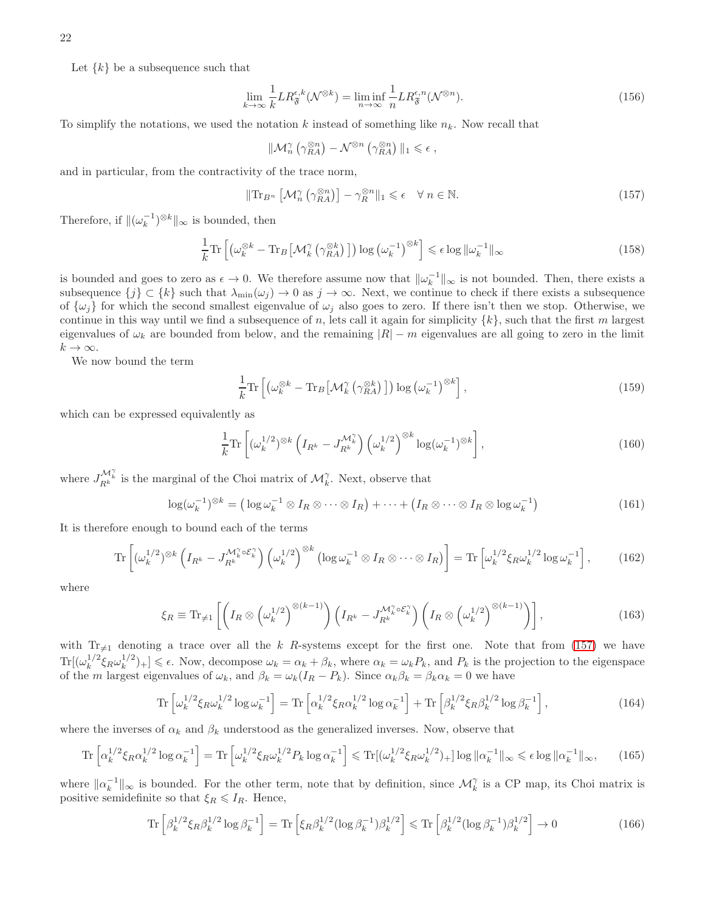Let $\{k\}$ be a subsequence such that

$$\lim_{k\to\infty}\frac{1}{k}LR_{\mathfrak{F}}^{\epsilon,k}(\mathcal{N}^{\otimes k})=\liminf_{n\to\infty}\frac{1}{n}LR_{\mathfrak{F}}^{\epsilon,n}(\mathcal{N}^{\otimes n}). \tag{156}$$

To simplify the notations, we used the notation $k$ instead of something like $n_k$. Now recall that

$$\|\mathcal{M}_n^{\gamma}\left(\gamma_{RA}^{\otimes n}\right)-\mathcal{N}^{\otimes n}\left(\gamma_{RA}^{\otimes n}\right)\|_1\leqslant\epsilon\,,$$

and in particular, from the contractivity of the trace norm,

$$\|\mathrm{Tr}_{B^n}\left[\mathcal{M}_n^{\gamma}\left(\gamma_{RA}^{\otimes n}\right)\right]-\gamma_R^{\otimes n}\|_1\leqslant\epsilon\quad\forall\, n\in\mathbb{N}. \tag{157}$$

Therefore, if $\|(\omega_k^{-1})^{\otimes k}\|_\infty$ is bounded, then

$$\frac{1}{k}\mathrm{Tr}\left[\left(\omega_k^{\otimes k}-\mathrm{Tr}_B\big[\mathcal{M}_k^{\gamma}\left(\gamma_{RA}^{\otimes k}\right)\big]\right)\log\left(\omega_k^{-1}\right)^{\otimes k}\right]\leqslant\epsilon\log\|\omega_k^{-1}\|_\infty \tag{158}$$

is bounded and goes to zero as $\epsilon\to 0$. We therefore assume now that $\|\omega_k^{-1}\|_\infty$ is not bounded. Then, there exists a subsequence $\{j\}\subset\{k\}$ such that $\lambda_{\min}(\omega_j)\to 0$ as $j\to\infty$. Next, we continue to check if there exists a subsequence of $\{\omega_j\}$ for which the second smallest eigenvalue of $\omega_j$ also goes to zero. If there isn't then we stop. Otherwise, we continue in this way until we find a subsequence of $n$, lets call it again for simplicity $\{k\}$, such that the first $m$ largest eigenvalues of $\omega_k$ are bounded from below, and the remaining $|R|-m$ eigenvalues are all going to zero in the limit $k\to\infty$.

We now bound the term

$$\frac{1}{k}\mathrm{Tr}\left[\left(\omega_k^{\otimes k}-\mathrm{Tr}_B\big[\mathcal{M}_k^{\gamma}\left(\gamma_{RA}^{\otimes k}\right)\big]\right)\log\left(\omega_k^{-1}\right)^{\otimes k}\right], \tag{159}$$

which can be expressed equivalently as

$$\frac{1}{k}\mathrm{Tr}\left[(\omega_k^{1/2})^{\otimes k}\left(I_{R^k}-J_{R^k}^{\mathcal{M}_k^{\gamma}}\right)\left(\omega_k^{1/2}\right)^{\otimes k}\log(\omega_k^{-1})^{\otimes k}\right], \tag{160}$$

where $J_{R^k}^{\mathcal{M}_k^{\gamma}}$ is the marginal of the Choi matrix of $\mathcal{M}_k^{\gamma}$. Next, observe that

$$\log(\omega_k^{-1})^{\otimes k}=\left(\log\omega_k^{-1}\otimes I_R\otimes\cdots\otimes I_R\right)+\cdots+\left(I_R\otimes\cdots\otimes I_R\otimes\log\omega_k^{-1}\right) \tag{161}$$

It is therefore enough to bound each of the terms

$$\mathrm{Tr}\left[(\omega_k^{1/2})^{\otimes k}\left(I_{R^k}-J_{R^k}^{\mathcal{M}_k^{\gamma}\circ\mathcal{E}_k^{\gamma}}\right)\left(\omega_k^{1/2}\right)^{\otimes k}\left(\log\omega_k^{-1}\otimes I_R\otimes\cdots\otimes I_R\right)\right]=\mathrm{Tr}\left[\omega_k^{1/2}\xi_R\omega_k^{1/2}\log\omega_k^{-1}\right], \tag{162}$$

where

$$\xi_R\equiv\mathrm{Tr}_{\neq 1}\left[\left(I_R\otimes\left(\omega_k^{1/2}\right)^{\otimes(k-1)}\right)\left(I_{R^k}-J_{R^k}^{\mathcal{M}_k^{\gamma}\circ\mathcal{E}_k^{\gamma}}\right)\left(I_R\otimes\left(\omega_k^{1/2}\right)^{\otimes(k-1)}\right)\right], \tag{163}$$

with $\mathrm{Tr}_{\neq 1}$ denoting a trace over all the $k$ $R$-systems except for the first one. Note that from (157) we have $\mathrm{Tr}[(\omega_k^{1/2}\xi_R\omega_k^{1/2})_+]\leqslant\epsilon$. Now, decompose $\omega_k=\alpha_k+\beta_k$, where $\alpha_k=\omega_kP_k$, and $P_k$ is the projection to the eigenspace of the $m$ largest eigenvalues of $\omega_k$, and $\beta_k=\omega_k(I_R-P_k)$. Since $\alpha_k\beta_k=\beta_k\alpha_k=0$ we have

$$\mathrm{Tr}\left[\omega_k^{1/2}\xi_R\omega_k^{1/2}\log\omega_k^{-1}\right]=\mathrm{Tr}\left[\alpha_k^{1/2}\xi_R\alpha_k^{1/2}\log\alpha_k^{-1}\right]+\mathrm{Tr}\left[\beta_k^{1/2}\xi_R\beta_k^{1/2}\log\beta_k^{-1}\right], \tag{164}$$

where the inverses of $\alpha_k$ and $\beta_k$ understood as the generalized inverses. Now, observe that

$$\mathrm{Tr}\left[\alpha_k^{1/2}\xi_R\alpha_k^{1/2}\log\alpha_k^{-1}\right]=\mathrm{Tr}\left[\omega_k^{1/2}\xi_R\omega_k^{1/2}P_k\log\alpha_k^{-1}\right]\leqslant\mathrm{Tr}[(\omega_k^{1/2}\xi_R\omega_k^{1/2})_+]\log\|\alpha_k^{-1}\|_\infty\leqslant\epsilon\log\|\alpha_k^{-1}\|_\infty, \tag{165}$$

where $\|\alpha_k^{-1}\|_\infty$ is bounded. For the other term, note that by definition, since $\mathcal{M}_k^{\gamma}$ is a CP map, its Choi matrix is positive semidefinite so that $\xi_R\leqslant I_R$. Hence,

$$\mathrm{Tr}\left[\beta_k^{1/2}\xi_R\beta_k^{1/2}\log\beta_k^{-1}\right]=\mathrm{Tr}\left[\xi_R\beta_k^{1/2}(\log\beta_k^{-1})\beta_k^{1/2}\right]\leqslant\mathrm{Tr}\left[\beta_k^{1/2}(\log\beta_k^{-1})\beta_k^{1/2}\right]\to 0 \tag{166}$$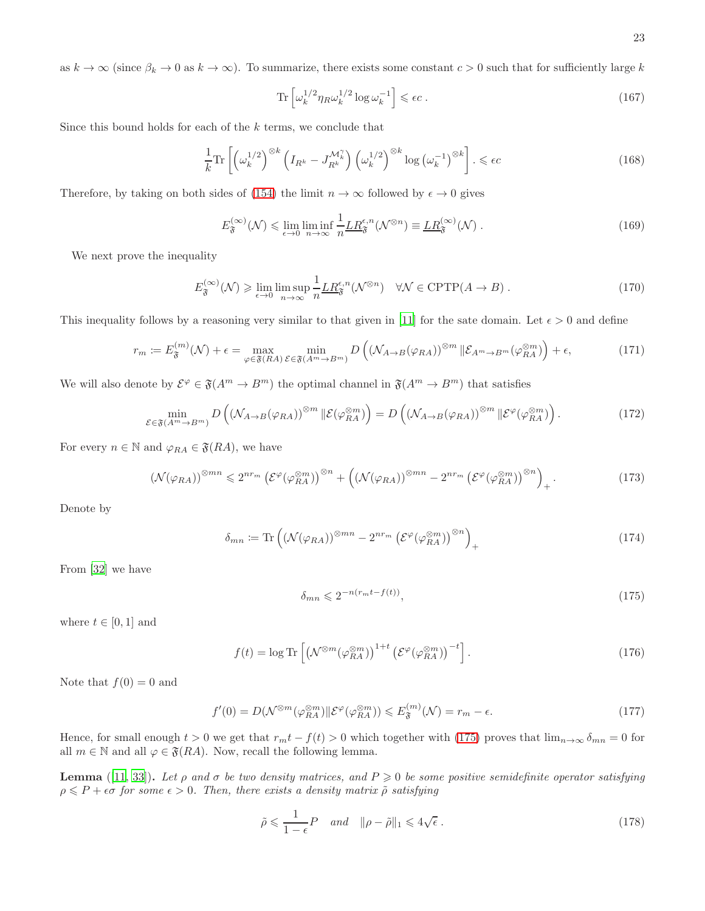as $k \to \infty$ (since $\beta_k \to 0$ as $k \to \infty$). To summarize, there exists some constant $c > 0$ such that for sufficiently large $k$

$$\operatorname{Tr}\left[\omega_k^{1/2}\eta_R\omega_k^{1/2}\log\omega_k^{-1}\right] \leqslant \epsilon c\,. \tag{167}$$

Since this bound holds for each of the $k$ terms, we conclude that

$$\frac{1}{k}\operatorname{Tr}\left[\left(\omega_k^{1/2}\right)^{\otimes k}\left(I_{R^k} - J_{R^k}^{\mathcal{M}_k^\gamma}\right)\left(\omega_k^{1/2}\right)^{\otimes k}\log\left(\omega_k^{-1}\right)^{\otimes k}\right].\leqslant \epsilon c \tag{168}$$

Therefore, by taking on both sides of (154) the limit $n \to \infty$ followed by $\epsilon \to 0$ gives

$$E_{\mathfrak{F}}^{(\infty)}(\mathcal{N}) \leqslant \lim_{\epsilon\to 0}\liminf_{n\to\infty}\frac{1}{n}\underline{LR}_{\mathfrak{F}}^{\epsilon,n}(\mathcal{N}^{\otimes n}) \equiv \underline{LR}_{\mathfrak{F}}^{(\infty)}(\mathcal{N})\,. \tag{169}$$

We next prove the inequality

$$E_{\mathfrak{F}}^{(\infty)}(\mathcal{N}) \geqslant \lim_{\epsilon\to 0}\limsup_{n\to\infty}\frac{1}{n}\underline{LR}_{\mathfrak{F}}^{\epsilon,n}(\mathcal{N}^{\otimes n}) \quad \forall \mathcal{N} \in \mathrm{CPTP}(A \to B)\,. \tag{170}$$

This inequality follows by a reasoning very similar to that given in [11] for the sate domain. Let $\epsilon > 0$ and define

$$r_m := E_{\mathfrak{F}}^{(m)}(\mathcal{N}) + \epsilon = \max_{\varphi\in\mathfrak{F}(RA)}\min_{\mathcal{E}\in\mathfrak{F}(A^m\to B^m)} D\left(\left(\mathcal{N}_{A\to B}(\varphi_{RA})\right)^{\otimes m}\|\mathcal{E}_{A^m\to B^m}(\varphi_{RA}^{\otimes m})\right) + \epsilon, \tag{171}$$

We will also denote by $\mathcal{E}^\varphi \in \mathfrak{F}(A^m \to B^m)$ the optimal channel in $\mathfrak{F}(A^m \to B^m)$ that satisfies

$$\min_{\mathcal{E}\in\mathfrak{F}(A^m\to B^m)} D\left(\left(\mathcal{N}_{A\to B}(\varphi_{RA})\right)^{\otimes m}\|\mathcal{E}(\varphi_{RA}^{\otimes m})\right) = D\left(\left(\mathcal{N}_{A\to B}(\varphi_{RA})\right)^{\otimes m}\|\mathcal{E}^\varphi(\varphi_{RA}^{\otimes m})\right). \tag{172}$$

For every $n \in \mathbb{N}$ and $\varphi_{RA} \in \mathfrak{F}(RA)$, we have

$$\left(\mathcal{N}(\varphi_{RA})\right)^{\otimes mn} \leqslant 2^{nr_m}\left(\mathcal{E}^\varphi(\varphi_{RA}^{\otimes m})\right)^{\otimes n} + \left(\left(\mathcal{N}(\varphi_{RA})\right)^{\otimes mn} - 2^{nr_m}\left(\mathcal{E}^\varphi(\varphi_{RA}^{\otimes m})\right)^{\otimes n}\right)_+. \tag{173}$$

Denote by

$$\delta_{mn} := \operatorname{Tr}\left(\left(\mathcal{N}(\varphi_{RA})\right)^{\otimes mn} - 2^{nr_m}\left(\mathcal{E}^\varphi(\varphi_{RA}^{\otimes m})\right)^{\otimes n}\right)_+ \tag{174}$$

From [32] we have

$$\delta_{mn} \leqslant 2^{-n(r_m t - f(t))}, \tag{175}$$

where $t \in [0, 1]$ and

$$f(t) = \log\operatorname{Tr}\left[\left(\mathcal{N}^{\otimes m}(\varphi_{RA}^{\otimes m})\right)^{1+t}\left(\mathcal{E}^\varphi(\varphi_{RA}^{\otimes m})\right)^{-t}\right]. \tag{176}$$

Note that $f(0) = 0$ and

$$f'(0) = D(\mathcal{N}^{\otimes m}(\varphi_{RA}^{\otimes m})\|\mathcal{E}^\varphi(\varphi_{RA}^{\otimes m})) \leqslant E_{\mathfrak{F}}^{(m)}(\mathcal{N}) = r_m - \epsilon. \tag{177}$$

Hence, for small enough $t > 0$ we get that $r_m t - f(t) > 0$ which together with (175) proves that $\lim_{n\to\infty}\delta_{mn} = 0$ for all $m \in \mathbb{N}$ and all $\varphi \in \mathfrak{F}(RA)$. Now, recall the following lemma.

**Lemma** ([11, 33])**.** *Let $\rho$ and $\sigma$ be two density matrices, and $P \geqslant 0$ be some positive semidefinite operator satisfying $\rho \leqslant P + \epsilon\sigma$ for some $\epsilon > 0$. Then, there exists a density matrix $\tilde{\rho}$ satisfying*

$$\tilde{\rho} \leqslant \frac{1}{1-\epsilon}P \quad \textit{and} \quad \|\rho - \tilde{\rho}\|_1 \leqslant 4\sqrt{\epsilon}\,. \tag{178}$$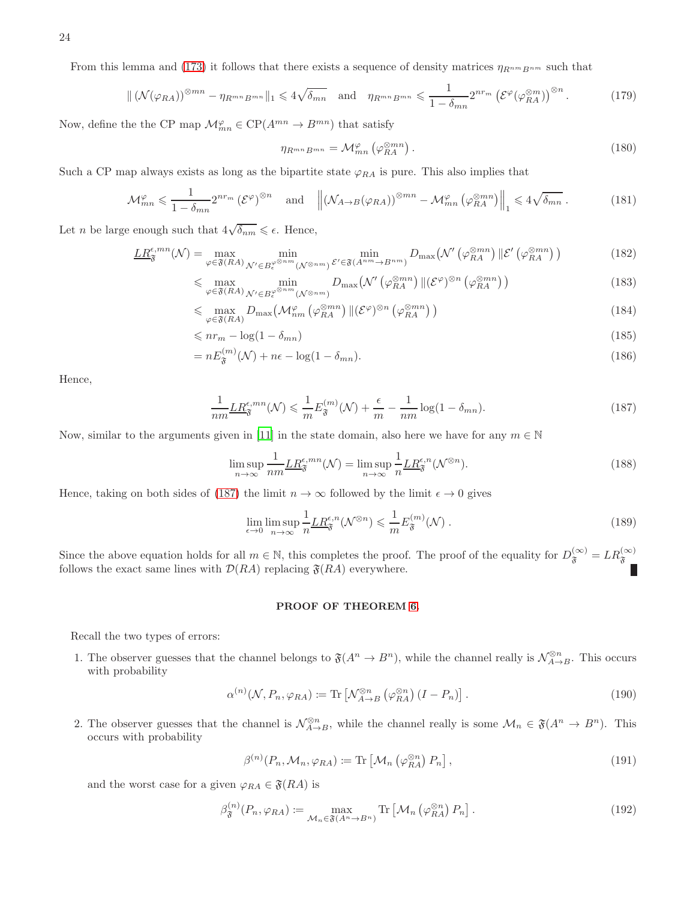From this lemma and (173) it follows that there exists a sequence of density matrices $\eta_{R^{nm}B^{nm}}$ such that

$$\| \left(\mathcal{N}(\varphi_{RA})\right)^{\otimes mn} - \eta_{R^{mn}B^{mn}} \|_1 \leqslant 4\sqrt{\delta_{mn}} \quad \text{and} \quad \eta_{R^{mn}B^{mn}} \leqslant \frac{1}{1-\delta_{mn}} 2^{nr_m} \left(\mathcal{E}^{\varphi}(\varphi_{RA}^{\otimes m})\right)^{\otimes n} . \tag{179}$$

Now, define the the CP map $\mathcal{M}_{mn}^{\varphi} \in \text{CP}(A^{mn} \to B^{mn})$ that satisfy

$$\eta_{R^{mn}B^{mn}} = \mathcal{M}_{mn}^{\varphi}\left(\varphi_{RA}^{\otimes mn}\right). \tag{180}$$

Such a CP map always exists as long as the bipartite state $\varphi_{RA}$ is pure. This also implies that

$$\mathcal{M}_{mn}^{\varphi} \leqslant \frac{1}{1-\delta_{mn}} 2^{nr_m} \left(\mathcal{E}^{\varphi}\right)^{\otimes n} \quad \text{and} \quad \left\| \left(\mathcal{N}_{A\to B}(\varphi_{RA})\right)^{\otimes mn} - \mathcal{M}_{mn}^{\varphi}\left(\varphi_{RA}^{\otimes mn}\right) \right\|_1 \leqslant 4\sqrt{\delta_{mn}} . \tag{181}$$

Let $n$ be large enough such that $4\sqrt{\delta_{nm}} \leqslant \epsilon$. Hence,

$$\begin{aligned}
\underline{LR}_{\mathfrak{F}}^{\epsilon,mn}(\mathcal{N}) &= \max_{\varphi\in\mathfrak{F}(RA)} \min_{\mathcal{N}'\in B_\epsilon^{\varphi^{\otimes nm}}(\mathcal{N}^{\otimes nm})} \min_{\mathcal{E}'\in\mathfrak{F}(A^{nm}\to B^{nm})} D_{\max}\big(\mathcal{N}'\left(\varphi_{RA}^{\otimes mn}\right) \| \mathcal{E}'\left(\varphi_{RA}^{\otimes mn}\right)\big) &(182)\\
&\leqslant \max_{\varphi\in\mathfrak{F}(RA)} \min_{\mathcal{N}'\in B_\epsilon^{\varphi^{\otimes nm}}(\mathcal{N}^{\otimes nm})} D_{\max}\big(\mathcal{N}'\left(\varphi_{RA}^{\otimes mn}\right) \| (\mathcal{E}^{\varphi})^{\otimes n}\left(\varphi_{RA}^{\otimes mn}\right)\big) &(183)\\
&\leqslant \max_{\varphi\in\mathfrak{F}(RA)} D_{\max}\big(\mathcal{M}_{nm}^{\varphi}\left(\varphi_{RA}^{\otimes mn}\right) \| (\mathcal{E}^{\varphi})^{\otimes n}\left(\varphi_{RA}^{\otimes mn}\right)\big) &(184)\\
&\leqslant nr_m - \log(1-\delta_{mn}) &(185)\\
&= nE_{\mathfrak{F}}^{(m)}(\mathcal{N}) + n\epsilon - \log(1-\delta_{mn}). &(186)
\end{aligned}$$

Hence,

$$\frac{1}{nm}\underline{LR}_{\mathfrak{F}}^{\epsilon,mn}(\mathcal{N}) \leqslant \frac{1}{m}E_{\mathfrak{F}}^{(m)}(\mathcal{N}) + \frac{\epsilon}{m} - \frac{1}{nm}\log(1-\delta_{mn}). \tag{187}$$

Now, similar to the arguments given in [11] in the state domain, also here we have for any $m \in \mathbb{N}$

$$\limsup_{n\to\infty} \frac{1}{nm}\underline{LR}_{\mathfrak{F}}^{\epsilon,mn}(\mathcal{N}) = \limsup_{n\to\infty} \frac{1}{n}\underline{LR}_{\mathfrak{F}}^{\epsilon,n}(\mathcal{N}^{\otimes n}). \tag{188}$$

Hence, taking on both sides of (187) the limit $n \to \infty$ followed by the limit $\epsilon \to 0$ gives

$$\lim_{\epsilon\to 0}\limsup_{n\to\infty} \frac{1}{n}\underline{LR}_{\mathfrak{F}}^{\epsilon,n}(\mathcal{N}^{\otimes n}) \leqslant \frac{1}{m}E_{\mathfrak{F}}^{(m)}(\mathcal{N}) . \tag{189}$$

Since the above equation holds for all $m \in \mathbb{N}$, this completes the proof. The proof of the equality for $D_{\mathfrak{F}}^{(\infty)} = LR_{\mathfrak{F}}^{(\infty)}$ follows the exact same lines with $\mathcal{D}(RA)$ replacing $\mathfrak{F}(RA)$ everywhere. ∎

## PROOF OF THEOREM 6.

Recall the two types of errors:

1. The observer guesses that the channel belongs to $\mathfrak{F}(A^n \to B^n)$, while the channel really is $\mathcal{N}_{A\to B}^{\otimes n}$. This occurs with probability

$$\alpha^{(n)}(\mathcal{N}, P_n, \varphi_{RA}) := \text{Tr}\left[\mathcal{N}_{A\to B}^{\otimes n}\left(\varphi_{RA}^{\otimes n}\right)(I - P_n)\right]. \tag{190}$$

2. The observer guesses that the channel is $\mathcal{N}_{A\to B}^{\otimes n}$, while the channel really is some $\mathcal{M}_n \in \mathfrak{F}(A^n \to B^n)$. This occurs with probability

$$\beta^{(n)}(P_n, \mathcal{M}_n, \varphi_{RA}) := \text{Tr}\left[\mathcal{M}_n\left(\varphi_{RA}^{\otimes n}\right) P_n\right], \tag{191}$$

and the worst case for a given $\varphi_{RA} \in \mathfrak{F}(RA)$ is

$$\beta_{\mathfrak{F}}^{(n)}(P_n, \varphi_{RA}) := \max_{\mathcal{M}_n\in\mathfrak{F}(A^n\to B^n)} \text{Tr}\left[\mathcal{M}_n\left(\varphi_{RA}^{\otimes n}\right) P_n\right]. \tag{192}$$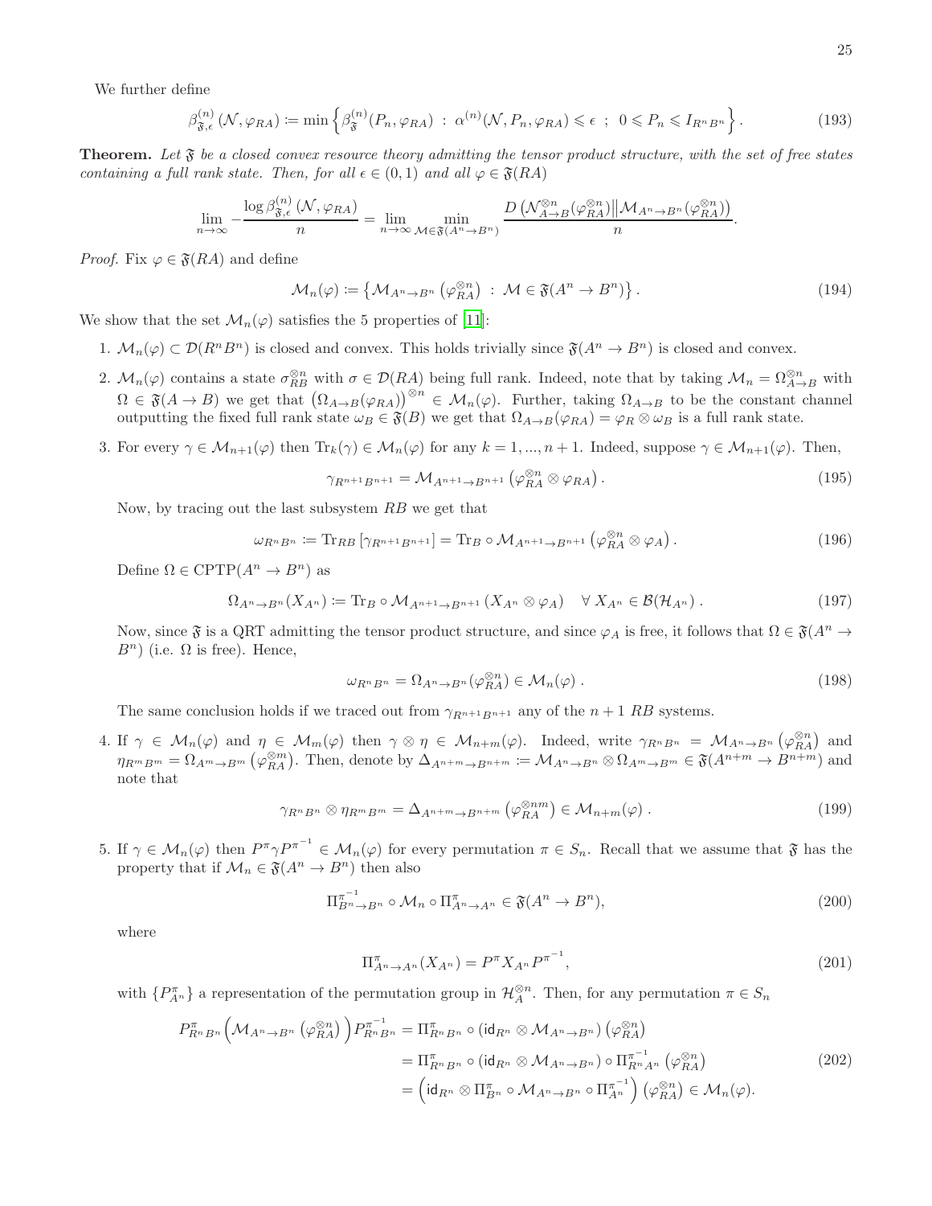We further define

$$\beta^{(n)}_{\mathfrak{F},\epsilon}(\mathcal{N},\varphi_{RA}) \coloneqq \min\left\{\beta^{(n)}_{\mathfrak{F}}(P_n,\varphi_{RA})\ :\ \alpha^{(n)}(\mathcal{N},P_n,\varphi_{RA})\leqslant\epsilon\ \ ;\ \ 0\leqslant P_n\leqslant I_{R^nB^n}\right\}. \tag{193}$$

**Theorem.** *Let $\mathfrak{F}$ be a closed convex resource theory admitting the tensor product structure, with the set of free states containing a full rank state. Then, for all $\epsilon\in(0,1)$ and all $\varphi\in\mathfrak{F}(RA)$*

$$\lim_{n\to\infty} -\frac{\log\beta^{(n)}_{\mathfrak{F},\epsilon}(\mathcal{N},\varphi_{RA})}{n} = \lim_{n\to\infty}\min_{\mathcal{M}\in\mathfrak{F}(A^n\to B^n)}\frac{D\left(\mathcal{N}^{\otimes n}_{A\to B}(\varphi^{\otimes n}_{RA})\middle\|\mathcal{M}_{A^n\to B^n}(\varphi^{\otimes n}_{RA})\right)}{n}.$$

*Proof.* Fix $\varphi\in\mathfrak{F}(RA)$ and define

$$\mathcal{M}_n(\varphi)\coloneqq\left\{\mathcal{M}_{A^n\to B^n}\left(\varphi^{\otimes n}_{RA}\right)\ :\ \mathcal{M}\in\mathfrak{F}(A^n\to B^n)\right\}. \tag{194}$$

We show that the set $\mathcal{M}_n(\varphi)$ satisfies the 5 properties of [11]:

1. $\mathcal{M}_n(\varphi)\subset\mathcal{D}(R^nB^n)$ is closed and convex. This holds trivially since $\mathfrak{F}(A^n\to B^n)$ is closed and convex.

2. $\mathcal{M}_n(\varphi)$ contains a state $\sigma^{\otimes n}_{RB}$ with $\sigma\in\mathcal{D}(RA)$ being full rank. Indeed, note that by taking $\mathcal{M}_n=\Omega^{\otimes n}_{A\to B}$ with $\Omega\in\mathfrak{F}(A\to B)$ we get that $\left(\Omega_{A\to B}(\varphi_{RA})\right)^{\otimes n}\in\mathcal{M}_n(\varphi)$. Further, taking $\Omega_{A\to B}$ to be the constant channel outputting the fixed full rank state $\omega_B\in\mathfrak{F}(B)$ we get that $\Omega_{A\to B}(\varphi_{RA})=\varphi_R\otimes\omega_B$ is a full rank state.

3. For every $\gamma\in\mathcal{M}_{n+1}(\varphi)$ then $\mathrm{Tr}_k(\gamma)\in\mathcal{M}_n(\varphi)$ for any $k=1,...,n+1$. Indeed, suppose $\gamma\in\mathcal{M}_{n+1}(\varphi)$. Then,

$$\gamma_{R^{n+1}B^{n+1}}=\mathcal{M}_{A^{n+1}\to B^{n+1}}\left(\varphi^{\otimes n}_{RA}\otimes\varphi_{RA}\right). \tag{195}$$

Now, by tracing out the last subsystem $RB$ we get that

$$\omega_{R^nB^n}\coloneqq\mathrm{Tr}_{RB}\left[\gamma_{R^{n+1}B^{n+1}}\right]=\mathrm{Tr}_B\circ\mathcal{M}_{A^{n+1}\to B^{n+1}}\left(\varphi^{\otimes n}_{RA}\otimes\varphi_A\right). \tag{196}$$

Define $\Omega\in\mathrm{CPTP}(A^n\to B^n)$ as

$$\Omega_{A^n\to B^n}(X_{A^n})\coloneqq\mathrm{Tr}_B\circ\mathcal{M}_{A^{n+1}\to B^{n+1}}\left(X_{A^n}\otimes\varphi_A\right)\quad\forall\ X_{A^n}\in\mathcal{B}(\mathcal{H}_{A^n}). \tag{197}$$

Now, since $\mathfrak{F}$ is a QRT admitting the tensor product structure, and since $\varphi_A$ is free, it follows that $\Omega\in\mathfrak{F}(A^n\to B^n)$ (i.e. $\Omega$ is free). Hence,

$$\omega_{R^nB^n}=\Omega_{A^n\to B^n}(\varphi^{\otimes n}_{RA})\in\mathcal{M}_n(\varphi). \tag{198}$$

The same conclusion holds if we traced out from $\gamma_{R^{n+1}B^{n+1}}$ any of the $n+1$ $RB$ systems.

4. If $\gamma\in\mathcal{M}_n(\varphi)$ and $\eta\in\mathcal{M}_m(\varphi)$ then $\gamma\otimes\eta\in\mathcal{M}_{n+m}(\varphi)$. Indeed, write $\gamma_{R^nB^n}=\mathcal{M}_{A^n\to B^n}\left(\varphi^{\otimes n}_{RA}\right)$ and $\eta_{R^mB^m}=\Omega_{A^m\to B^m}\left(\varphi^{\otimes m}_{RA}\right)$. Then, denote by $\Delta_{A^{n+m}\to B^{n+m}}\coloneqq\mathcal{M}_{A^n\to B^n}\otimes\Omega_{A^m\to B^m}\in\mathfrak{F}(A^{n+m}\to B^{n+m})$ and note that

$$\gamma_{R^nB^n}\otimes\eta_{R^mB^m}=\Delta_{A^{n+m}\to B^{n+m}}\left(\varphi^{\otimes nm}_{RA}\right)\in\mathcal{M}_{n+m}(\varphi). \tag{199}$$

5. If $\gamma\in\mathcal{M}_n(\varphi)$ then $P^\pi\gamma P^{\pi^{-1}}\in\mathcal{M}_n(\varphi)$ for every permutation $\pi\in S_n$. Recall that we assume that $\mathfrak{F}$ has the property that if $\mathcal{M}_n\in\mathfrak{F}(A^n\to B^n)$ then also

$$\Pi^{\pi^{-1}}_{B^n\to B^n}\circ\mathcal{M}_n\circ\Pi^{\pi}_{A^n\to A^n}\in\mathfrak{F}(A^n\to B^n), \tag{200}$$

where

$$\Pi^{\pi}_{A^n\to A^n}(X_{A^n})=P^{\pi}X_{A^n}P^{\pi^{-1}}, \tag{201}$$

with $\{P^{\pi}_{A^n}\}$ a representation of the permutation group in $\mathcal{H}^{\otimes n}_A$. Then, for any permutation $\pi\in S_n$

$$\begin{aligned}
P^{\pi}_{R^nB^n}\Big(\mathcal{M}_{A^n\to B^n}\left(\varphi^{\otimes n}_{RA}\right)\Big)P^{\pi^{-1}}_{R^nB^n}&=\Pi^{\pi}_{R^nB^n}\circ\left(\mathsf{id}_{R^n}\otimes\mathcal{M}_{A^n\to B^n}\right)\left(\varphi^{\otimes n}_{RA}\right)\\
&=\Pi^{\pi}_{R^nB^n}\circ\left(\mathsf{id}_{R^n}\otimes\mathcal{M}_{A^n\to B^n}\right)\circ\Pi^{\pi^{-1}}_{R^nA^n}\left(\varphi^{\otimes n}_{RA}\right)\\
&=\Big(\mathsf{id}_{R^n}\otimes\Pi^{\pi}_{B^n}\circ\mathcal{M}_{A^n\to B^n}\circ\Pi^{\pi^{-1}}_{A^n}\Big)\left(\varphi^{\otimes n}_{RA}\right)\in\mathcal{M}_n(\varphi).
\end{aligned} \tag{202}$$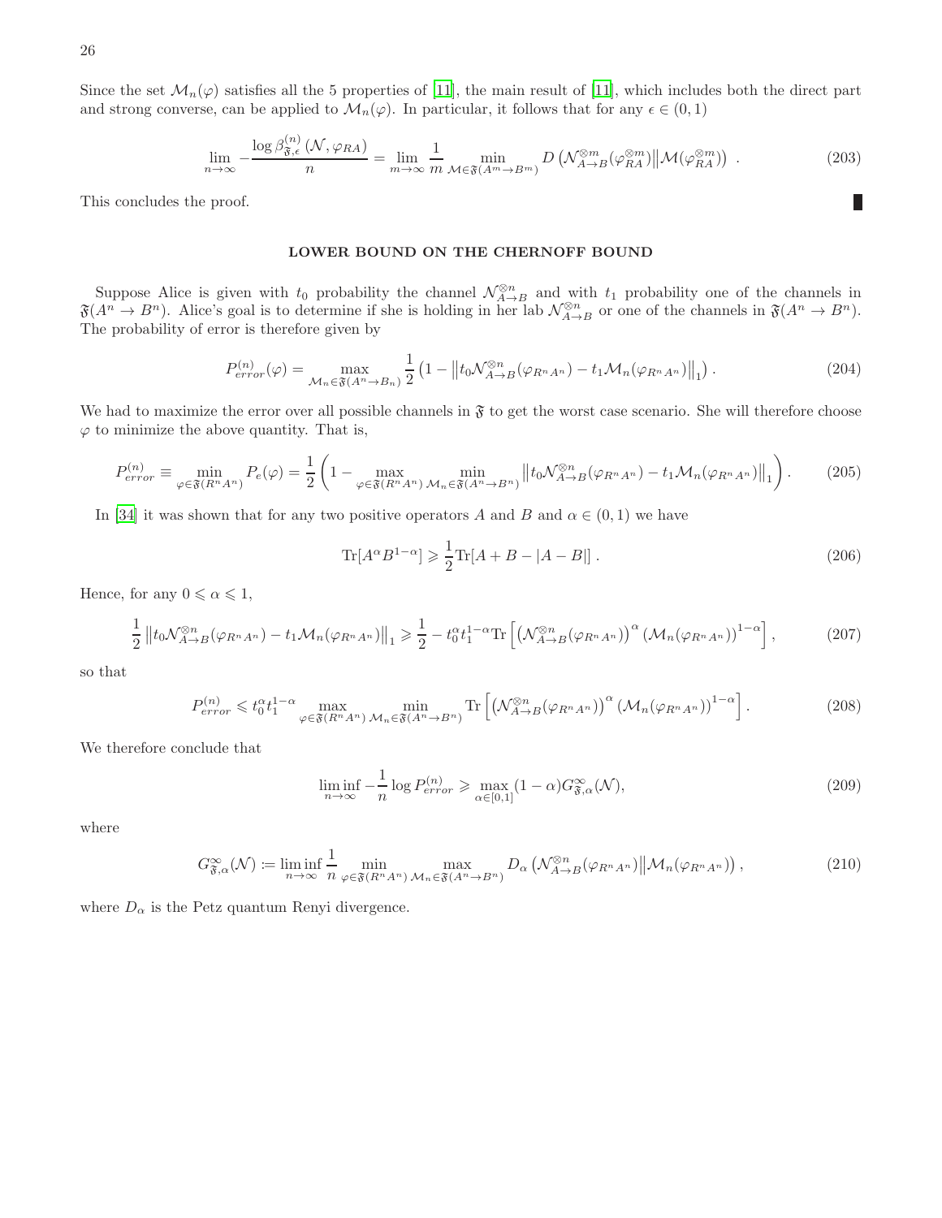Since the set $\mathcal{M}_n(\varphi)$ satisfies all the 5 properties of [11], the main result of [11], which includes both the direct part and strong converse, can be applied to $\mathcal{M}_n(\varphi)$. In particular, it follows that for any $\epsilon \in (0,1)$

$$\lim_{n\to\infty} -\frac{\log \beta^{(n)}_{\mathfrak{F},\epsilon}(\mathcal{N}, \varphi_{RA})}{n} = \lim_{m\to\infty} \frac{1}{m} \min_{\mathcal{M}\in\mathfrak{F}(A^m\to B^m)} D\left(\mathcal{N}^{\otimes m}_{A\to B}(\varphi^{\otimes m}_{RA}) \middle\| \mathcal{M}(\varphi^{\otimes m}_{RA})\right) \ . \tag{203}$$

This concludes the proof. ∎

## LOWER BOUND ON THE CHERNOFF BOUND

Suppose Alice is given with $t_0$ probability the channel $\mathcal{N}^{\otimes n}_{A\to B}$ and with $t_1$ probability one of the channels in $\mathfrak{F}(A^n \to B^n)$. Alice's goal is to determine if she is holding in her lab $\mathcal{N}^{\otimes n}_{A\to B}$ or one of the channels in $\mathfrak{F}(A^n \to B^n)$. The probability of error is therefore given by

$$P^{(n)}_{error}(\varphi) = \max_{\mathcal{M}_n\in\mathfrak{F}(A^n\to B_n)} \frac{1}{2}\left(1 - \left\|t_0\mathcal{N}^{\otimes n}_{A\to B}(\varphi_{R^nA^n}) - t_1\mathcal{M}_n(\varphi_{R^nA^n})\right\|_1\right). \tag{204}$$

We had to maximize the error over all possible channels in $\mathfrak{F}$ to get the worst case scenario. She will therefore choose $\varphi$ to minimize the above quantity. That is,

$$P^{(n)}_{error} \equiv \min_{\varphi\in\mathfrak{F}(R^nA^n)} P_e(\varphi) = \frac{1}{2}\left(1 - \max_{\varphi\in\mathfrak{F}(R^nA^n)} \min_{\mathcal{M}_n\in\mathfrak{F}(A^n\to B^n)} \left\|t_0\mathcal{N}^{\otimes n}_{A\to B}(\varphi_{R^nA^n}) - t_1\mathcal{M}_n(\varphi_{R^nA^n})\right\|_1\right). \tag{205}$$

In [34] it was shown that for any two positive operators $A$ and $B$ and $\alpha \in (0,1)$ we have

$$\mathrm{Tr}[A^\alpha B^{1-\alpha}] \geqslant \frac{1}{2}\mathrm{Tr}[A + B - |A - B|] \ . \tag{206}$$

Hence, for any $0 \leqslant \alpha \leqslant 1$,

$$\frac{1}{2}\left\|t_0\mathcal{N}^{\otimes n}_{A\to B}(\varphi_{R^nA^n}) - t_1\mathcal{M}_n(\varphi_{R^nA^n})\right\|_1 \geqslant \frac{1}{2} - t_0^\alpha t_1^{1-\alpha}\mathrm{Tr}\left[\left(\mathcal{N}^{\otimes n}_{A\to B}(\varphi_{R^nA^n})\right)^\alpha \left(\mathcal{M}_n(\varphi_{R^nA^n})\right)^{1-\alpha}\right], \tag{207}$$

so that

$$P^{(n)}_{error} \leqslant t_0^\alpha t_1^{1-\alpha} \max_{\varphi\in\mathfrak{F}(R^nA^n)} \min_{\mathcal{M}_n\in\mathfrak{F}(A^n\to B^n)} \mathrm{Tr}\left[\left(\mathcal{N}^{\otimes n}_{A\to B}(\varphi_{R^nA^n})\right)^\alpha \left(\mathcal{M}_n(\varphi_{R^nA^n})\right)^{1-\alpha}\right]. \tag{208}$$

We therefore conclude that

$$\liminf_{n\to\infty} -\frac{1}{n}\log P^{(n)}_{error} \geqslant \max_{\alpha\in[0,1]} (1-\alpha) G^\infty_{\mathfrak{F},\alpha}(\mathcal{N}), \tag{209}$$

where

$$G^\infty_{\mathfrak{F},\alpha}(\mathcal{N}) \coloneqq \liminf_{n\to\infty} \frac{1}{n} \min_{\varphi\in\mathfrak{F}(R^nA^n)} \max_{\mathcal{M}_n\in\mathfrak{F}(A^n\to B^n)} D_\alpha\left(\mathcal{N}^{\otimes n}_{A\to B}(\varphi_{R^nA^n}) \middle\| \mathcal{M}_n(\varphi_{R^nA^n})\right), \tag{210}$$

where $D_\alpha$ is the Petz quantum Renyi divergence.